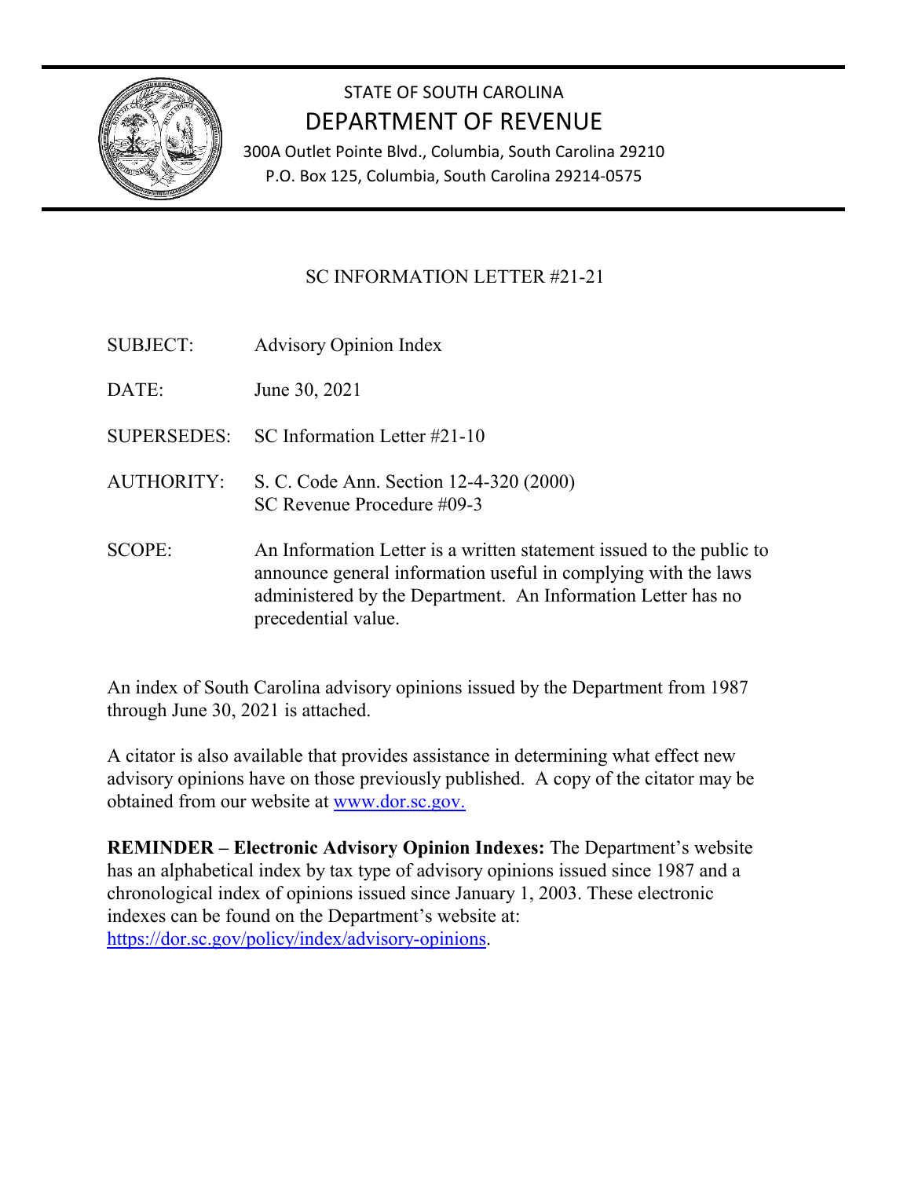STATE OF SOUTH CAROLINA

# DEPARTMENT OF REVENUE

300A Outlet Pointe Blvd., Columbia, South Carolina 29210
P.O. Box 125, Columbia, South Carolina 29214-0575

## SC INFORMATION LETTER #21-21

SUBJECT: Advisory Opinion Index

DATE: June 30, 2021

SUPERSEDES: SC Information Letter #21-10

AUTHORITY: S. C. Code Ann. Section 12-4-320 (2000)
SC Revenue Procedure #09-3

SCOPE: An Information Letter is a written statement issued to the public to announce general information useful in complying with the laws administered by the Department. An Information Letter has no precedential value.

An index of South Carolina advisory opinions issued by the Department from 1987 through June 30, 2021 is attached.

A citator is also available that provides assistance in determining what effect new advisory opinions have on those previously published. A copy of the citator may be obtained from our website at [www.dor.sc.gov.](http://www.dor.sc.gov)

**REMINDER – Electronic Advisory Opinion Indexes:** The Department's website has an alphabetical index by tax type of advisory opinions issued since 1987 and a chronological index of opinions issued since January 1, 2003. These electronic indexes can be found on the Department's website at: [https://dor.sc.gov/policy/index/advisory-opinions](https://dor.sc.gov/policy/index/advisory-opinions).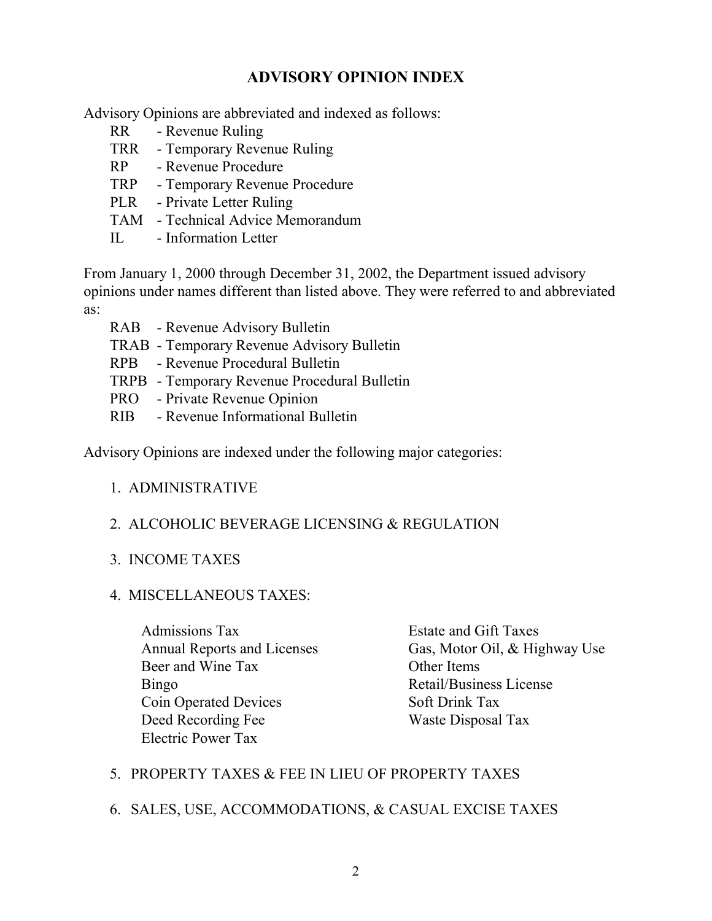# ADVISORY OPINION INDEX

Advisory Opinions are abbreviated and indexed as follows:

- RR - Revenue Ruling
- TRR - Temporary Revenue Ruling
- RP - Revenue Procedure
- TRP - Temporary Revenue Procedure
- PLR - Private Letter Ruling
- TAM - Technical Advice Memorandum
- IL - Information Letter

From January 1, 2000 through December 31, 2002, the Department issued advisory opinions under names different than listed above. They were referred to and abbreviated as:

- RAB - Revenue Advisory Bulletin
- TRAB - Temporary Revenue Advisory Bulletin
- RPB - Revenue Procedural Bulletin
- TRPB - Temporary Revenue Procedural Bulletin
- PRO - Private Revenue Opinion
- RIB - Revenue Informational Bulletin

Advisory Opinions are indexed under the following major categories:

1. ADMINISTRATIVE
2. ALCOHOLIC BEVERAGE LICENSING & REGULATION
3. INCOME TAXES
4. MISCELLANEOUS TAXES:
   - Admissions Tax
   - Annual Reports and Licenses
   - Beer and Wine Tax
   - Bingo
   - Coin Operated Devices
   - Deed Recording Fee
   - Electric Power Tax
   - Estate and Gift Taxes
   - Gas, Motor Oil, & Highway Use
   - Other Items
   - Retail/Business License
   - Soft Drink Tax
   - Waste Disposal Tax
5. PROPERTY TAXES & FEE IN LIEU OF PROPERTY TAXES
6. SALES, USE, ACCOMMODATIONS, & CASUAL EXCISE TAXES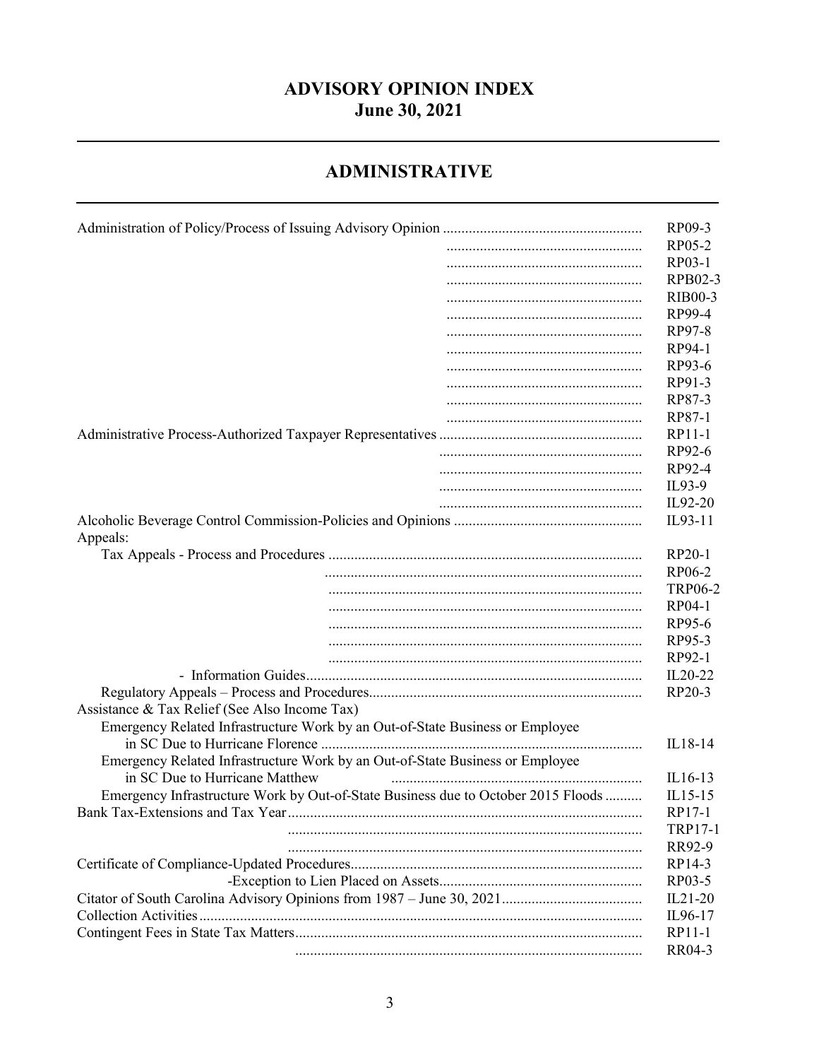# ADVISORY OPINION INDEX
## June 30, 2021

## ADMINISTRATIVE

| Topic | Opinion |
|---|---|
| Administration of Policy/Process of Issuing Advisory Opinion | RP09-3 |
| | RP05-2 |
| | RP03-1 |
| | RPB02-3 |
| | RIB00-3 |
| | RP99-4 |
| | RP97-8 |
| | RP94-1 |
| | RP93-6 |
| | RP91-3 |
| | RP87-3 |
| | RP87-1 |
| Administrative Process-Authorized Taxpayer Representatives | RP11-1 |
| | RP92-6 |
| | RP92-4 |
| | IL93-9 |
| | IL92-20 |
| Alcoholic Beverage Control Commission-Policies and Opinions | IL93-11 |
| Appeals: | |
| Tax Appeals - Process and Procedures | RP20-1 |
| | RP06-2 |
| | TRP06-2 |
| | RP04-1 |
| | RP95-6 |
| | RP95-3 |
| | RP92-1 |
| - Information Guides | IL20-22 |
| Regulatory Appeals – Process and Procedures | RP20-3 |
| Assistance & Tax Relief (See Also Income Tax) | |
| Emergency Related Infrastructure Work by an Out-of-State Business or Employee in SC Due to Hurricane Florence | IL18-14 |
| Emergency Related Infrastructure Work by an Out-of-State Business or Employee in SC Due to Hurricane Matthew | IL16-13 |
| Emergency Infrastructure Work by Out-of-State Business due to October 2015 Floods | IL15-15 |
| Bank Tax-Extensions and Tax Year | RP17-1 |
| | TRP17-1 |
| | RR92-9 |
| Certificate of Compliance-Updated Procedures | RP14-3 |
| -Exception to Lien Placed on Assets | RP03-5 |
| Citator of South Carolina Advisory Opinions from 1987 – June 30, 2021 | IL21-20 |
| Collection Activities | IL96-17 |
| Contingent Fees in State Tax Matters | RP11-1 |
| | RR04-3 |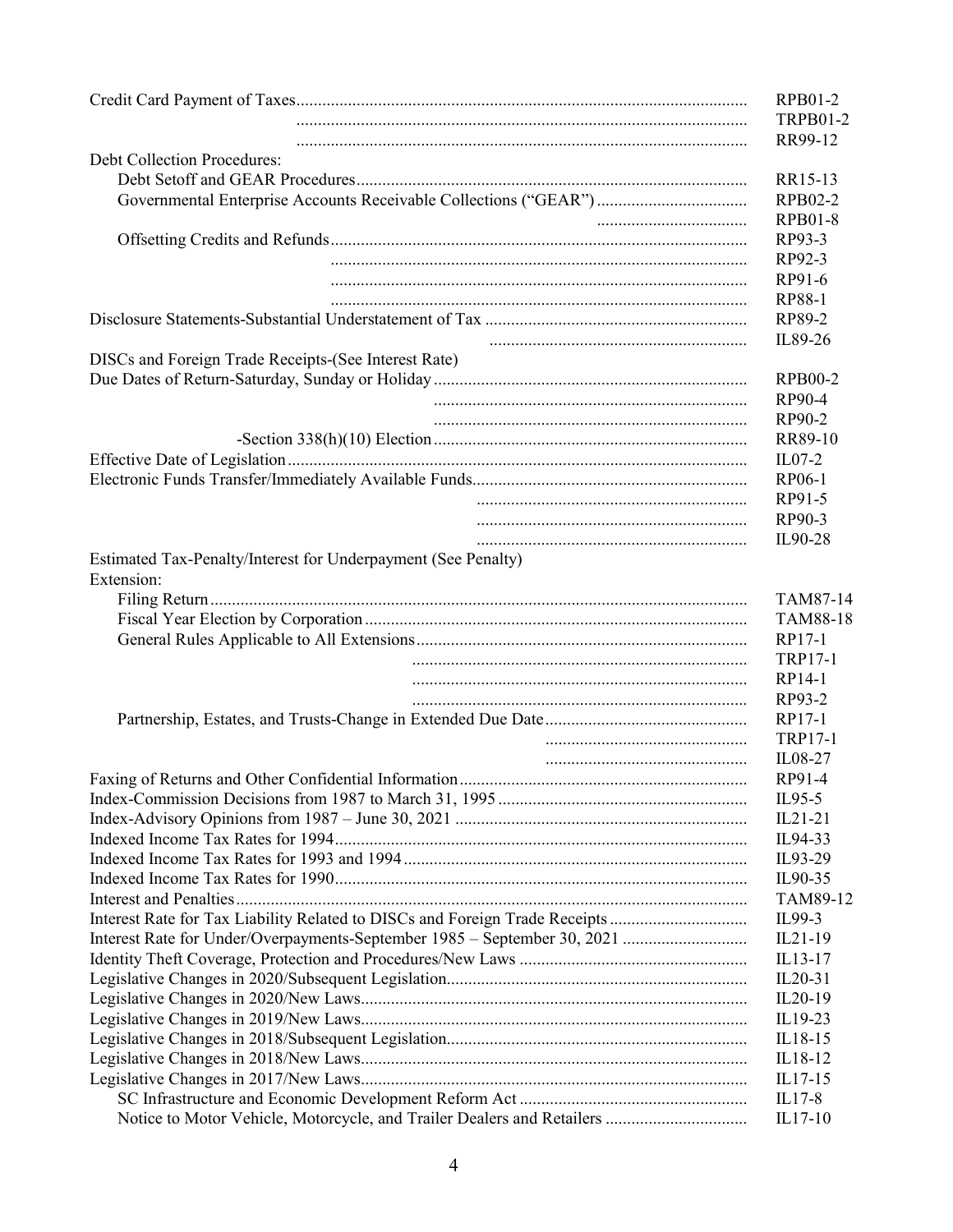| Topic | Reference |
|---|---|
| Credit Card Payment of Taxes | RPB01-2 |
| | TRPB01-2 |
| | RR99-12 |
| Debt Collection Procedures: | |
| Debt Setoff and GEAR Procedures | RR15-13 |
| Governmental Enterprise Accounts Receivable Collections ("GEAR") | RPB02-2 |
| | RPB01-8 |
| Offsetting Credits and Refunds | RP93-3 |
| | RP92-3 |
| | RP91-6 |
| | RP88-1 |
| Disclosure Statements-Substantial Understatement of Tax | RP89-2 |
| | IL89-26 |
| DISCs and Foreign Trade Receipts-(See Interest Rate) | |
| Due Dates of Return-Saturday, Sunday or Holiday | RPB00-2 |
| | RP90-4 |
| | RP90-2 |
| -Section 338(h)(10) Election | RR89-10 |
| Effective Date of Legislation | IL07-2 |
| Electronic Funds Transfer/Immediately Available Funds | RP06-1 |
| | RP91-5 |
| | RP90-3 |
| | IL90-28 |
| Estimated Tax-Penalty/Interest for Underpayment (See Penalty) | |
| Extension: | |
| Filing Return | TAM87-14 |
| Fiscal Year Election by Corporation | TAM88-18 |
| General Rules Applicable to All Extensions | RP17-1 |
| | TRP17-1 |
| | RP14-1 |
| | RP93-2 |
| Partnership, Estates, and Trusts-Change in Extended Due Date | RP17-1 |
| | TRP17-1 |
| | IL08-27 |
| Faxing of Returns and Other Confidential Information | RP91-4 |
| Index-Commission Decisions from 1987 to March 31, 1995 | IL95-5 |
| Index-Advisory Opinions from 1987 – June 30, 2021 | IL21-21 |
| Indexed Income Tax Rates for 1994 | IL94-33 |
| Indexed Income Tax Rates for 1993 and 1994 | IL93-29 |
| Indexed Income Tax Rates for 1990 | IL90-35 |
| Interest and Penalties | TAM89-12 |
| Interest Rate for Tax Liability Related to DISCs and Foreign Trade Receipts | IL99-3 |
| Interest Rate for Under/Overpayments-September 1985 – September 30, 2021 | IL21-19 |
| Identity Theft Coverage, Protection and Procedures/New Laws | IL13-17 |
| Legislative Changes in 2020/Subsequent Legislation | IL20-31 |
| Legislative Changes in 2020/New Laws | IL20-19 |
| Legislative Changes in 2019/New Laws | IL19-23 |
| Legislative Changes in 2018/Subsequent Legislation | IL18-15 |
| Legislative Changes in 2018/New Laws | IL18-12 |
| Legislative Changes in 2017/New Laws | IL17-15 |
| SC Infrastructure and Economic Development Reform Act | IL17-8 |
| Notice to Motor Vehicle, Motorcycle, and Trailer Dealers and Retailers | IL17-10 |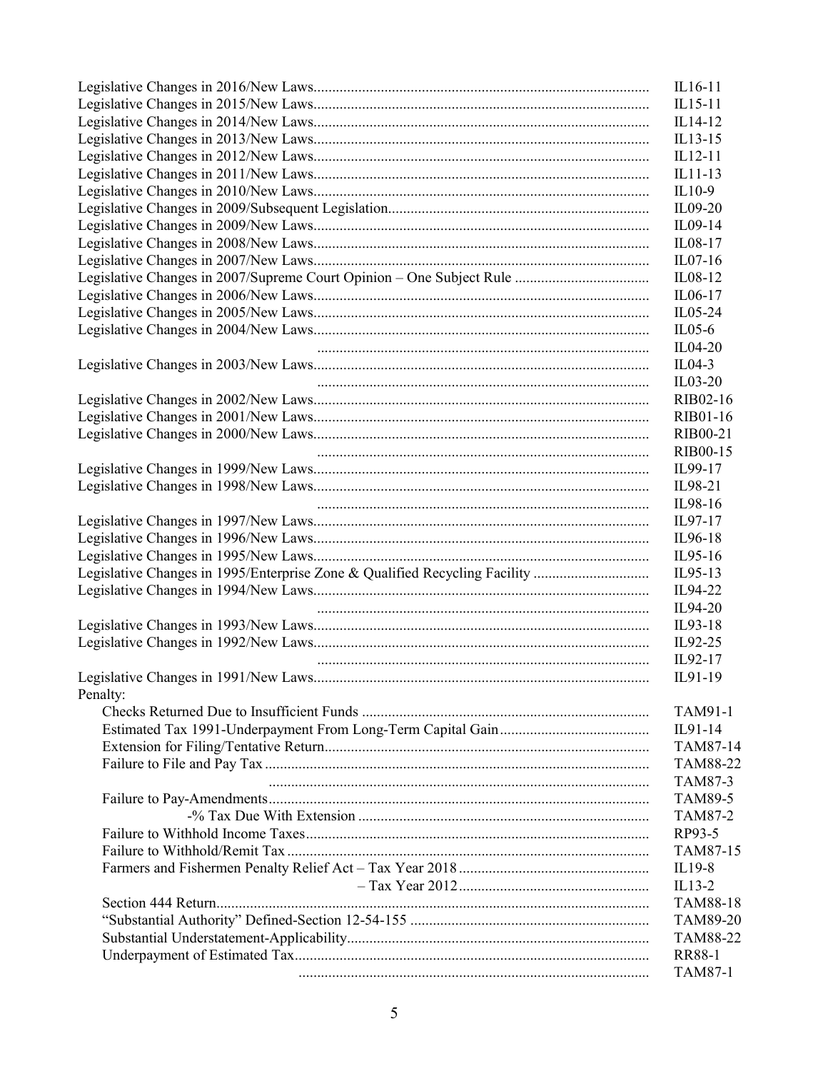| | |
|---|---|
| Legislative Changes in 2016/New Laws | IL16-11 |
| Legislative Changes in 2015/New Laws | IL15-11 |
| Legislative Changes in 2014/New Laws | IL14-12 |
| Legislative Changes in 2013/New Laws | IL13-15 |
| Legislative Changes in 2012/New Laws | IL12-11 |
| Legislative Changes in 2011/New Laws | IL11-13 |
| Legislative Changes in 2010/New Laws | IL10-9 |
| Legislative Changes in 2009/Subsequent Legislation | IL09-20 |
| Legislative Changes in 2009/New Laws | IL09-14 |
| Legislative Changes in 2008/New Laws | IL08-17 |
| Legislative Changes in 2007/New Laws | IL07-16 |
| Legislative Changes in 2007/Supreme Court Opinion – One Subject Rule | IL08-12 |
| Legislative Changes in 2006/New Laws | IL06-17 |
| Legislative Changes in 2005/New Laws | IL05-24 |
| Legislative Changes in 2004/New Laws | IL05-6 |
| | IL04-20 |
| Legislative Changes in 2003/New Laws | IL04-3 |
| | IL03-20 |
| Legislative Changes in 2002/New Laws | RIB02-16 |
| Legislative Changes in 2001/New Laws | RIB01-16 |
| Legislative Changes in 2000/New Laws | RIB00-21 |
| | RIB00-15 |
| Legislative Changes in 1999/New Laws | IL99-17 |
| Legislative Changes in 1998/New Laws | IL98-21 |
| | IL98-16 |
| Legislative Changes in 1997/New Laws | IL97-17 |
| Legislative Changes in 1996/New Laws | IL96-18 |
| Legislative Changes in 1995/New Laws | IL95-16 |
| Legislative Changes in 1995/Enterprise Zone & Qualified Recycling Facility | IL95-13 |
| Legislative Changes in 1994/New Laws | IL94-22 |
| | IL94-20 |
| Legislative Changes in 1993/New Laws | IL93-18 |
| Legislative Changes in 1992/New Laws | IL92-25 |
| | IL92-17 |
| Legislative Changes in 1991/New Laws | IL91-19 |
| Penalty: | |
| Checks Returned Due to Insufficient Funds | TAM91-1 |
| Estimated Tax 1991-Underpayment From Long-Term Capital Gain | IL91-14 |
| Extension for Filing/Tentative Return | TAM87-14 |
| Failure to File and Pay Tax | TAM88-22 |
| | TAM87-3 |
| Failure to Pay-Amendments | TAM89-5 |
| -% Tax Due With Extension | TAM87-2 |
| Failure to Withhold Income Taxes | RP93-5 |
| Failure to Withhold/Remit Tax | TAM87-15 |
| Farmers and Fishermen Penalty Relief Act – Tax Year 2018 | IL19-8 |
| – Tax Year 2012 | IL13-2 |
| Section 444 Return | TAM88-18 |
| "Substantial Authority" Defined-Section 12-54-155 | TAM89-20 |
| Substantial Understatement-Applicability | TAM88-22 |
| Underpayment of Estimated Tax | RR88-1 |
| | TAM87-1 |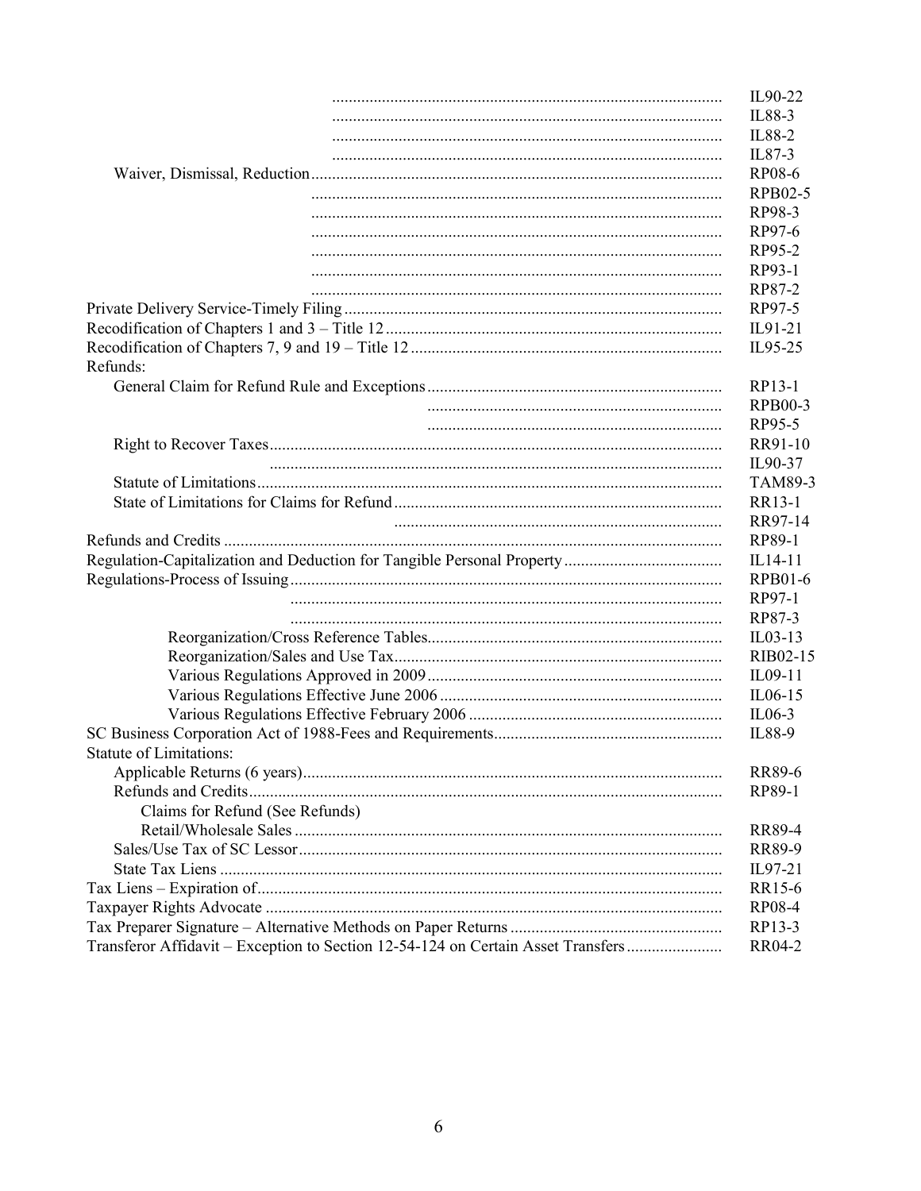| Topic | Reference |
|---|---|
| | IL90-22 |
| | IL88-3 |
| | IL88-2 |
| | IL87-3 |
| Waiver, Dismissal, Reduction | RP08-6 |
| | RPB02-5 |
| | RP98-3 |
| | RP97-6 |
| | RP95-2 |
| | RP93-1 |
| | RP87-2 |
| Private Delivery Service-Timely Filing | RP97-5 |
| Recodification of Chapters 1 and 3 – Title 12 | IL91-21 |
| Recodification of Chapters 7, 9 and 19 – Title 12 | IL95-25 |
| Refunds: | |
| General Claim for Refund Rule and Exceptions | RP13-1 |
| | RPB00-3 |
| | RP95-5 |
| Right to Recover Taxes | RR91-10 |
| | IL90-37 |
| Statute of Limitations | TAM89-3 |
| State of Limitations for Claims for Refund | RR13-1 |
| | RR97-14 |
| Refunds and Credits | RP89-1 |
| Regulation-Capitalization and Deduction for Tangible Personal Property | IL14-11 |
| Regulations-Process of Issuing | RPB01-6 |
| | RP97-1 |
| | RP87-3 |
| Reorganization/Cross Reference Tables | IL03-13 |
| Reorganization/Sales and Use Tax | RIB02-15 |
| Various Regulations Approved in 2009 | IL09-11 |
| Various Regulations Effective June 2006 | IL06-15 |
| Various Regulations Effective February 2006 | IL06-3 |
| SC Business Corporation Act of 1988-Fees and Requirements | IL88-9 |
| Statute of Limitations: | |
| Applicable Returns (6 years) | RR89-6 |
| Refunds and Credits | RP89-1 |
| Claims for Refund (See Refunds) | |
| Retail/Wholesale Sales | RR89-4 |
| Sales/Use Tax of SC Lessor | RR89-9 |
| State Tax Liens | IL97-21 |
| Tax Liens – Expiration of | RR15-6 |
| Taxpayer Rights Advocate | RP08-4 |
| Tax Preparer Signature – Alternative Methods on Paper Returns | RP13-3 |
| Transferor Affidavit – Exception to Section 12-54-124 on Certain Asset Transfers | RR04-2 |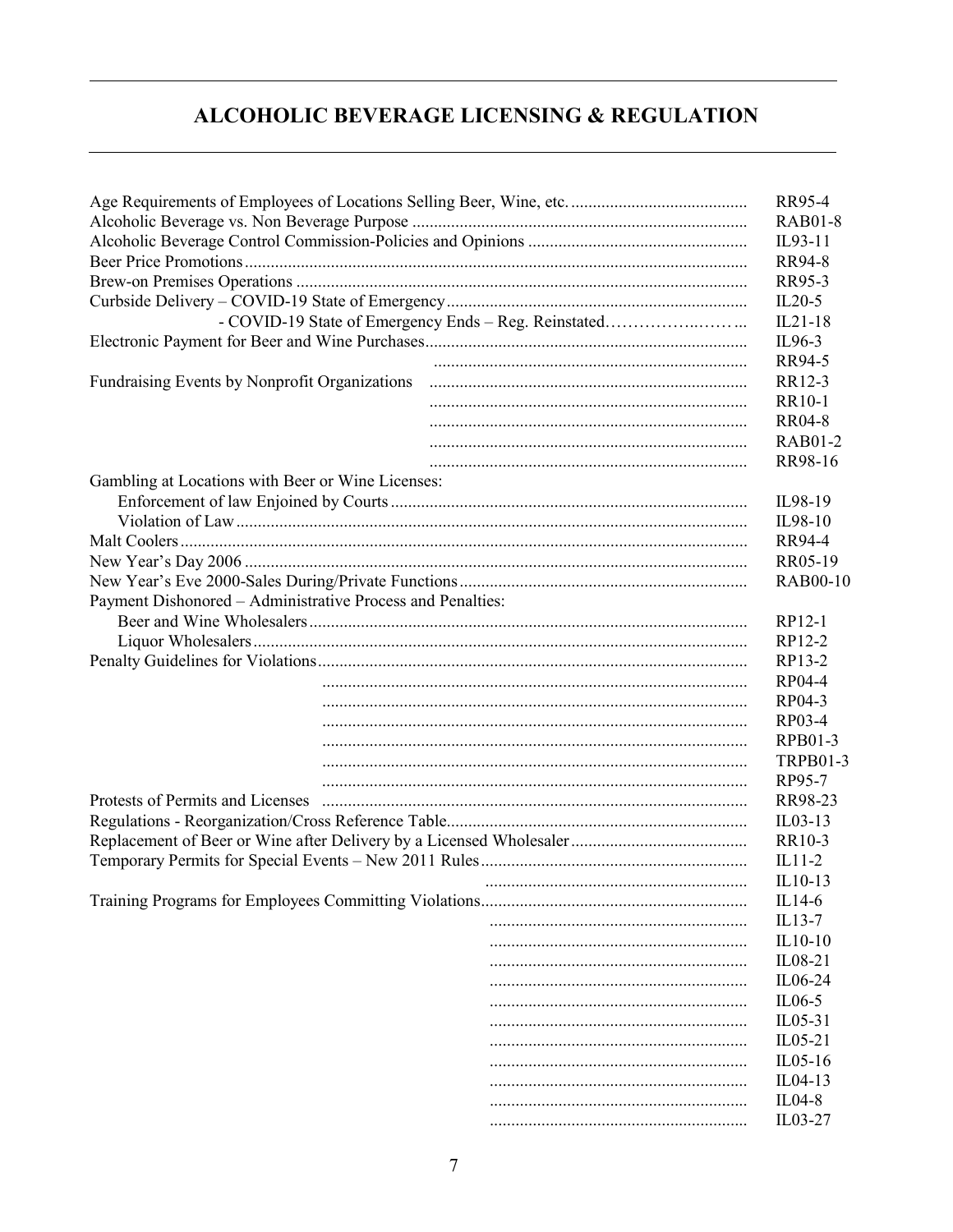# ALCOHOLIC BEVERAGE LICENSING & REGULATION

| Topic | Reference |
|---|---|
| Age Requirements of Employees of Locations Selling Beer, Wine, etc. | RR95-4 |
| Alcoholic Beverage vs. Non Beverage Purpose | RAB01-8 |
| Alcoholic Beverage Control Commission-Policies and Opinions | IL93-11 |
| Beer Price Promotions | RR94-8 |
| Brew-on Premises Operations | RR95-3 |
| Curbside Delivery – COVID-19 State of Emergency | IL20-5 |
| - COVID-19 State of Emergency Ends – Reg. Reinstated | IL21-18 |
| Electronic Payment for Beer and Wine Purchases | IL96-3 |
| | RR94-5 |
| Fundraising Events by Nonprofit Organizations | RR12-3 |
| | RR10-1 |
| | RR04-8 |
| | RAB01-2 |
| | RR98-16 |
| Gambling at Locations with Beer or Wine Licenses: | |
| Enforcement of law Enjoined by Courts | IL98-19 |
| Violation of Law | IL98-10 |
| Malt Coolers | RR94-4 |
| New Year's Day 2006 | RR05-19 |
| New Year's Eve 2000-Sales During/Private Functions | RAB00-10 |
| Payment Dishonored – Administrative Process and Penalties: | |
| Beer and Wine Wholesalers | RP12-1 |
| Liquor Wholesalers | RP12-2 |
| Penalty Guidelines for Violations | RP13-2 |
| | RP04-4 |
| | RP04-3 |
| | RP03-4 |
| | RPB01-3 |
| | TRPB01-3 |
| | RP95-7 |
| Protests of Permits and Licenses | RR98-23 |
| Regulations - Reorganization/Cross Reference Table | IL03-13 |
| Replacement of Beer or Wine after Delivery by a Licensed Wholesaler | RR10-3 |
| Temporary Permits for Special Events – New 2011 Rules | IL11-2 |
| | IL10-13 |
| Training Programs for Employees Committing Violations | IL14-6 |
| | IL13-7 |
| | IL10-10 |
| | IL08-21 |
| | IL06-24 |
| | IL06-5 |
| | IL05-31 |
| | IL05-21 |
| | IL05-16 |
| | IL04-13 |
| | IL04-8 |
| | IL03-27 |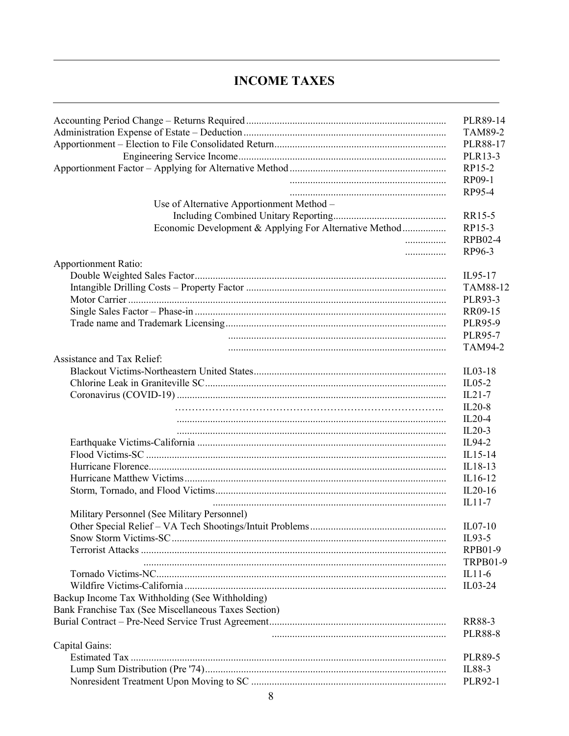# INCOME TAXES

| Topic | Reference |
|---|---|
| Accounting Period Change – Returns Required | PLR89-14 |
| Administration Expense of Estate – Deduction | TAM89-2 |
| Apportionment – Election to File Consolidated Return | PLR88-17 |
| Engineering Service Income | PLR13-3 |
| Apportionment Factor – Applying for Alternative Method | RP15-2 |
| | RP09-1 |
| | RP95-4 |
| Use of Alternative Apportionment Method – Including Combined Unitary Reporting | RR15-5 |
| Economic Development & Applying For Alternative Method | RP15-3 |
| | RPB02-4 |
| | RP96-3 |
| **Apportionment Ratio:** | |
| Double Weighted Sales Factor | IL95-17 |
| Intangible Drilling Costs – Property Factor | TAM88-12 |
| Motor Carrier | PLR93-3 |
| Single Sales Factor – Phase-in | RR09-15 |
| Trade name and Trademark Licensing | PLR95-9 |
| | PLR95-7 |
| | TAM94-2 |
| **Assistance and Tax Relief:** | |
| Blackout Victims-Northeastern United States | IL03-18 |
| Chlorine Leak in Graniteville SC | IL05-2 |
| Coronavirus (COVID-19) | IL21-7 |
| | IL20-8 |
| | IL20-4 |
| | IL20-3 |
| Earthquake Victims-California | IL94-2 |
| Flood Victims-SC | IL15-14 |
| Hurricane Florence | IL18-13 |
| Hurricane Matthew Victims | IL16-12 |
| Storm, Tornado, and Flood Victims | IL20-16 |
| | IL11-7 |
| Military Personnel (See Military Personnel) | |
| Other Special Relief – VA Tech Shootings/Intuit Problems | IL07-10 |
| Snow Storm Victims-SC | IL93-5 |
| Terrorist Attacks | RPB01-9 |
| | TRPB01-9 |
| Tornado Victims-NC | IL11-6 |
| Wildfire Victims-California | IL03-24 |
| Backup Income Tax Withholding (See Withholding) | |
| Bank Franchise Tax (See Miscellaneous Taxes Section) | |
| Burial Contract – Pre-Need Service Trust Agreement | RR88-3 |
| | PLR88-8 |
| **Capital Gains:** | |
| Estimated Tax | PLR89-5 |
| Lump Sum Distribution (Pre '74) | IL88-3 |
| Nonresident Treatment Upon Moving to SC | PLR92-1 |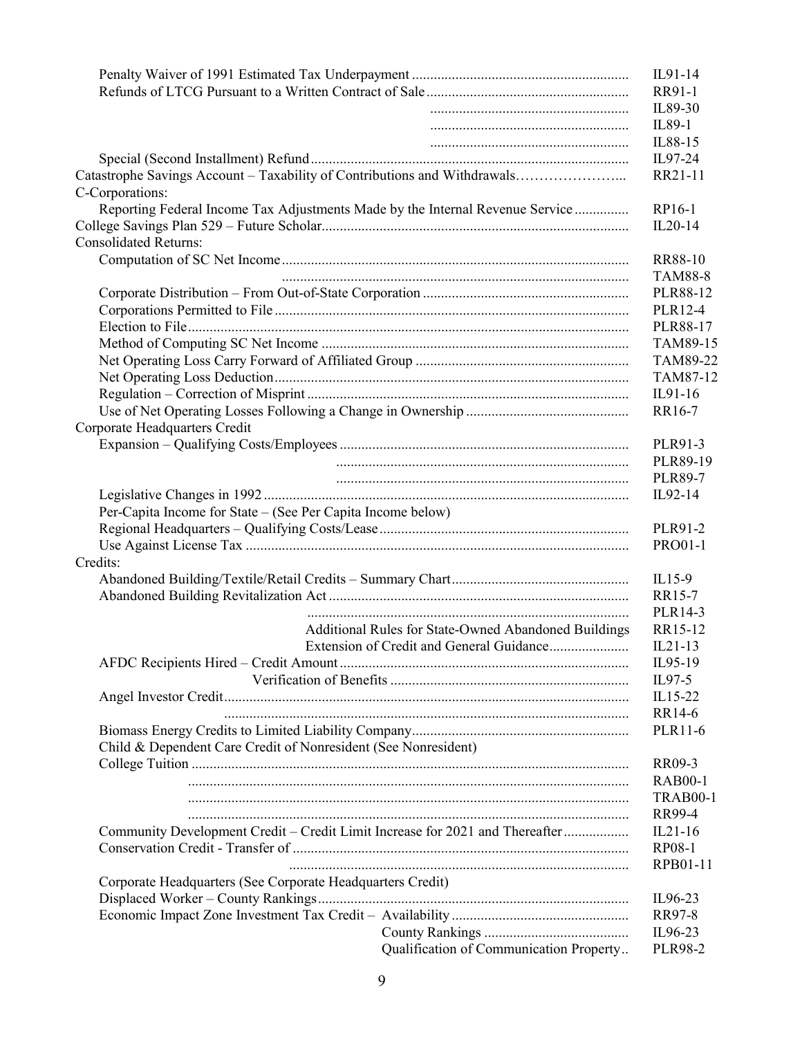| | |
|---|---|
| Penalty Waiver of 1991 Estimated Tax Underpayment | IL91-14 |
| Refunds of LTCG Pursuant to a Written Contract of Sale | RR91-1 |
| | IL89-30 |
| | IL89-1 |
| | IL88-15 |
| Special (Second Installment) Refund | IL97-24 |
| Catastrophe Savings Account – Taxability of Contributions and Withdrawals | RR21-11 |
| C-Corporations: | |
| Reporting Federal Income Tax Adjustments Made by the Internal Revenue Service | RP16-1 |
| College Savings Plan 529 – Future Scholar | IL20-14 |
| Consolidated Returns: | |
| Computation of SC Net Income | RR88-10 |
| | TAM88-8 |
| Corporate Distribution – From Out-of-State Corporation | PLR88-12 |
| Corporations Permitted to File | PLR12-4 |
| Election to File | PLR88-17 |
| Method of Computing SC Net Income | TAM89-15 |
| Net Operating Loss Carry Forward of Affiliated Group | TAM89-22 |
| Net Operating Loss Deduction | TAM87-12 |
| Regulation – Correction of Misprint | IL91-16 |
| Use of Net Operating Losses Following a Change in Ownership | RR16-7 |
| Corporate Headquarters Credit | |
| Expansion – Qualifying Costs/Employees | PLR91-3 |
| | PLR89-19 |
| | PLR89-7 |
| Legislative Changes in 1992 | IL92-14 |
| Per-Capita Income for State – (See Per Capita Income below) | |
| Regional Headquarters – Qualifying Costs/Lease | PLR91-2 |
| Use Against License Tax | PRO01-1 |
| Credits: | |
| Abandoned Building/Textile/Retail Credits – Summary Chart | IL15-9 |
| Abandoned Building Revitalization Act | RR15-7 |
| | PLR14-3 |
| Additional Rules for State-Owned Abandoned Buildings | RR15-12 |
| Extension of Credit and General Guidance | IL21-13 |
| AFDC Recipients Hired – Credit Amount | IL95-19 |
| Verification of Benefits | IL97-5 |
| Angel Investor Credit | IL15-22 |
| | RR14-6 |
| Biomass Energy Credits to Limited Liability Company | PLR11-6 |
| Child & Dependent Care Credit of Nonresident (See Nonresident) | |
| College Tuition | RR09-3 |
| | RAB00-1 |
| | TRAB00-1 |
| | RR99-4 |
| Community Development Credit – Credit Limit Increase for 2021 and Thereafter | IL21-16 |
| Conservation Credit - Transfer of | RP08-1 |
| | RPB01-11 |
| Corporate Headquarters (See Corporate Headquarters Credit) | |
| Displaced Worker – County Rankings | IL96-23 |
| Economic Impact Zone Investment Tax Credit – Availability | RR97-8 |
| County Rankings | IL96-23 |
| Qualification of Communication Property | PLR98-2 |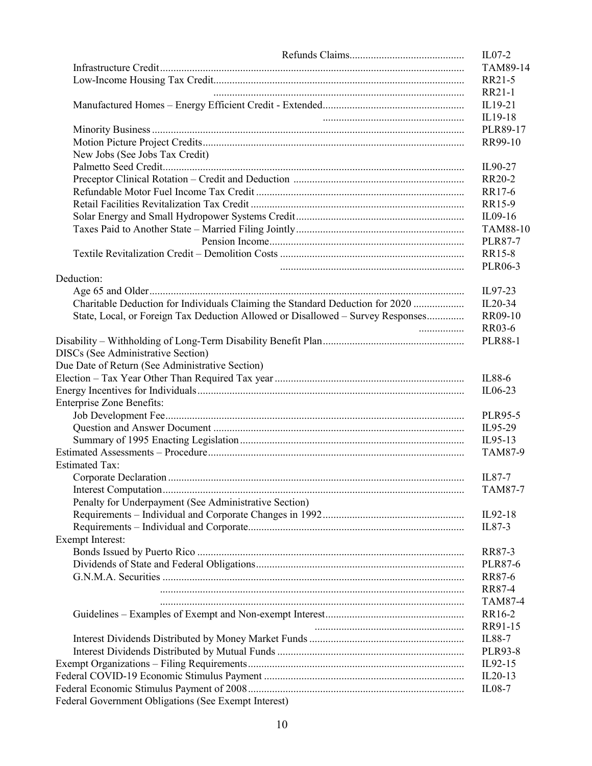| | |
|---|---|
| Refunds Claims | IL07-2 |
| Infrastructure Credit | TAM89-14 |
| Low-Income Housing Tax Credit | RR21-5 |
| | RR21-1 |
| Manufactured Homes – Energy Efficient Credit - Extended | IL19-21 |
| | IL19-18 |
| Minority Business | PLR89-17 |
| Motion Picture Project Credits | RR99-10 |
| New Jobs (See Jobs Tax Credit) | |
| Palmetto Seed Credit | IL90-27 |
| Preceptor Clinical Rotation – Credit and Deduction | RR20-2 |
| Refundable Motor Fuel Income Tax Credit | RR17-6 |
| Retail Facilities Revitalization Tax Credit | RR15-9 |
| Solar Energy and Small Hydropower Systems Credit | IL09-16 |
| Taxes Paid to Another State – Married Filing Jointly | TAM88-10 |
| Pension Income | PLR87-7 |
| Textile Revitalization Credit – Demolition Costs | RR15-8 |
| | PLR06-3 |
| Deduction: | |
| Age 65 and Older | IL97-23 |
| Charitable Deduction for Individuals Claiming the Standard Deduction for 2020 | IL20-34 |
| State, Local, or Foreign Tax Deduction Allowed or Disallowed – Survey Responses | RR09-10 |
| | RR03-6 |
| Disability – Withholding of Long-Term Disability Benefit Plan | PLR88-1 |
| DISCs (See Administrative Section) | |
| Due Date of Return (See Administrative Section) | |
| Election – Tax Year Other Than Required Tax year | IL88-6 |
| Energy Incentives for Individuals | IL06-23 |
| Enterprise Zone Benefits: | |
| Job Development Fee | PLR95-5 |
| Question and Answer Document | IL95-29 |
| Summary of 1995 Enacting Legislation | IL95-13 |
| Estimated Assessments – Procedure | TAM87-9 |
| Estimated Tax: | |
| Corporate Declaration | IL87-7 |
| Interest Computation | TAM87-7 |
| Penalty for Underpayment (See Administrative Section) | |
| Requirements – Individual and Corporate Changes in 1992 | IL92-18 |
| Requirements – Individual and Corporate | IL87-3 |
| Exempt Interest: | |
| Bonds Issued by Puerto Rico | RR87-3 |
| Dividends of State and Federal Obligations | PLR87-6 |
| G.N.M.A. Securities | RR87-6 |
| | RR87-4 |
| | TAM87-4 |
| Guidelines – Examples of Exempt and Non-exempt Interest | RR16-2 |
| | RR91-15 |
| Interest Dividends Distributed by Money Market Funds | IL88-7 |
| Interest Dividends Distributed by Mutual Funds | PLR93-8 |
| Exempt Organizations – Filing Requirements | IL92-15 |
| Federal COVID-19 Economic Stimulus Payment | IL20-13 |
| Federal Economic Stimulus Payment of 2008 | IL08-7 |
| Federal Government Obligations (See Exempt Interest) | |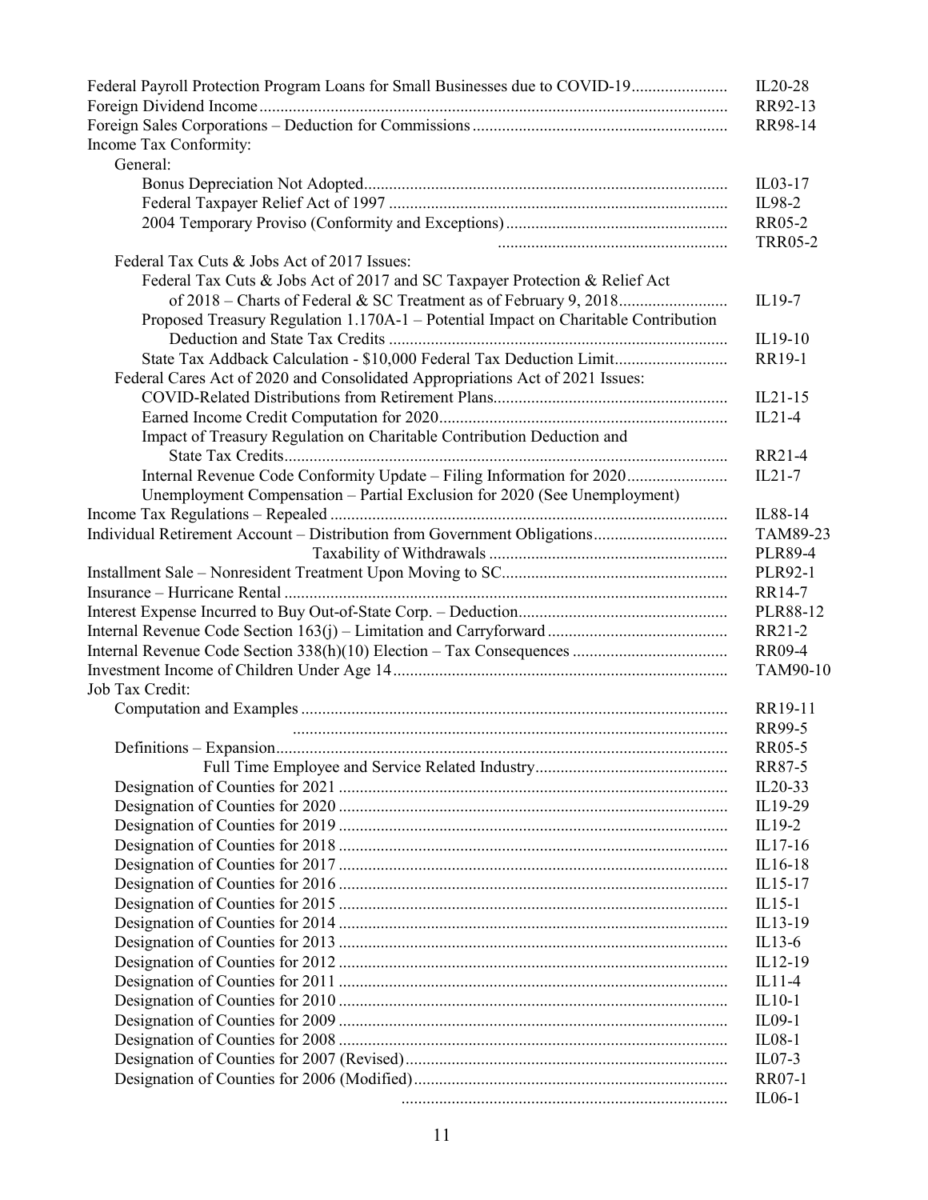| Topic | Reference |
|---|---|
| Federal Payroll Protection Program Loans for Small Businesses due to COVID-19 | IL20-28 |
| Foreign Dividend Income | RR92-13 |
| Foreign Sales Corporations – Deduction for Commissions | RR98-14 |
| Income Tax Conformity: | |
| General: | |
| Bonus Depreciation Not Adopted | IL03-17 |
| Federal Taxpayer Relief Act of 1997 | IL98-2 |
| 2004 Temporary Proviso (Conformity and Exceptions) | RR05-2 |
| | TRR05-2 |
| Federal Tax Cuts & Jobs Act of 2017 Issues: | |
| Federal Tax Cuts & Jobs Act of 2017 and SC Taxpayer Protection & Relief Act of 2018 – Charts of Federal & SC Treatment as of February 9, 2018 | IL19-7 |
| Proposed Treasury Regulation 1.170A-1 – Potential Impact on Charitable Contribution Deduction and State Tax Credits | IL19-10 |
| State Tax Addback Calculation - $10,000 Federal Tax Deduction Limit | RR19-1 |
| Federal Cares Act of 2020 and Consolidated Appropriations Act of 2021 Issues: | |
| COVID-Related Distributions from Retirement Plans | IL21-15 |
| Earned Income Credit Computation for 2020 | IL21-4 |
| Impact of Treasury Regulation on Charitable Contribution Deduction and State Tax Credits | RR21-4 |
| Internal Revenue Code Conformity Update – Filing Information for 2020 | IL21-7 |
| Unemployment Compensation – Partial Exclusion for 2020 (See Unemployment) | |
| Income Tax Regulations – Repealed | IL88-14 |
| Individual Retirement Account – Distribution from Government Obligations | TAM89-23 |
| Taxability of Withdrawals | PLR89-4 |
| Installment Sale – Nonresident Treatment Upon Moving to SC | PLR92-1 |
| Insurance – Hurricane Rental | RR14-7 |
| Interest Expense Incurred to Buy Out-of-State Corp. – Deduction | PLR88-12 |
| Internal Revenue Code Section 163(j) – Limitation and Carryforward | RR21-2 |
| Internal Revenue Code Section 338(h)(10) Election – Tax Consequences | RR09-4 |
| Investment Income of Children Under Age 14 | TAM90-10 |
| Job Tax Credit: | |
| Computation and Examples | RR19-11 |
| | RR99-5 |
| Definitions – Expansion | RR05-5 |
| Full Time Employee and Service Related Industry | RR87-5 |
| Designation of Counties for 2021 | IL20-33 |
| Designation of Counties for 2020 | IL19-29 |
| Designation of Counties for 2019 | IL19-2 |
| Designation of Counties for 2018 | IL17-16 |
| Designation of Counties for 2017 | IL16-18 |
| Designation of Counties for 2016 | IL15-17 |
| Designation of Counties for 2015 | IL15-1 |
| Designation of Counties for 2014 | IL13-19 |
| Designation of Counties for 2013 | IL13-6 |
| Designation of Counties for 2012 | IL12-19 |
| Designation of Counties for 2011 | IL11-4 |
| Designation of Counties for 2010 | IL10-1 |
| Designation of Counties for 2009 | IL09-1 |
| Designation of Counties for 2008 | IL08-1 |
| Designation of Counties for 2007 (Revised) | IL07-3 |
| Designation of Counties for 2006 (Modified) | RR07-1 |
| | IL06-1 |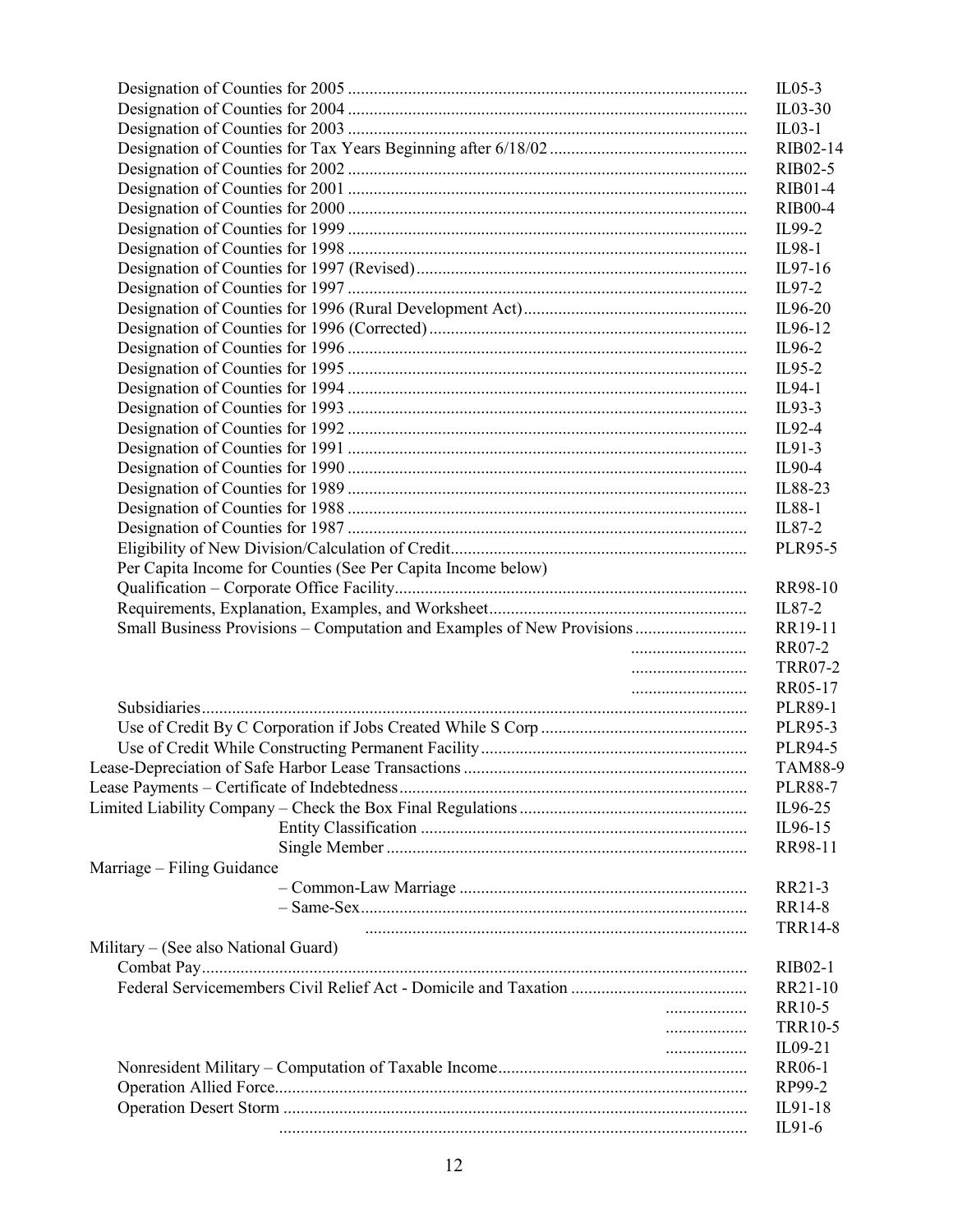| | |
|---|---|
| Designation of Counties for 2005 | IL05-3 |
| Designation of Counties for 2004 | IL03-30 |
| Designation of Counties for 2003 | IL03-1 |
| Designation of Counties for Tax Years Beginning after 6/18/02 | RIB02-14 |
| Designation of Counties for 2002 | RIB02-5 |
| Designation of Counties for 2001 | RIB01-4 |
| Designation of Counties for 2000 | RIB00-4 |
| Designation of Counties for 1999 | IL99-2 |
| Designation of Counties for 1998 | IL98-1 |
| Designation of Counties for 1997 (Revised) | IL97-16 |
| Designation of Counties for 1997 | IL97-2 |
| Designation of Counties for 1996 (Rural Development Act) | IL96-20 |
| Designation of Counties for 1996 (Corrected) | IL96-12 |
| Designation of Counties for 1996 | IL96-2 |
| Designation of Counties for 1995 | IL95-2 |
| Designation of Counties for 1994 | IL94-1 |
| Designation of Counties for 1993 | IL93-3 |
| Designation of Counties for 1992 | IL92-4 |
| Designation of Counties for 1991 | IL91-3 |
| Designation of Counties for 1990 | IL90-4 |
| Designation of Counties for 1989 | IL88-23 |
| Designation of Counties for 1988 | IL88-1 |
| Designation of Counties for 1987 | IL87-2 |
| Eligibility of New Division/Calculation of Credit | PLR95-5 |
| Per Capita Income for Counties (See Per Capita Income below) | |
| Qualification – Corporate Office Facility | RR98-10 |
| Requirements, Explanation, Examples, and Worksheet | IL87-2 |
| Small Business Provisions – Computation and Examples of New Provisions | RR19-11 |
| | RR07-2 |
| | TRR07-2 |
| | RR05-17 |
| Subsidiaries | PLR89-1 |
| Use of Credit By C Corporation if Jobs Created While S Corp | PLR95-3 |
| Use of Credit While Constructing Permanent Facility | PLR94-5 |
| Lease-Depreciation of Safe Harbor Lease Transactions | TAM88-9 |
| Lease Payments – Certificate of Indebtedness | PLR88-7 |
| Limited Liability Company – Check the Box Final Regulations | IL96-25 |
| Entity Classification | IL96-15 |
| Single Member | RR98-11 |
| Marriage – Filing Guidance | |
| – Common-Law Marriage | RR21-3 |
| – Same-Sex | RR14-8 |
| | TRR14-8 |
| Military – (See also National Guard) | |
| Combat Pay | RIB02-1 |
| Federal Servicemembers Civil Relief Act - Domicile and Taxation | RR21-10 |
| | RR10-5 |
| | TRR10-5 |
| | IL09-21 |
| Nonresident Military – Computation of Taxable Income | RR06-1 |
| Operation Allied Force | RP99-2 |
| Operation Desert Storm | IL91-18 |
| | IL91-6 |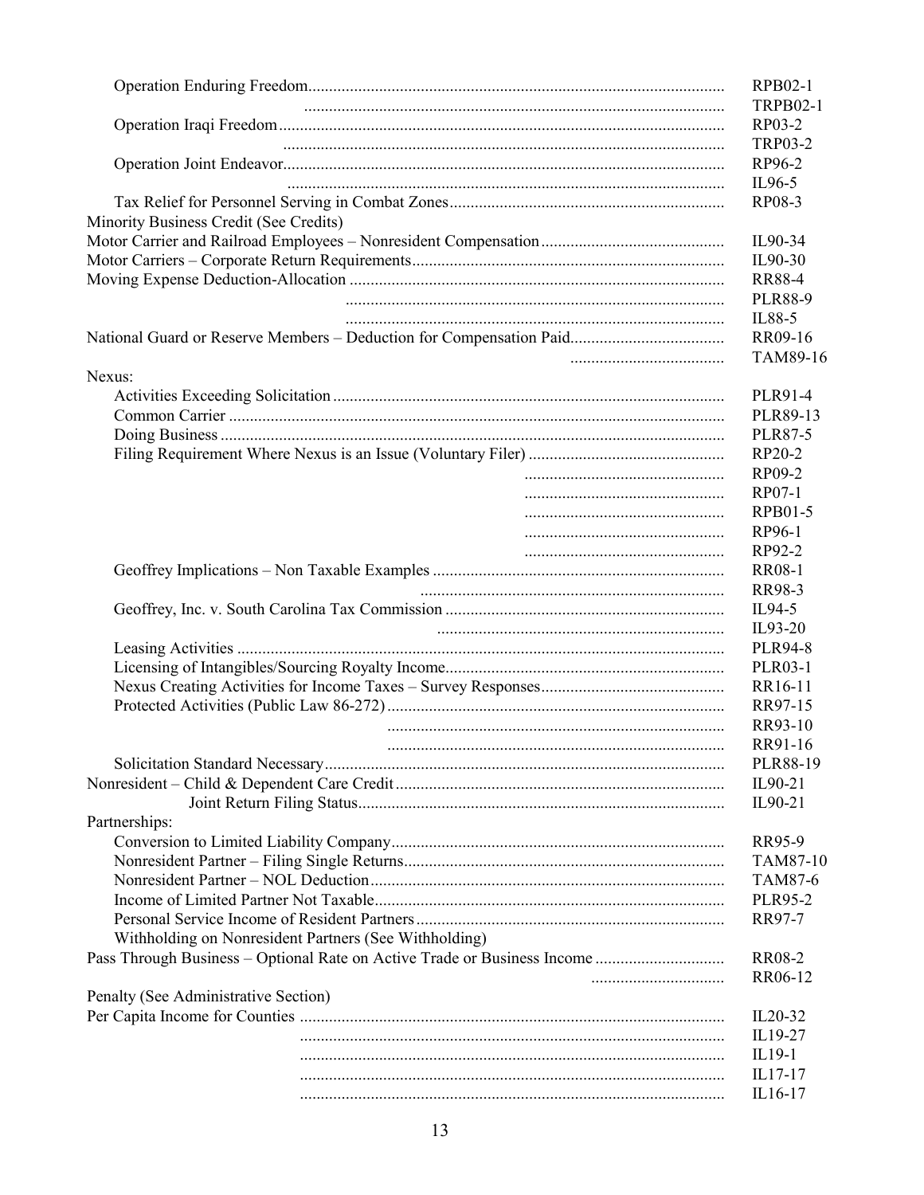| Topic | Reference |
|---|---|
| Operation Enduring Freedom | RPB02-1 |
| | TRPB02-1 |
| Operation Iraqi Freedom | RP03-2 |
| | TRP03-2 |
| Operation Joint Endeavor | RP96-2 |
| | IL96-5 |
| Tax Relief for Personnel Serving in Combat Zones | RP08-3 |
| Minority Business Credit (See Credits) | |
| Motor Carrier and Railroad Employees – Nonresident Compensation | IL90-34 |
| Motor Carriers – Corporate Return Requirements | IL90-30 |
| Moving Expense Deduction-Allocation | RR88-4 |
| | PLR88-9 |
| | IL88-5 |
| National Guard or Reserve Members – Deduction for Compensation Paid | RR09-16 |
| | TAM89-16 |
| Nexus: | |
| Activities Exceeding Solicitation | PLR91-4 |
| Common Carrier | PLR89-13 |
| Doing Business | PLR87-5 |
| Filing Requirement Where Nexus is an Issue (Voluntary Filer) | RP20-2 |
| | RP09-2 |
| | RP07-1 |
| | RPB01-5 |
| | RP96-1 |
| | RP92-2 |
| Geoffrey Implications – Non Taxable Examples | RR08-1 |
| | RR98-3 |
| Geoffrey, Inc. v. South Carolina Tax Commission | IL94-5 |
| | IL93-20 |
| Leasing Activities | PLR94-8 |
| Licensing of Intangibles/Sourcing Royalty Income | PLR03-1 |
| Nexus Creating Activities for Income Taxes – Survey Responses | RR16-11 |
| Protected Activities (Public Law 86-272) | RR97-15 |
| | RR93-10 |
| | RR91-16 |
| Solicitation Standard Necessary | PLR88-19 |
| Nonresident – Child & Dependent Care Credit | IL90-21 |
| Joint Return Filing Status | IL90-21 |
| Partnerships: | |
| Conversion to Limited Liability Company | RR95-9 |
| Nonresident Partner – Filing Single Returns | TAM87-10 |
| Nonresident Partner – NOL Deduction | TAM87-6 |
| Income of Limited Partner Not Taxable | PLR95-2 |
| Personal Service Income of Resident Partners | RR97-7 |
| Withholding on Nonresident Partners (See Withholding) | |
| Pass Through Business – Optional Rate on Active Trade or Business Income | RR08-2 |
| | RR06-12 |
| Penalty (See Administrative Section) | |
| Per Capita Income for Counties | IL20-32 |
| | IL19-27 |
| | IL19-1 |
| | IL17-17 |
| | IL16-17 |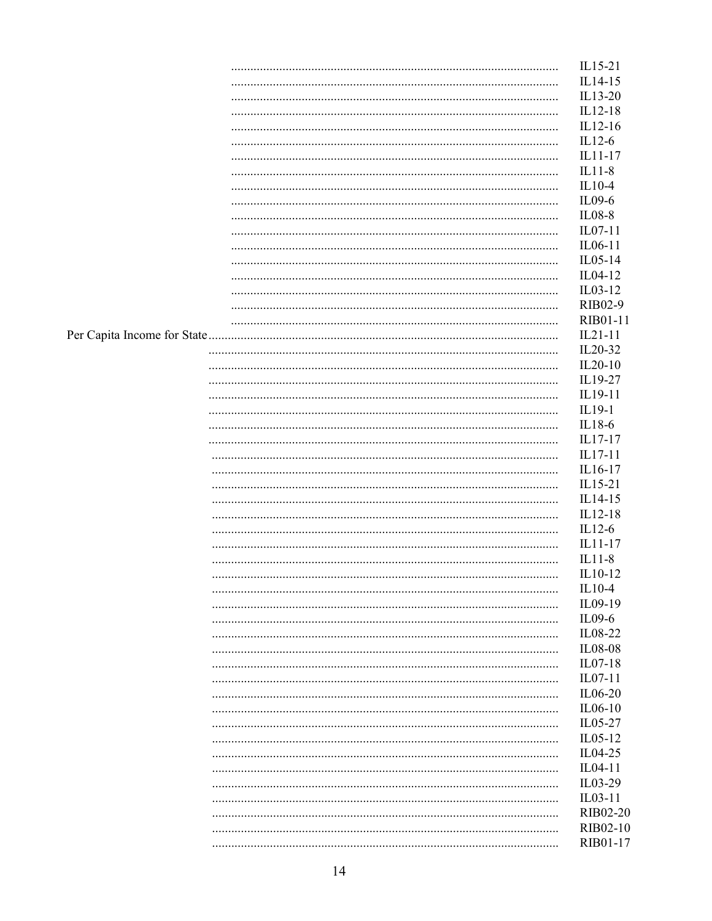...................................................................................................... IL15-21
...................................................................................................... IL14-15
...................................................................................................... IL13-20
...................................................................................................... IL12-18
...................................................................................................... IL12-16
...................................................................................................... IL12-6
...................................................................................................... IL11-17
...................................................................................................... IL11-8
...................................................................................................... IL10-4
...................................................................................................... IL09-6
...................................................................................................... IL08-8
...................................................................................................... IL07-11
...................................................................................................... IL06-11
...................................................................................................... IL05-14
...................................................................................................... IL04-12
...................................................................................................... IL03-12
...................................................................................................... RIB02-9
...................................................................................................... RIB01-11

Per Capita Income for State............................................................................................ IL21-11
...................................................................................................... IL20-32
...................................................................................................... IL20-10
...................................................................................................... IL19-27
...................................................................................................... IL19-11
...................................................................................................... IL19-1
...................................................................................................... IL18-6
...................................................................................................... IL17-17
...................................................................................................... IL17-11
...................................................................................................... IL16-17
...................................................................................................... IL15-21
...................................................................................................... IL14-15
...................................................................................................... IL12-18
...................................................................................................... IL12-6
...................................................................................................... IL11-17
...................................................................................................... IL11-8
...................................................................................................... IL10-12
...................................................................................................... IL10-4
...................................................................................................... IL09-19
...................................................................................................... IL09-6
...................................................................................................... IL08-22
...................................................................................................... IL08-08
...................................................................................................... IL07-18
...................................................................................................... IL07-11
...................................................................................................... IL06-20
...................................................................................................... IL06-10
...................................................................................................... IL05-27
...................................................................................................... IL05-12
...................................................................................................... IL04-25
...................................................................................................... IL04-11
...................................................................................................... IL03-29
...................................................................................................... IL03-11
...................................................................................................... RIB02-20
...................................................................................................... RIB02-10
...................................................................................................... RIB01-17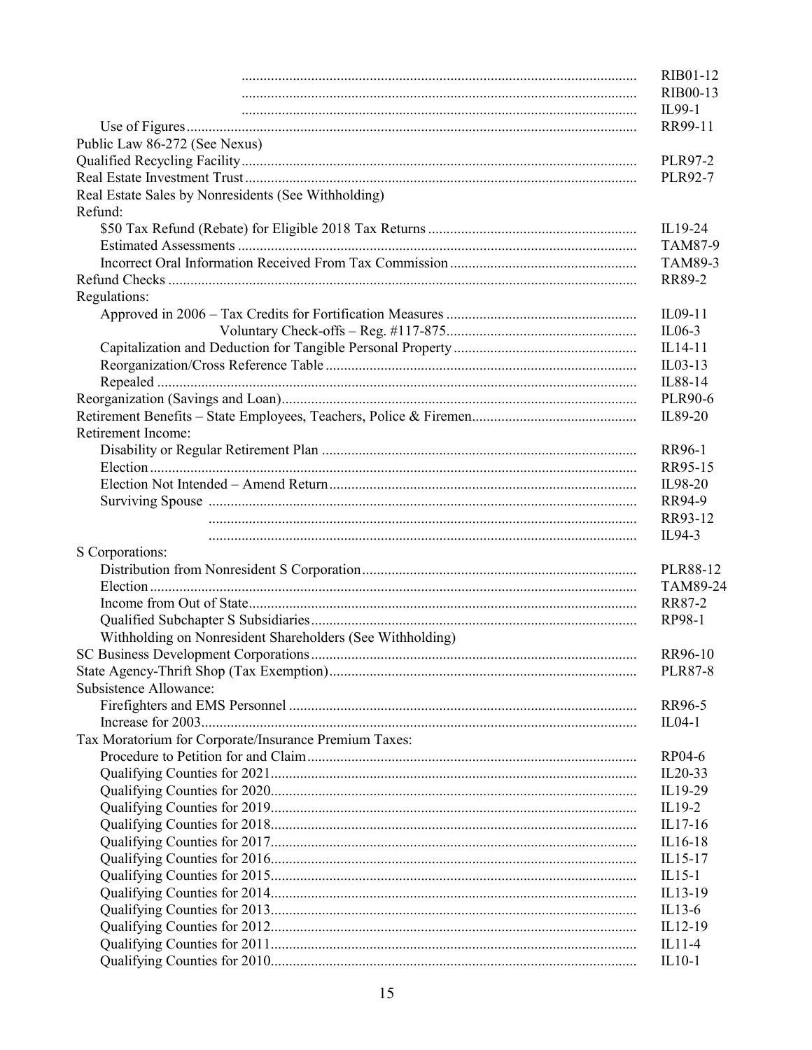| Topic | Reference |
|---|---|
| | RIB01-12 |
| | RIB00-13 |
| | IL99-1 |
| Use of Figures | RR99-11 |
| Public Law 86-272 (See Nexus) | |
| Qualified Recycling Facility | PLR97-2 |
| Real Estate Investment Trust | PLR92-7 |
| Real Estate Sales by Nonresidents (See Withholding) | |
| Refund: | |
| $50 Tax Refund (Rebate) for Eligible 2018 Tax Returns | IL19-24 |
| Estimated Assessments | TAM87-9 |
| Incorrect Oral Information Received From Tax Commission | TAM89-3 |
| Refund Checks | RR89-2 |
| Regulations: | |
| Approved in 2006 – Tax Credits for Fortification Measures | IL09-11 |
| Voluntary Check-offs – Reg. #117-875 | IL06-3 |
| Capitalization and Deduction for Tangible Personal Property | IL14-11 |
| Reorganization/Cross Reference Table | IL03-13 |
| Repealed | IL88-14 |
| Reorganization (Savings and Loan) | PLR90-6 |
| Retirement Benefits – State Employees, Teachers, Police & Firemen | IL89-20 |
| Retirement Income: | |
| Disability or Regular Retirement Plan | RR96-1 |
| Election | RR95-15 |
| Election Not Intended – Amend Return | IL98-20 |
| Surviving Spouse | RR94-9 |
| | RR93-12 |
| | IL94-3 |
| S Corporations: | |
| Distribution from Nonresident S Corporation | PLR88-12 |
| Election | TAM89-24 |
| Income from Out of State | RR87-2 |
| Qualified Subchapter S Subsidiaries | RP98-1 |
| Withholding on Nonresident Shareholders (See Withholding) | |
| SC Business Development Corporations | RR96-10 |
| State Agency-Thrift Shop (Tax Exemption) | PLR87-8 |
| Subsistence Allowance: | |
| Firefighters and EMS Personnel | RR96-5 |
| Increase for 2003 | IL04-1 |
| Tax Moratorium for Corporate/Insurance Premium Taxes: | |
| Procedure to Petition for and Claim | RP04-6 |
| Qualifying Counties for 2021 | IL20-33 |
| Qualifying Counties for 2020 | IL19-29 |
| Qualifying Counties for 2019 | IL19-2 |
| Qualifying Counties for 2018 | IL17-16 |
| Qualifying Counties for 2017 | IL16-18 |
| Qualifying Counties for 2016 | IL15-17 |
| Qualifying Counties for 2015 | IL15-1 |
| Qualifying Counties for 2014 | IL13-19 |
| Qualifying Counties for 2013 | IL13-6 |
| Qualifying Counties for 2012 | IL12-19 |
| Qualifying Counties for 2011 | IL11-4 |
| Qualifying Counties for 2010 | IL10-1 |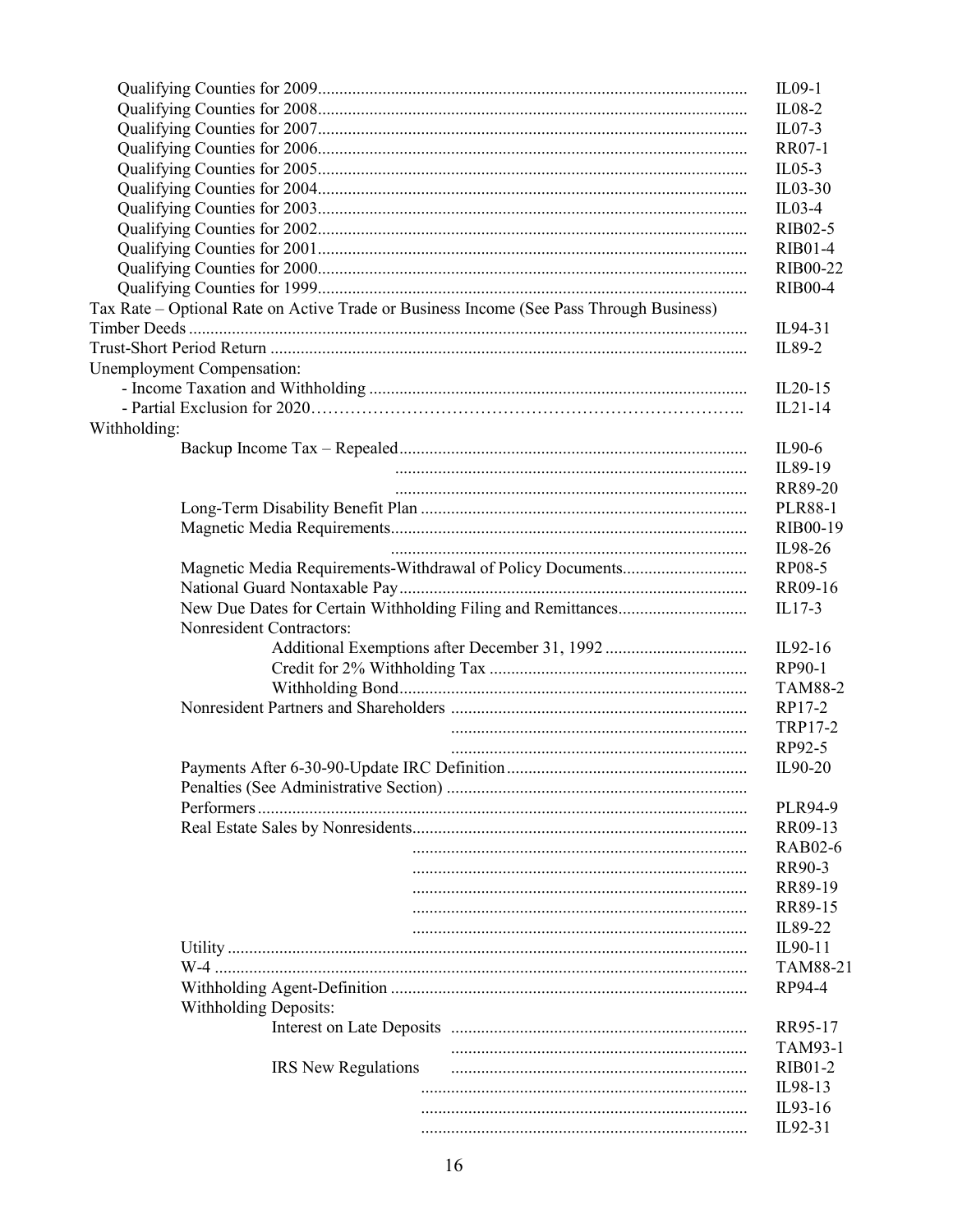| Topic | Reference |
|---|---|
| Qualifying Counties for 2009 | IL09-1 |
| Qualifying Counties for 2008 | IL08-2 |
| Qualifying Counties for 2007 | IL07-3 |
| Qualifying Counties for 2006 | RR07-1 |
| Qualifying Counties for 2005 | IL05-3 |
| Qualifying Counties for 2004 | IL03-30 |
| Qualifying Counties for 2003 | IL03-4 |
| Qualifying Counties for 2002 | RIB02-5 |
| Qualifying Counties for 2001 | RIB01-4 |
| Qualifying Counties for 2000 | RIB00-22 |
| Qualifying Counties for 1999 | RIB00-4 |
| Tax Rate – Optional Rate on Active Trade or Business Income (See Pass Through Business) | |
| Timber Deeds | IL94-31 |
| Trust-Short Period Return | IL89-2 |
| Unemployment Compensation: | |
| - Income Taxation and Withholding | IL20-15 |
| - Partial Exclusion for 2020 | IL21-14 |
| Withholding: | |
| Backup Income Tax – Repealed | IL90-6 |
| | IL89-19 |
| | RR89-20 |
| Long-Term Disability Benefit Plan | PLR88-1 |
| Magnetic Media Requirements | RIB00-19 |
| | IL98-26 |
| Magnetic Media Requirements-Withdrawal of Policy Documents | RP08-5 |
| National Guard Nontaxable Pay | RR09-16 |
| New Due Dates for Certain Withholding Filing and Remittances | IL17-3 |
| Nonresident Contractors: | |
| Additional Exemptions after December 31, 1992 | IL92-16 |
| Credit for 2% Withholding Tax | RP90-1 |
| Withholding Bond | TAM88-2 |
| Nonresident Partners and Shareholders | RP17-2 |
| | TRP17-2 |
| | RP92-5 |
| Payments After 6-30-90-Update IRC Definition | IL90-20 |
| Penalties (See Administrative Section) | |
| Performers | PLR94-9 |
| Real Estate Sales by Nonresidents | RR09-13 |
| | RAB02-6 |
| | RR90-3 |
| | RR89-19 |
| | RR89-15 |
| | IL89-22 |
| Utility | IL90-11 |
| W-4 | TAM88-21 |
| Withholding Agent-Definition | RP94-4 |
| Withholding Deposits: | |
| Interest on Late Deposits | RR95-17 |
| | TAM93-1 |
| IRS New Regulations | RIB01-2 |
| | IL98-13 |
| | IL93-16 |
| | IL92-31 |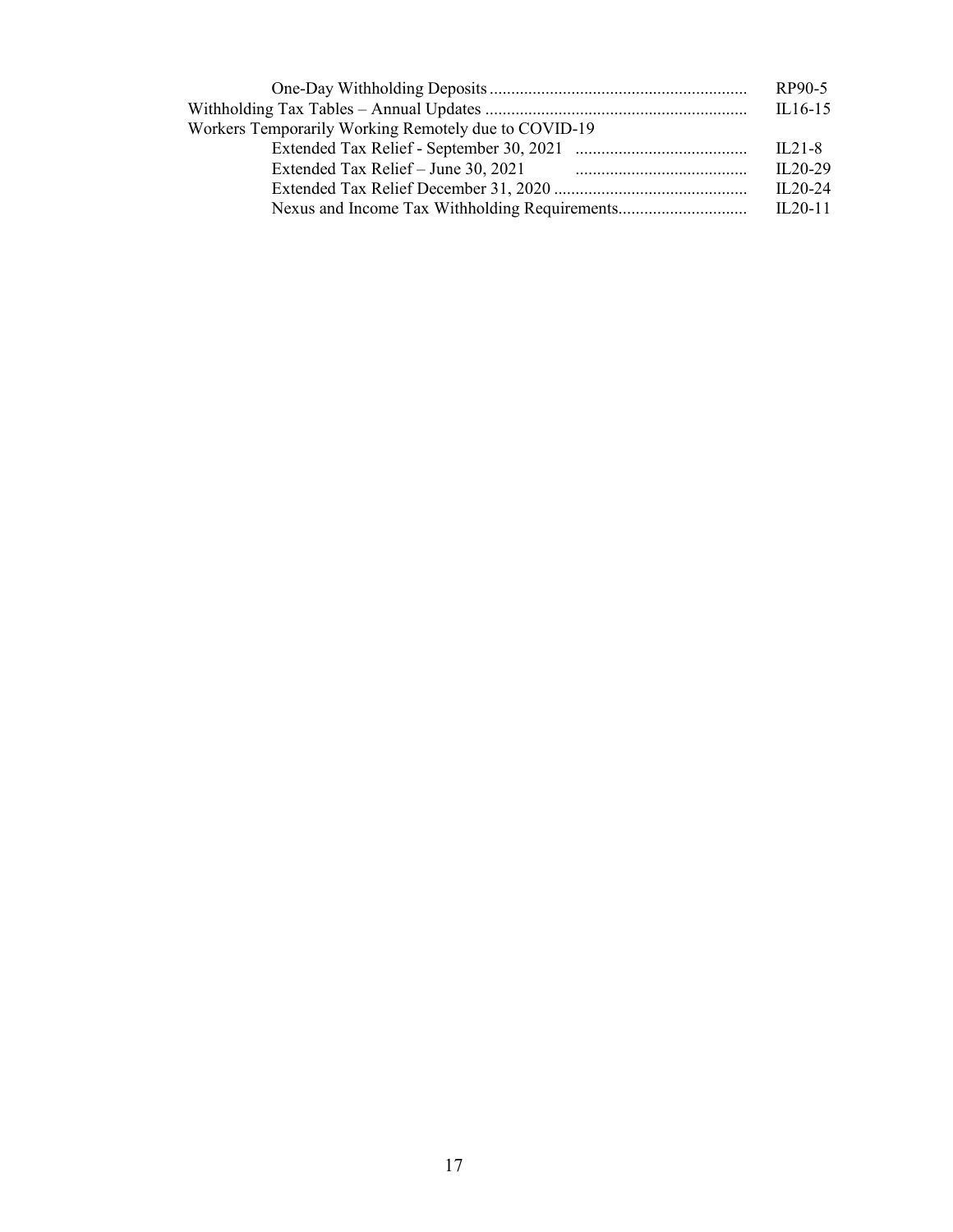| Topic | Reference |
|---|---|
| One-Day Withholding Deposits | RP90-5 |
| Withholding Tax Tables – Annual Updates | IL16-15 |
| Workers Temporarily Working Remotely due to COVID-19 | |
| Extended Tax Relief - September 30, 2021 | IL21-8 |
| Extended Tax Relief – June 30, 2021 | IL20-29 |
| Extended Tax Relief December 31, 2020 | IL20-24 |
| Nexus and Income Tax Withholding Requirements | IL20-11 |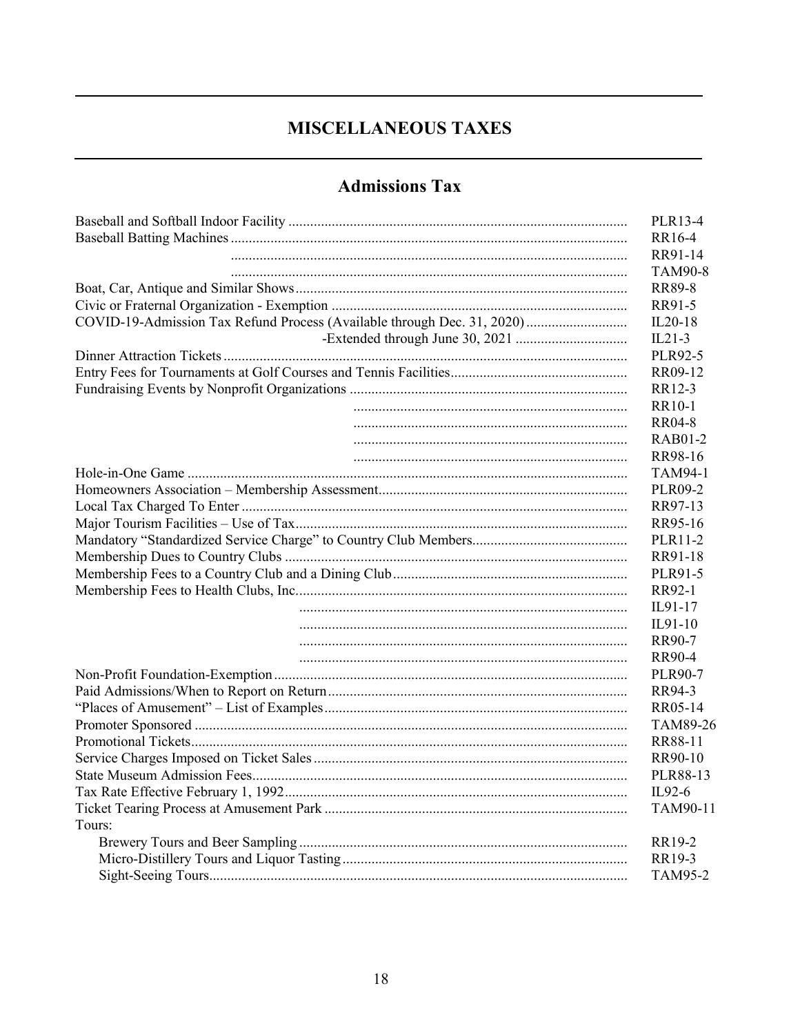# MISCELLANEOUS TAXES

## Admissions Tax

| Topic | Reference |
|---|---|
| Baseball and Softball Indoor Facility | PLR13-4 |
| Baseball Batting Machines | RR16-4 |
| | RR91-14 |
| | TAM90-8 |
| Boat, Car, Antique and Similar Shows | RR89-8 |
| Civic or Fraternal Organization - Exemption | RR91-5 |
| COVID-19-Admission Tax Refund Process (Available through Dec. 31, 2020) | IL20-18 |
| -Extended through June 30, 2021 | IL21-3 |
| Dinner Attraction Tickets | PLR92-5 |
| Entry Fees for Tournaments at Golf Courses and Tennis Facilities | RR09-12 |
| Fundraising Events by Nonprofit Organizations | RR12-3 |
| | RR10-1 |
| | RR04-8 |
| | RAB01-2 |
| | RR98-16 |
| Hole-in-One Game | TAM94-1 |
| Homeowners Association – Membership Assessment | PLR09-2 |
| Local Tax Charged To Enter | RR97-13 |
| Major Tourism Facilities – Use of Tax | RR95-16 |
| Mandatory "Standardized Service Charge" to Country Club Members | PLR11-2 |
| Membership Dues to Country Clubs | RR91-18 |
| Membership Fees to a Country Club and a Dining Club | PLR91-5 |
| Membership Fees to Health Clubs, Inc. | RR92-1 |
| | IL91-17 |
| | IL91-10 |
| | RR90-7 |
| | RR90-4 |
| Non-Profit Foundation-Exemption | PLR90-7 |
| Paid Admissions/When to Report on Return | RR94-3 |
| "Places of Amusement" – List of Examples | RR05-14 |
| Promoter Sponsored | TAM89-26 |
| Promotional Tickets | RR88-11 |
| Service Charges Imposed on Ticket Sales | RR90-10 |
| State Museum Admission Fees | PLR88-13 |
| Tax Rate Effective February 1, 1992 | IL92-6 |
| Ticket Tearing Process at Amusement Park | TAM90-11 |
| Tours: | |
| Brewery Tours and Beer Sampling | RR19-2 |
| Micro-Distillery Tours and Liquor Tasting | RR19-3 |
| Sight-Seeing Tours | TAM95-2 |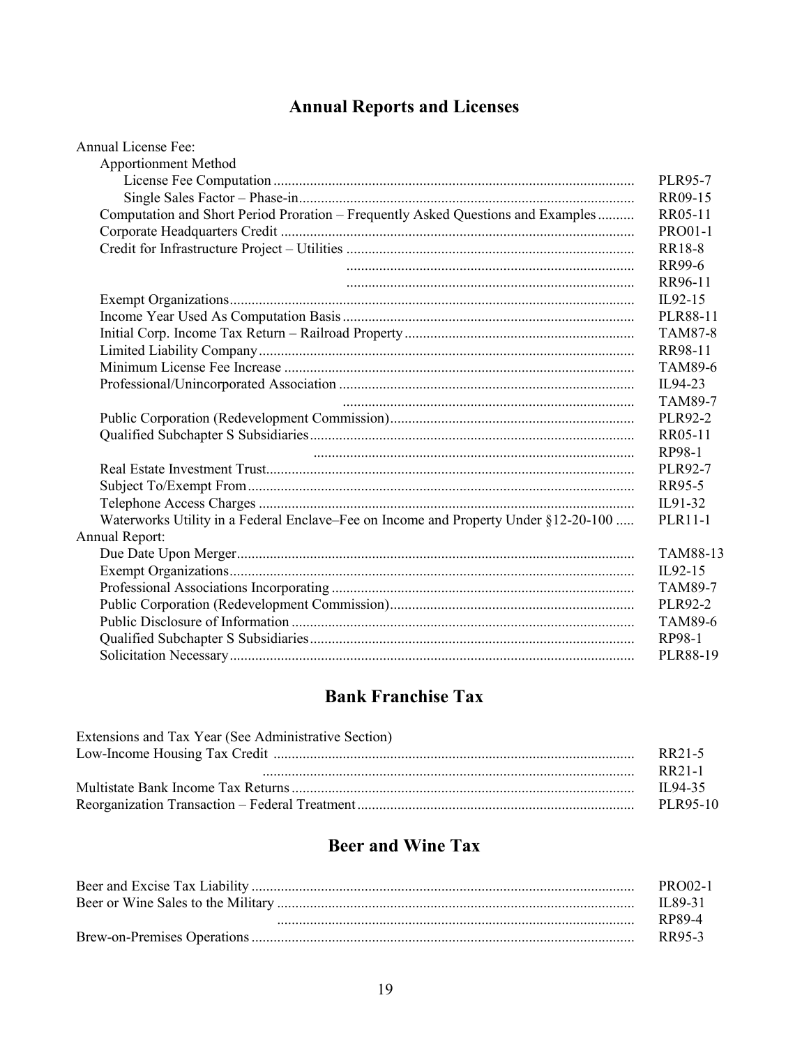## Annual Reports and Licenses

| Topic | Reference |
|---|---|
| Annual License Fee: | |
| Apportionment Method | |
| License Fee Computation | PLR95-7 |
| Single Sales Factor – Phase-in | RR09-15 |
| Computation and Short Period Proration – Frequently Asked Questions and Examples | RR05-11 |
| Corporate Headquarters Credit | PRO01-1 |
| Credit for Infrastructure Project – Utilities | RR18-8 |
| | RR99-6 |
| | RR96-11 |
| Exempt Organizations | IL92-15 |
| Income Year Used As Computation Basis | PLR88-11 |
| Initial Corp. Income Tax Return – Railroad Property | TAM87-8 |
| Limited Liability Company | RR98-11 |
| Minimum License Fee Increase | TAM89-6 |
| Professional/Unincorporated Association | IL94-23 |
| | TAM89-7 |
| Public Corporation (Redevelopment Commission) | PLR92-2 |
| Qualified Subchapter S Subsidiaries | RR05-11 |
| | RP98-1 |
| Real Estate Investment Trust | PLR92-7 |
| Subject To/Exempt From | RR95-5 |
| Telephone Access Charges | IL91-32 |
| Waterworks Utility in a Federal Enclave–Fee on Income and Property Under §12-20-100 | PLR11-1 |
| Annual Report: | |
| Due Date Upon Merger | TAM88-13 |
| Exempt Organizations | IL92-15 |
| Professional Associations Incorporating | TAM89-7 |
| Public Corporation (Redevelopment Commission) | PLR92-2 |
| Public Disclosure of Information | TAM89-6 |
| Qualified Subchapter S Subsidiaries | RP98-1 |
| Solicitation Necessary | PLR88-19 |

## Bank Franchise Tax

| Topic | Reference |
|---|---|
| Extensions and Tax Year (See Administrative Section) | |
| Low-Income Housing Tax Credit | RR21-5 |
| | RR21-1 |
| Multistate Bank Income Tax Returns | IL94-35 |
| Reorganization Transaction – Federal Treatment | PLR95-10 |

## Beer and Wine Tax

| Topic | Reference |
|---|---|
| Beer and Excise Tax Liability | PRO02-1 |
| Beer or Wine Sales to the Military | IL89-31 |
| | RP89-4 |
| Brew-on-Premises Operations | RR95-3 |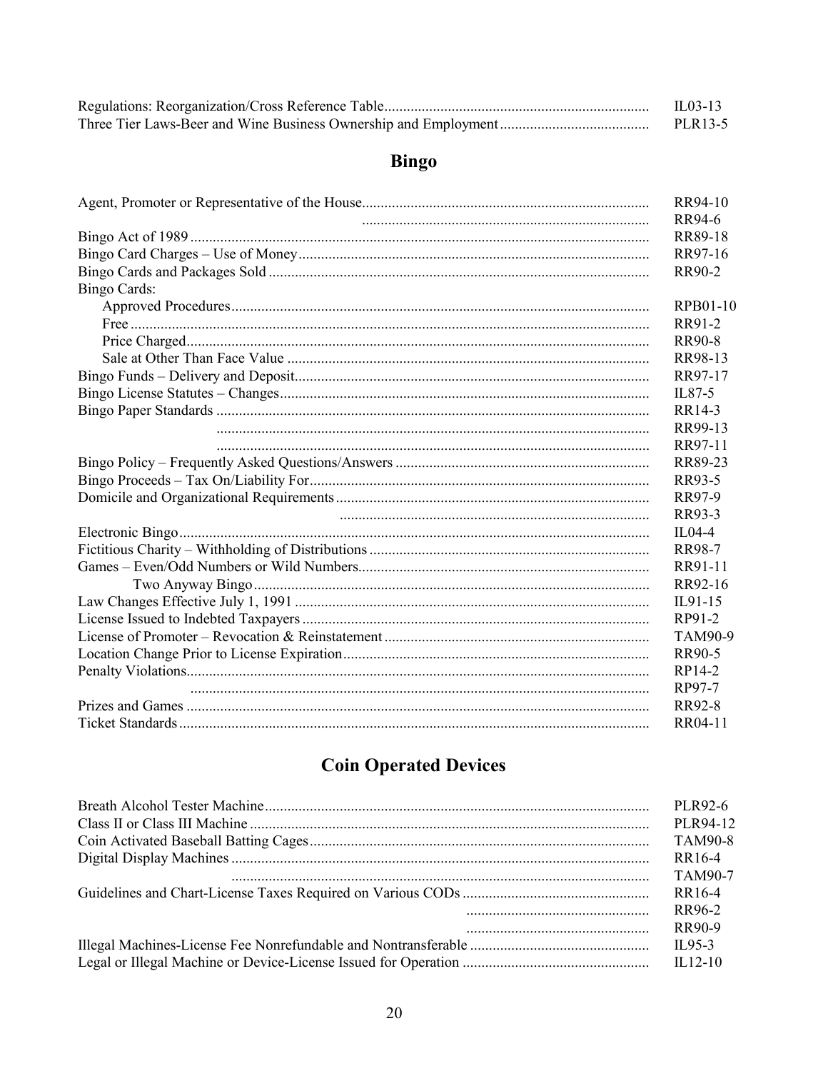| | |
|---|---|
| Regulations: Reorganization/Cross Reference Table | IL03-13 |
| Three Tier Laws-Beer and Wine Business Ownership and Employment | PLR13-5 |

## Bingo

| | |
|---|---|
| Agent, Promoter or Representative of the House | RR94-10 |
| | RR94-6 |
| Bingo Act of 1989 | RR89-18 |
| Bingo Card Charges – Use of Money | RR97-16 |
| Bingo Cards and Packages Sold | RR90-2 |
| Bingo Cards: | |
| Approved Procedures | RPB01-10 |
| Free | RR91-2 |
| Price Charged | RR90-8 |
| Sale at Other Than Face Value | RR98-13 |
| Bingo Funds – Delivery and Deposit | RR97-17 |
| Bingo License Statutes – Changes | IL87-5 |
| Bingo Paper Standards | RR14-3 |
| | RR99-13 |
| | RR97-11 |
| Bingo Policy – Frequently Asked Questions/Answers | RR89-23 |
| Bingo Proceeds – Tax On/Liability For | RR93-5 |
| Domicile and Organizational Requirements | RR97-9 |
| | RR93-3 |
| Electronic Bingo | IL04-4 |
| Fictitious Charity – Withholding of Distributions | RR98-7 |
| Games – Even/Odd Numbers or Wild Numbers | RR91-11 |
| Two Anyway Bingo | RR92-16 |
| Law Changes Effective July 1, 1991 | IL91-15 |
| License Issued to Indebted Taxpayers | RP91-2 |
| License of Promoter – Revocation & Reinstatement | TAM90-9 |
| Location Change Prior to License Expiration | RR90-5 |
| Penalty Violations | RP14-2 |
| | RP97-7 |
| Prizes and Games | RR92-8 |
| Ticket Standards | RR04-11 |

## Coin Operated Devices

| | |
|---|---|
| Breath Alcohol Tester Machine | PLR92-6 |
| Class II or Class III Machine | PLR94-12 |
| Coin Activated Baseball Batting Cages | TAM90-8 |
| Digital Display Machines | RR16-4 |
| | TAM90-7 |
| Guidelines and Chart-License Taxes Required on Various CODs | RR16-4 |
| | RR96-2 |
| | RR90-9 |
| Illegal Machines-License Fee Nonrefundable and Nontransferable | IL95-3 |
| Legal or Illegal Machine or Device-License Issued for Operation | IL12-10 |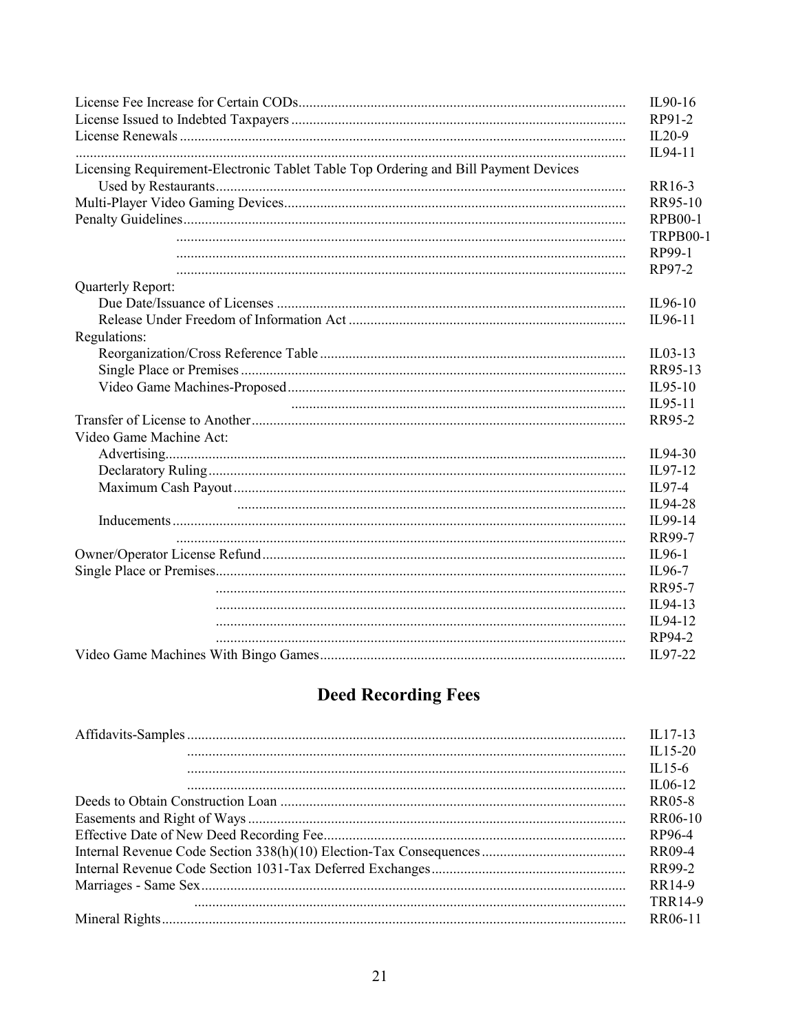| | |
|---|---|
| License Fee Increase for Certain CODs | IL90-16 |
| License Issued to Indebted Taxpayers | RP91-2 |
| License Renewals | IL20-9 |
| | IL94-11 |
| Licensing Requirement-Electronic Tablet Table Top Ordering and Bill Payment Devices Used by Restaurants | RR16-3 |
| Multi-Player Video Gaming Devices | RR95-10 |
| Penalty Guidelines | RPB00-1 |
| | TRPB00-1 |
| | RP99-1 |
| | RP97-2 |
| Quarterly Report: | |
| Due Date/Issuance of Licenses | IL96-10 |
| Release Under Freedom of Information Act | IL96-11 |
| Regulations: | |
| Reorganization/Cross Reference Table | IL03-13 |
| Single Place or Premises | RR95-13 |
| Video Game Machines-Proposed | IL95-10 |
| | IL95-11 |
| Transfer of License to Another | RR95-2 |
| Video Game Machine Act: | |
| Advertising | IL94-30 |
| Declaratory Ruling | IL97-12 |
| Maximum Cash Payout | IL97-4 |
| | IL94-28 |
| Inducements | IL99-14 |
| | RR99-7 |
| Owner/Operator License Refund | IL96-1 |
| Single Place or Premises | IL96-7 |
| | RR95-7 |
| | IL94-13 |
| | IL94-12 |
| | RP94-2 |
| Video Game Machines With Bingo Games | IL97-22 |

## Deed Recording Fees

| | |
|---|---|
| Affidavits-Samples | IL17-13 |
| | IL15-20 |
| | IL15-6 |
| | IL06-12 |
| Deeds to Obtain Construction Loan | RR05-8 |
| Easements and Right of Ways | RR06-10 |
| Effective Date of New Deed Recording Fee | RP96-4 |
| Internal Revenue Code Section 338(h)(10) Election-Tax Consequences | RR09-4 |
| Internal Revenue Code Section 1031-Tax Deferred Exchanges | RR99-2 |
| Marriages - Same Sex | RR14-9 |
| | TRR14-9 |
| Mineral Rights | RR06-11 |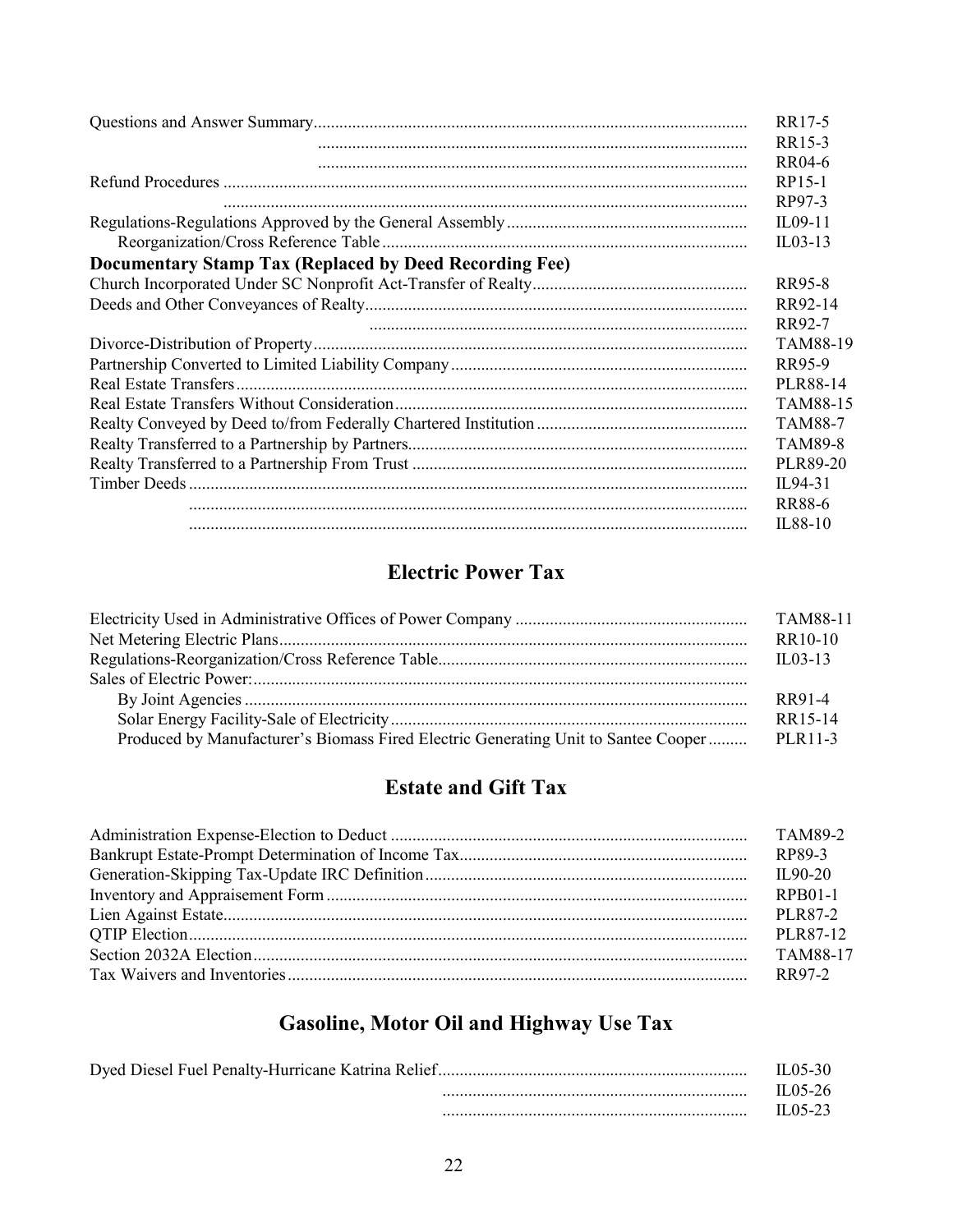| | |
|---|---|
| Questions and Answer Summary | RR17-5 |
| | RR15-3 |
| | RR04-6 |
| Refund Procedures | RP15-1 |
| | RP97-3 |
| Regulations-Regulations Approved by the General Assembly | IL09-11 |
| Reorganization/Cross Reference Table | IL03-13 |

**Documentary Stamp Tax (Replaced by Deed Recording Fee)**

| | |
|---|---|
| Church Incorporated Under SC Nonprofit Act-Transfer of Realty | RR95-8 |
| Deeds and Other Conveyances of Realty | RR92-14 |
| | RR92-7 |
| Divorce-Distribution of Property | TAM88-19 |
| Partnership Converted to Limited Liability Company | RR95-9 |
| Real Estate Transfers | PLR88-14 |
| Real Estate Transfers Without Consideration | TAM88-15 |
| Realty Conveyed by Deed to/from Federally Chartered Institution | TAM88-7 |
| Realty Transferred to a Partnership by Partners | TAM89-8 |
| Realty Transferred to a Partnership From Trust | PLR89-20 |
| Timber Deeds | IL94-31 |
| | RR88-6 |
| | IL88-10 |

## Electric Power Tax

| | |
|---|---|
| Electricity Used in Administrative Offices of Power Company | TAM88-11 |
| Net Metering Electric Plans | RR10-10 |
| Regulations-Reorganization/Cross Reference Table | IL03-13 |
| Sales of Electric Power: | |
| By Joint Agencies | RR91-4 |
| Solar Energy Facility-Sale of Electricity | RR15-14 |
| Produced by Manufacturer's Biomass Fired Electric Generating Unit to Santee Cooper | PLR11-3 |

## Estate and Gift Tax

| | |
|---|---|
| Administration Expense-Election to Deduct | TAM89-2 |
| Bankrupt Estate-Prompt Determination of Income Tax | RP89-3 |
| Generation-Skipping Tax-Update IRC Definition | IL90-20 |
| Inventory and Appraisement Form | RPB01-1 |
| Lien Against Estate | PLR87-2 |
| QTIP Election | PLR87-12 |
| Section 2032A Election | TAM88-17 |
| Tax Waivers and Inventories | RR97-2 |

## Gasoline, Motor Oil and Highway Use Tax

| | |
|---|---|
| Dyed Diesel Fuel Penalty-Hurricane Katrina Relief | IL05-30 |
| | IL05-26 |
| | IL05-23 |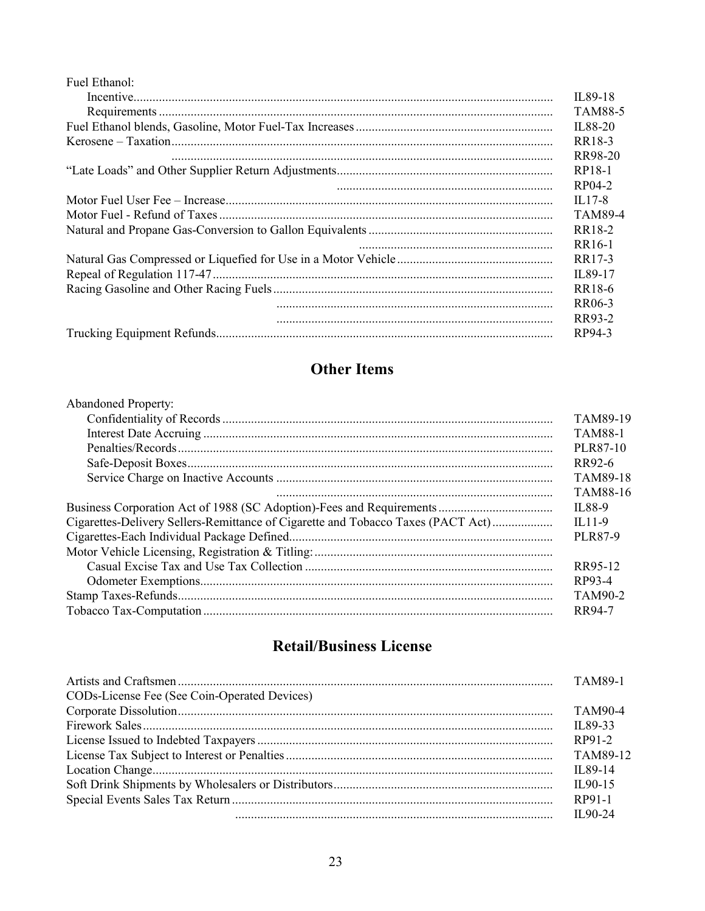| | |
|---|---|
| Fuel Ethanol: | |
| Incentive | IL89-18 |
| Requirements | TAM88-5 |
| Fuel Ethanol blends, Gasoline, Motor Fuel-Tax Increases | IL88-20 |
| Kerosene – Taxation | RR18-3 |
| | RR98-20 |
| "Late Loads" and Other Supplier Return Adjustments | RP18-1 |
| | RP04-2 |
| Motor Fuel User Fee – Increase | IL17-8 |
| Motor Fuel - Refund of Taxes | TAM89-4 |
| Natural and Propane Gas-Conversion to Gallon Equivalents | RR18-2 |
| | RR16-1 |
| Natural Gas Compressed or Liquefied for Use in a Motor Vehicle | RR17-3 |
| Repeal of Regulation 117-47 | IL89-17 |
| Racing Gasoline and Other Racing Fuels | RR18-6 |
| | RR06-3 |
| | RR93-2 |
| Trucking Equipment Refunds | RP94-3 |

## Other Items

| | |
|---|---|
| Abandoned Property: | |
| Confidentiality of Records | TAM89-19 |
| Interest Date Accruing | TAM88-1 |
| Penalties/Records | PLR87-10 |
| Safe-Deposit Boxes | RR92-6 |
| Service Charge on Inactive Accounts | TAM89-18 |
| | TAM88-16 |
| Business Corporation Act of 1988 (SC Adoption)-Fees and Requirements | IL88-9 |
| Cigarettes-Delivery Sellers-Remittance of Cigarette and Tobacco Taxes (PACT Act) | IL11-9 |
| Cigarettes-Each Individual Package Defined | PLR87-9 |
| Motor Vehicle Licensing, Registration & Titling: | |
| Casual Excise Tax and Use Tax Collection | RR95-12 |
| Odometer Exemptions | RP93-4 |
| Stamp Taxes-Refunds | TAM90-2 |
| Tobacco Tax-Computation | RR94-7 |

## Retail/Business License

| | |
|---|---|
| Artists and Craftsmen | TAM89-1 |
| CODs-License Fee (See Coin-Operated Devices) | |
| Corporate Dissolution | TAM90-4 |
| Firework Sales | IL89-33 |
| License Issued to Indebted Taxpayers | RP91-2 |
| License Tax Subject to Interest or Penalties | TAM89-12 |
| Location Change | IL89-14 |
| Soft Drink Shipments by Wholesalers or Distributors | IL90-15 |
| Special Events Sales Tax Return | RP91-1 |
| | IL90-24 |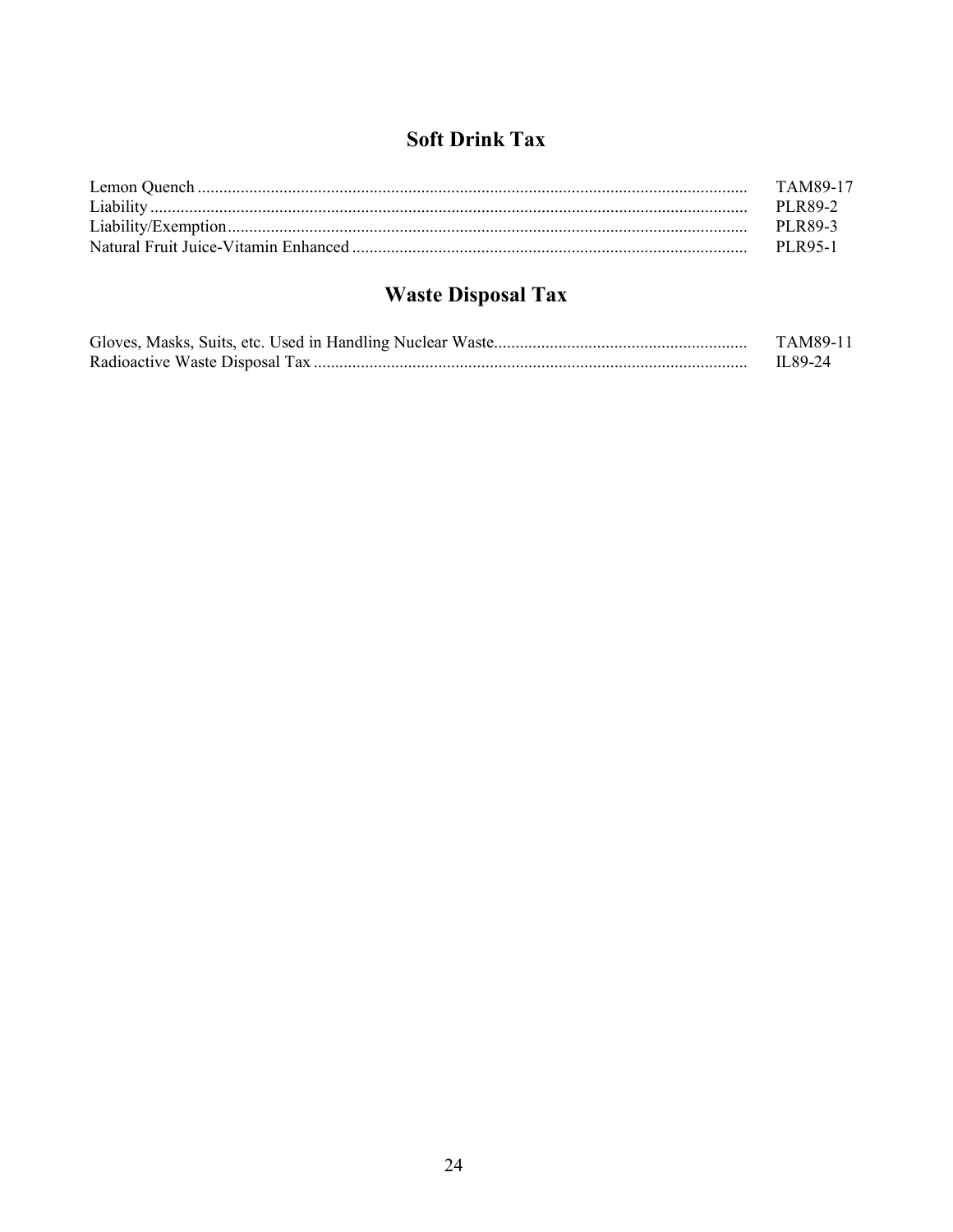## Soft Drink Tax

| | |
|---|---|
| Lemon Quench | TAM89-17 |
| Liability | PLR89-2 |
| Liability/Exemption | PLR89-3 |
| Natural Fruit Juice-Vitamin Enhanced | PLR95-1 |

## Waste Disposal Tax

| | |
|---|---|
| Gloves, Masks, Suits, etc. Used in Handling Nuclear Waste | TAM89-11 |
| Radioactive Waste Disposal Tax | IL89-24 |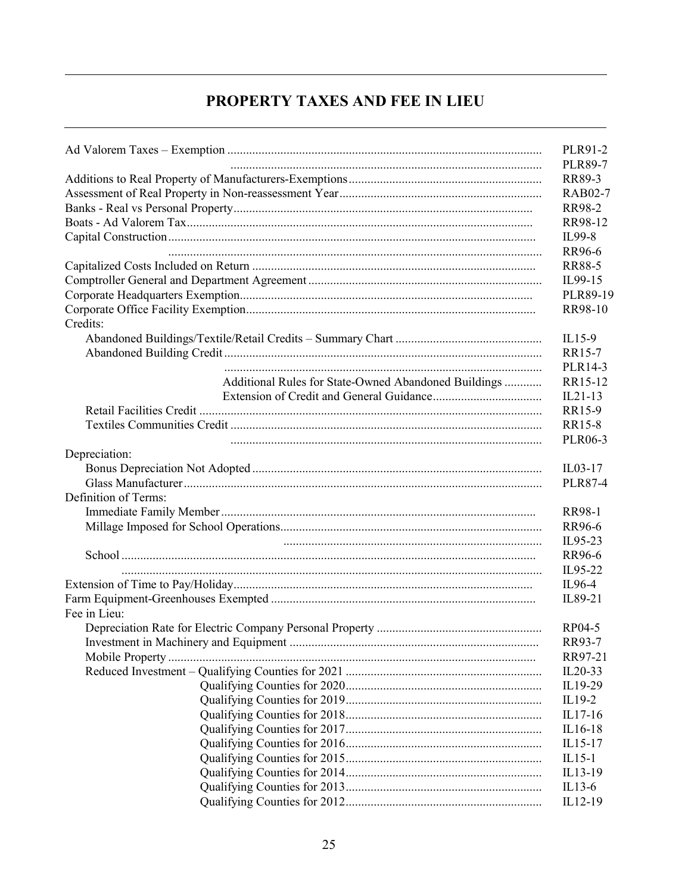# PROPERTY TAXES AND FEE IN LIEU

| | |
|---|---|
| Ad Valorem Taxes – Exemption | PLR91-2 |
| | PLR89-7 |
| Additions to Real Property of Manufacturers-Exemptions | RR89-3 |
| Assessment of Real Property in Non-reassessment Year | RAB02-7 |
| Banks - Real vs Personal Property | RR98-2 |
| Boats - Ad Valorem Tax | RR98-12 |
| Capital Construction | IL99-8 |
| | RR96-6 |
| Capitalized Costs Included on Return | RR88-5 |
| Comptroller General and Department Agreement | IL99-15 |
| Corporate Headquarters Exemption | PLR89-19 |
| Corporate Office Facility Exemption | RR98-10 |
| Credits: | |
| Abandoned Buildings/Textile/Retail Credits – Summary Chart | IL15-9 |
| Abandoned Building Credit | RR15-7 |
| | PLR14-3 |
| Additional Rules for State-Owned Abandoned Buildings | RR15-12 |
| Extension of Credit and General Guidance | IL21-13 |
| Retail Facilities Credit | RR15-9 |
| Textiles Communities Credit | RR15-8 |
| | PLR06-3 |
| Depreciation: | |
| Bonus Depreciation Not Adopted | IL03-17 |
| Glass Manufacturer | PLR87-4 |
| Definition of Terms: | |
| Immediate Family Member | RR98-1 |
| Millage Imposed for School Operations | RR96-6 |
| | IL95-23 |
| School | RR96-6 |
| | IL95-22 |
| Extension of Time to Pay/Holiday | IL96-4 |
| Farm Equipment-Greenhouses Exempted | IL89-21 |
| Fee in Lieu: | |
| Depreciation Rate for Electric Company Personal Property | RP04-5 |
| Investment in Machinery and Equipment | RR93-7 |
| Mobile Property | RR97-21 |
| Reduced Investment – Qualifying Counties for 2021 | IL20-33 |
| Qualifying Counties for 2020 | IL19-29 |
| Qualifying Counties for 2019 | IL19-2 |
| Qualifying Counties for 2018 | IL17-16 |
| Qualifying Counties for 2017 | IL16-18 |
| Qualifying Counties for 2016 | IL15-17 |
| Qualifying Counties for 2015 | IL15-1 |
| Qualifying Counties for 2014 | IL13-19 |
| Qualifying Counties for 2013 | IL13-6 |
| Qualifying Counties for 2012 | IL12-19 |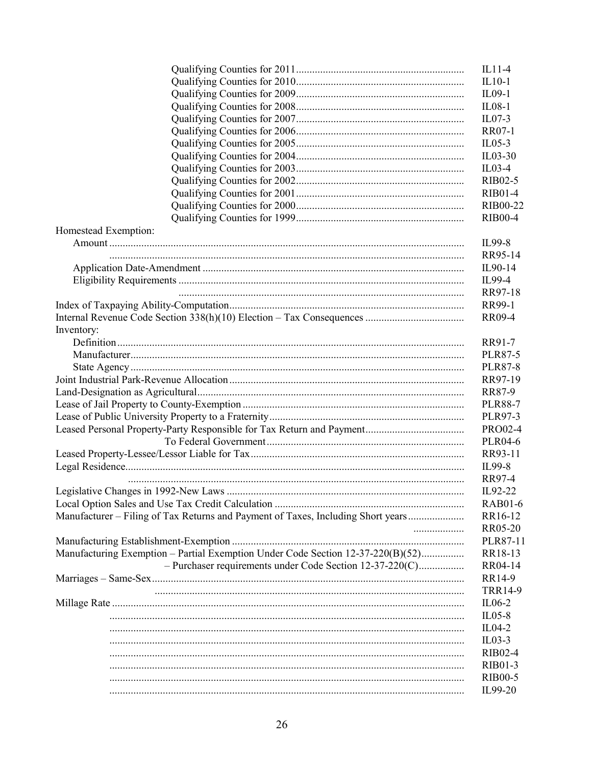| Topic | Reference |
|---|---|
| Qualifying Counties for 2011 | IL11-4 |
| Qualifying Counties for 2010 | IL10-1 |
| Qualifying Counties for 2009 | IL09-1 |
| Qualifying Counties for 2008 | IL08-1 |
| Qualifying Counties for 2007 | IL07-3 |
| Qualifying Counties for 2006 | RR07-1 |
| Qualifying Counties for 2005 | IL05-3 |
| Qualifying Counties for 2004 | IL03-30 |
| Qualifying Counties for 2003 | IL03-4 |
| Qualifying Counties for 2002 | RIB02-5 |
| Qualifying Counties for 2001 | RIB01-4 |
| Qualifying Counties for 2000 | RIB00-22 |
| Qualifying Counties for 1999 | RIB00-4 |
| Homestead Exemption: | |
| Amount | IL99-8 |
| | RR95-14 |
| Application Date-Amendment | IL90-14 |
| Eligibility Requirements | IL99-4 |
| | RR97-18 |
| Index of Taxpaying Ability-Computation | RR99-1 |
| Internal Revenue Code Section 338(h)(10) Election – Tax Consequences | RR09-4 |
| Inventory: | |
| Definition | RR91-7 |
| Manufacturer | PLR87-5 |
| State Agency | PLR87-8 |
| Joint Industrial Park-Revenue Allocation | RR97-19 |
| Land-Designation as Agricultural | RR87-9 |
| Lease of Jail Property to County-Exemption | PLR88-7 |
| Lease of Public University Property to a Fraternity | PLR97-3 |
| Leased Personal Property-Party Responsible for Tax Return and Payment | PRO02-4 |
| To Federal Government | PLR04-6 |
| Leased Property-Lessee/Lessor Liable for Tax | RR93-11 |
| Legal Residence | IL99-8 |
| | RR97-4 |
| Legislative Changes in 1992-New Laws | IL92-22 |
| Local Option Sales and Use Tax Credit Calculation | RAB01-6 |
| Manufacturer – Filing of Tax Returns and Payment of Taxes, Including Short years | RR16-12 |
| | RR05-20 |
| Manufacturing Establishment-Exemption | PLR87-11 |
| Manufacturing Exemption – Partial Exemption Under Code Section 12-37-220(B)(52) | RR18-13 |
| – Purchaser requirements under Code Section 12-37-220(C) | RR04-14 |
| Marriages – Same-Sex | RR14-9 |
| | TRR14-9 |
| Millage Rate | IL06-2 |
| | IL05-8 |
| | IL04-2 |
| | IL03-3 |
| | RIB02-4 |
| | RIB01-3 |
| | RIB00-5 |
| | IL99-20 |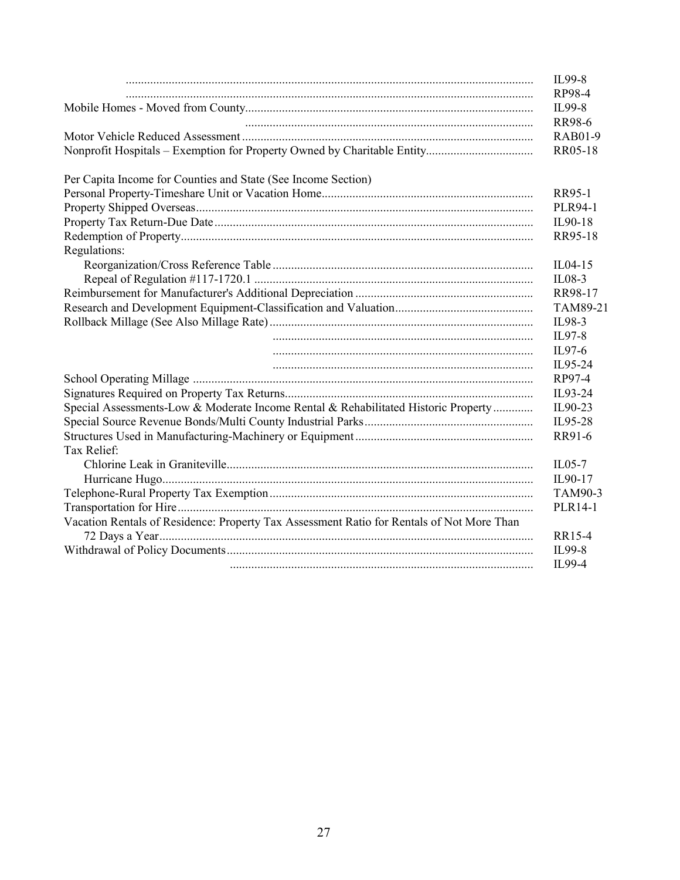| | |
|---|---|
| | IL99-8 |
| | RP98-4 |
| Mobile Homes - Moved from County | IL99-8 |
| | RR98-6 |
| Motor Vehicle Reduced Assessment | RAB01-9 |
| Nonprofit Hospitals – Exemption for Property Owned by Charitable Entity | RR05-18 |
| | |
| Per Capita Income for Counties and State (See Income Section) | |
| Personal Property-Timeshare Unit or Vacation Home | RR95-1 |
| Property Shipped Overseas | PLR94-1 |
| Property Tax Return-Due Date | IL90-18 |
| Redemption of Property | RR95-18 |
| Regulations: | |
| Reorganization/Cross Reference Table | IL04-15 |
| Repeal of Regulation #117-1720.1 | IL08-3 |
| Reimbursement for Manufacturer's Additional Depreciation | RR98-17 |
| Research and Development Equipment-Classification and Valuation | TAM89-21 |
| Rollback Millage (See Also Millage Rate) | IL98-3 |
| | IL97-8 |
| | IL97-6 |
| | IL95-24 |
| School Operating Millage | RP97-4 |
| Signatures Required on Property Tax Returns | IL93-24 |
| Special Assessments-Low & Moderate Income Rental & Rehabilitated Historic Property | IL90-23 |
| Special Source Revenue Bonds/Multi County Industrial Parks | IL95-28 |
| Structures Used in Manufacturing-Machinery or Equipment | RR91-6 |
| Tax Relief: | |
| Chlorine Leak in Graniteville | IL05-7 |
| Hurricane Hugo | IL90-17 |
| Telephone-Rural Property Tax Exemption | TAM90-3 |
| Transportation for Hire | PLR14-1 |
| Vacation Rentals of Residence: Property Tax Assessment Ratio for Rentals of Not More Than 72 Days a Year | RR15-4 |
| Withdrawal of Policy Documents | IL99-8 |
| | IL99-4 |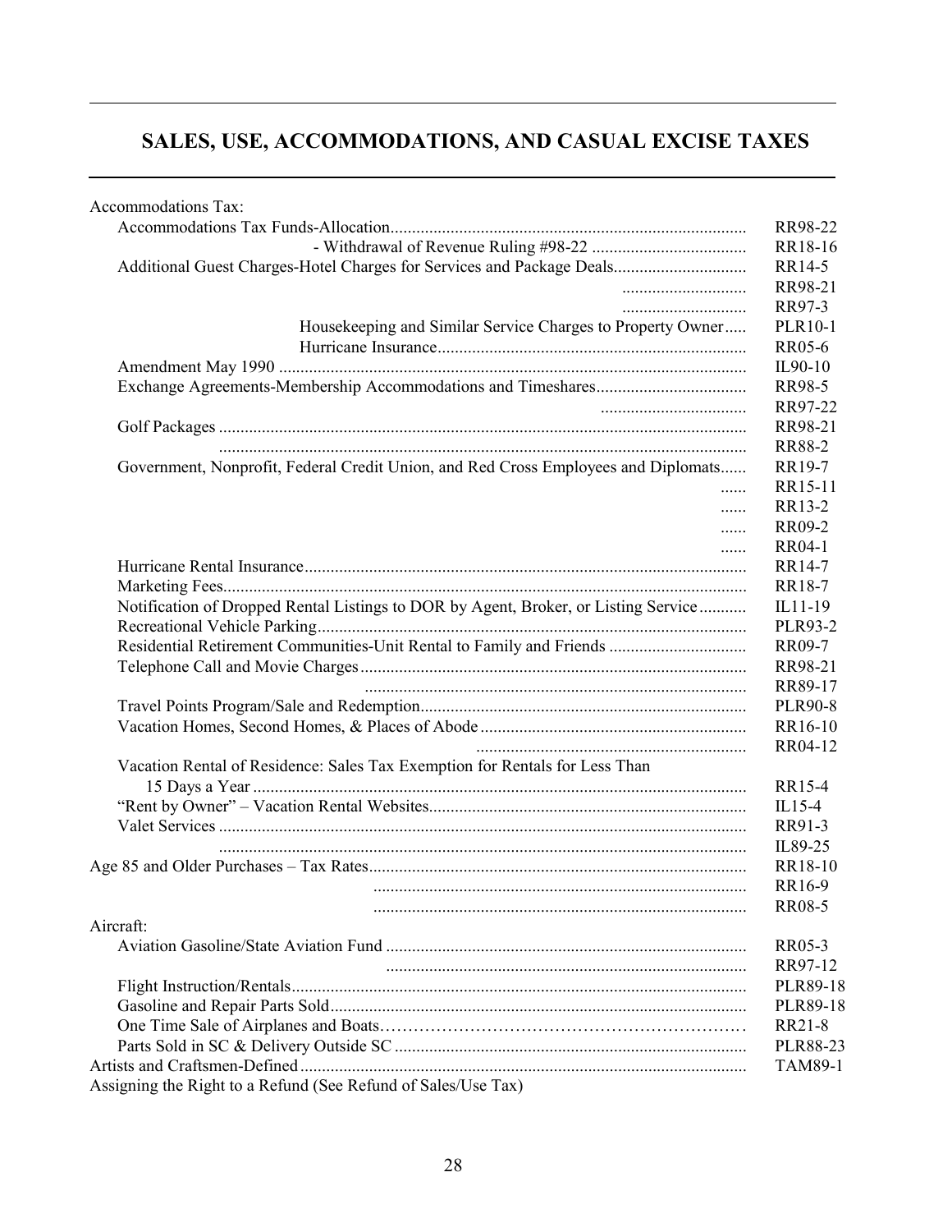# SALES, USE, ACCOMMODATIONS, AND CASUAL EXCISE TAXES

| Topic | Reference |
|---|---|
| **Accommodations Tax:** | |
| Accommodations Tax Funds-Allocation | RR98-22 |
| - Withdrawal of Revenue Ruling #98-22 | RR18-16 |
| Additional Guest Charges-Hotel Charges for Services and Package Deals | RR14-5 |
| | RR98-21 |
| | RR97-3 |
| Housekeeping and Similar Service Charges to Property Owner | PLR10-1 |
| Hurricane Insurance | RR05-6 |
| Amendment May 1990 | IL90-10 |
| Exchange Agreements-Membership Accommodations and Timeshares | RR98-5 |
| | RR97-22 |
| Golf Packages | RR98-21 |
| | RR88-2 |
| Government, Nonprofit, Federal Credit Union, and Red Cross Employees and Diplomats | RR19-7 |
| | RR15-11 |
| | RR13-2 |
| | RR09-2 |
| | RR04-1 |
| Hurricane Rental Insurance | RR14-7 |
| Marketing Fees | RR18-7 |
| Notification of Dropped Rental Listings to DOR by Agent, Broker, or Listing Service | IL11-19 |
| Recreational Vehicle Parking | PLR93-2 |
| Residential Retirement Communities-Unit Rental to Family and Friends | RR09-7 |
| Telephone Call and Movie Charges | RR98-21 |
| | RR89-17 |
| Travel Points Program/Sale and Redemption | PLR90-8 |
| Vacation Homes, Second Homes, & Places of Abode | RR16-10 |
| | RR04-12 |
| Vacation Rental of Residence: Sales Tax Exemption for Rentals for Less Than 15 Days a Year | RR15-4 |
| "Rent by Owner" – Vacation Rental Websites | IL15-4 |
| Valet Services | RR91-3 |
| | IL89-25 |
| **Age 85 and Older Purchases – Tax Rates** | RR18-10 |
| | RR16-9 |
| | RR08-5 |
| **Aircraft:** | |
| Aviation Gasoline/State Aviation Fund | RR05-3 |
| | RR97-12 |
| Flight Instruction/Rentals | PLR89-18 |
| Gasoline and Repair Parts Sold | PLR89-18 |
| One Time Sale of Airplanes and Boats | RR21-8 |
| Parts Sold in SC & Delivery Outside SC | PLR88-23 |
| **Artists and Craftsmen-Defined** | TAM89-1 |
| **Assigning the Right to a Refund (See Refund of Sales/Use Tax)** | |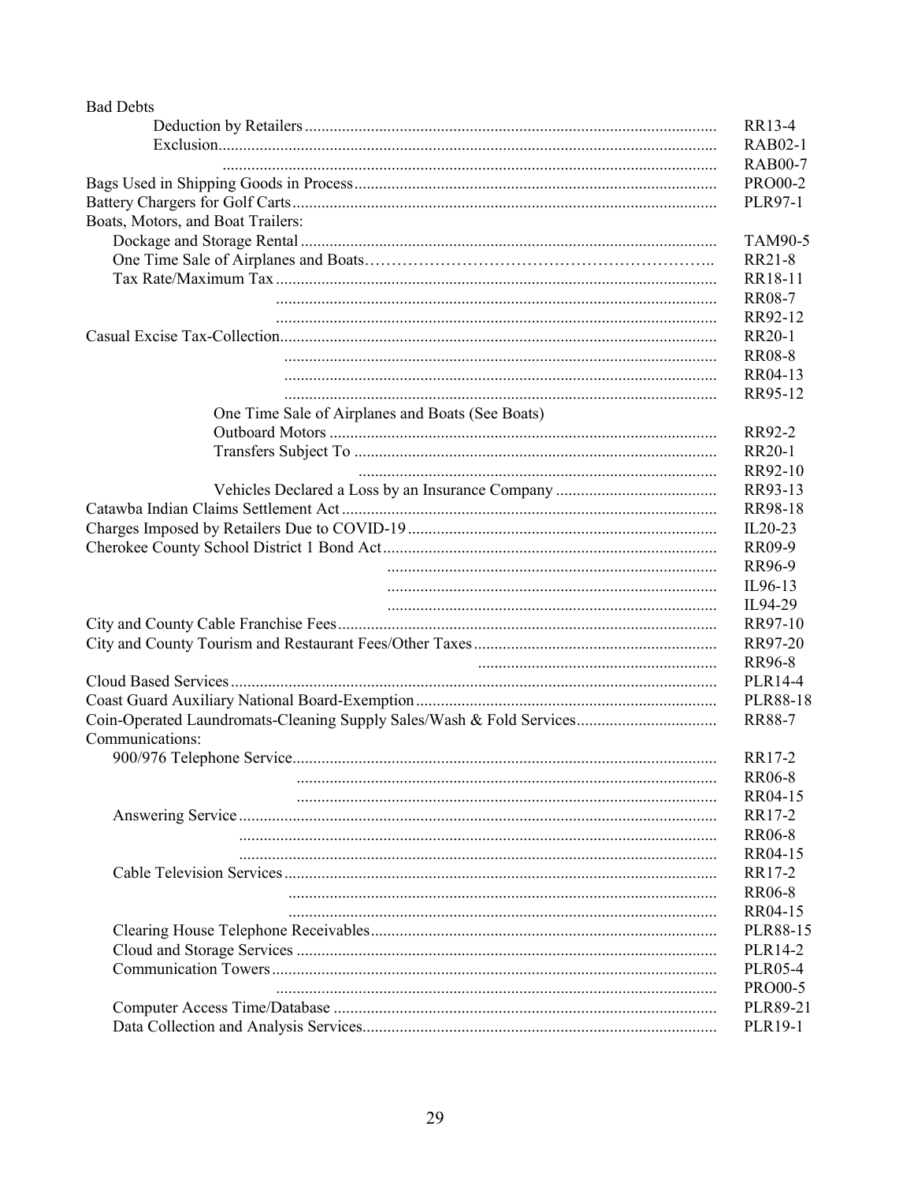| Topic | Reference |
|---|---|
| **Bad Debts** | |
| Deduction by Retailers | RR13-4 |
| Exclusion | RAB02-1 |
| | RAB00-7 |
| Bags Used in Shipping Goods in Process | PRO00-2 |
| Battery Chargers for Golf Carts | PLR97-1 |
| **Boats, Motors, and Boat Trailers:** | |
| Dockage and Storage Rental | TAM90-5 |
| One Time Sale of Airplanes and Boats | RR21-8 |
| Tax Rate/Maximum Tax | RR18-11 |
| | RR08-7 |
| | RR92-12 |
| Casual Excise Tax-Collection | RR20-1 |
| | RR08-8 |
| | RR04-13 |
| | RR95-12 |
| One Time Sale of Airplanes and Boats (See Boats) | |
| Outboard Motors | RR92-2 |
| Transfers Subject To | RR20-1 |
| | RR92-10 |
| Vehicles Declared a Loss by an Insurance Company | RR93-13 |
| Catawba Indian Claims Settlement Act | RR98-18 |
| Charges Imposed by Retailers Due to COVID-19 | IL20-23 |
| Cherokee County School District 1 Bond Act | RR09-9 |
| | RR96-9 |
| | IL96-13 |
| | IL94-29 |
| City and County Cable Franchise Fees | RR97-10 |
| City and County Tourism and Restaurant Fees/Other Taxes | RR97-20 |
| | RR96-8 |
| Cloud Based Services | PLR14-4 |
| Coast Guard Auxiliary National Board-Exemption | PLR88-18 |
| Coin-Operated Laundromats-Cleaning Supply Sales/Wash & Fold Services | RR88-7 |
| **Communications:** | |
| 900/976 Telephone Service | RR17-2 |
| | RR06-8 |
| | RR04-15 |
| Answering Service | RR17-2 |
| | RR06-8 |
| | RR04-15 |
| Cable Television Services | RR17-2 |
| | RR06-8 |
| | RR04-15 |
| Clearing House Telephone Receivables | PLR88-15 |
| Cloud and Storage Services | PLR14-2 |
| Communication Towers | PLR05-4 |
| | PRO00-5 |
| Computer Access Time/Database | PLR89-21 |
| Data Collection and Analysis Services | PLR19-1 |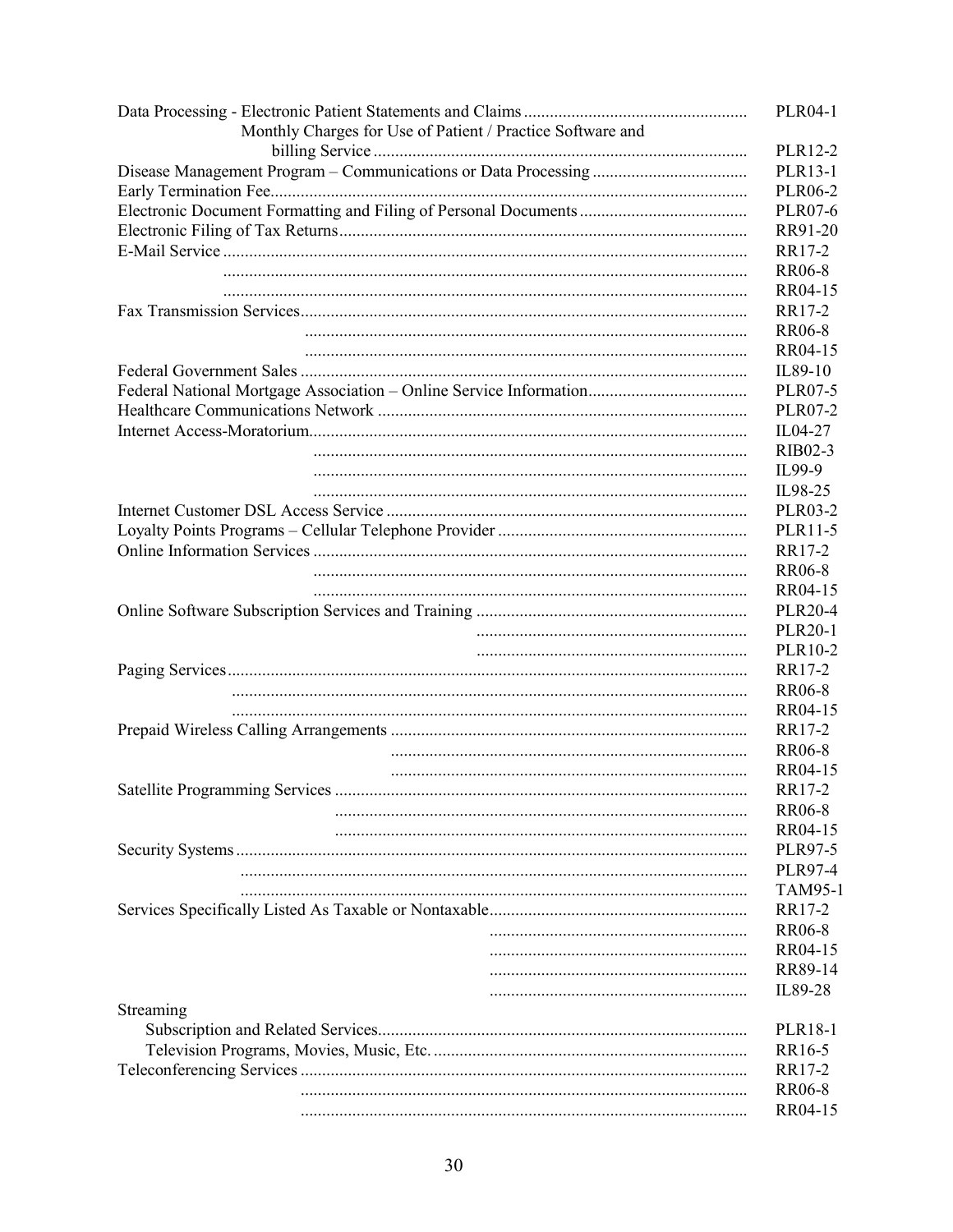| Topic | Reference |
|---|---|
| Data Processing - Electronic Patient Statements and Claims | PLR04-1 |
| Monthly Charges for Use of Patient / Practice Software and billing Service | PLR12-2 |
| Disease Management Program – Communications or Data Processing | PLR13-1 |
| Early Termination Fee | PLR06-2 |
| Electronic Document Formatting and Filing of Personal Documents | PLR07-6 |
| Electronic Filing of Tax Returns | RR91-20 |
| E-Mail Service | RR17-2 |
| | RR06-8 |
| | RR04-15 |
| Fax Transmission Services | RR17-2 |
| | RR06-8 |
| | RR04-15 |
| Federal Government Sales | IL89-10 |
| Federal National Mortgage Association – Online Service Information | PLR07-5 |
| Healthcare Communications Network | PLR07-2 |
| Internet Access-Moratorium | IL04-27 |
| | RIB02-3 |
| | IL99-9 |
| | IL98-25 |
| Internet Customer DSL Access Service | PLR03-2 |
| Loyalty Points Programs – Cellular Telephone Provider | PLR11-5 |
| Online Information Services | RR17-2 |
| | RR06-8 |
| | RR04-15 |
| Online Software Subscription Services and Training | PLR20-4 |
| | PLR20-1 |
| | PLR10-2 |
| Paging Services | RR17-2 |
| | RR06-8 |
| | RR04-15 |
| Prepaid Wireless Calling Arrangements | RR17-2 |
| | RR06-8 |
| | RR04-15 |
| Satellite Programming Services | RR17-2 |
| | RR06-8 |
| | RR04-15 |
| Security Systems | PLR97-5 |
| | PLR97-4 |
| | TAM95-1 |
| Services Specifically Listed As Taxable or Nontaxable | RR17-2 |
| | RR06-8 |
| | RR04-15 |
| | RR89-14 |
| | IL89-28 |
| Streaming | |
| Subscription and Related Services | PLR18-1 |
| Television Programs, Movies, Music, Etc. | RR16-5 |
| Teleconferencing Services | RR17-2 |
| | RR06-8 |
| | RR04-15 |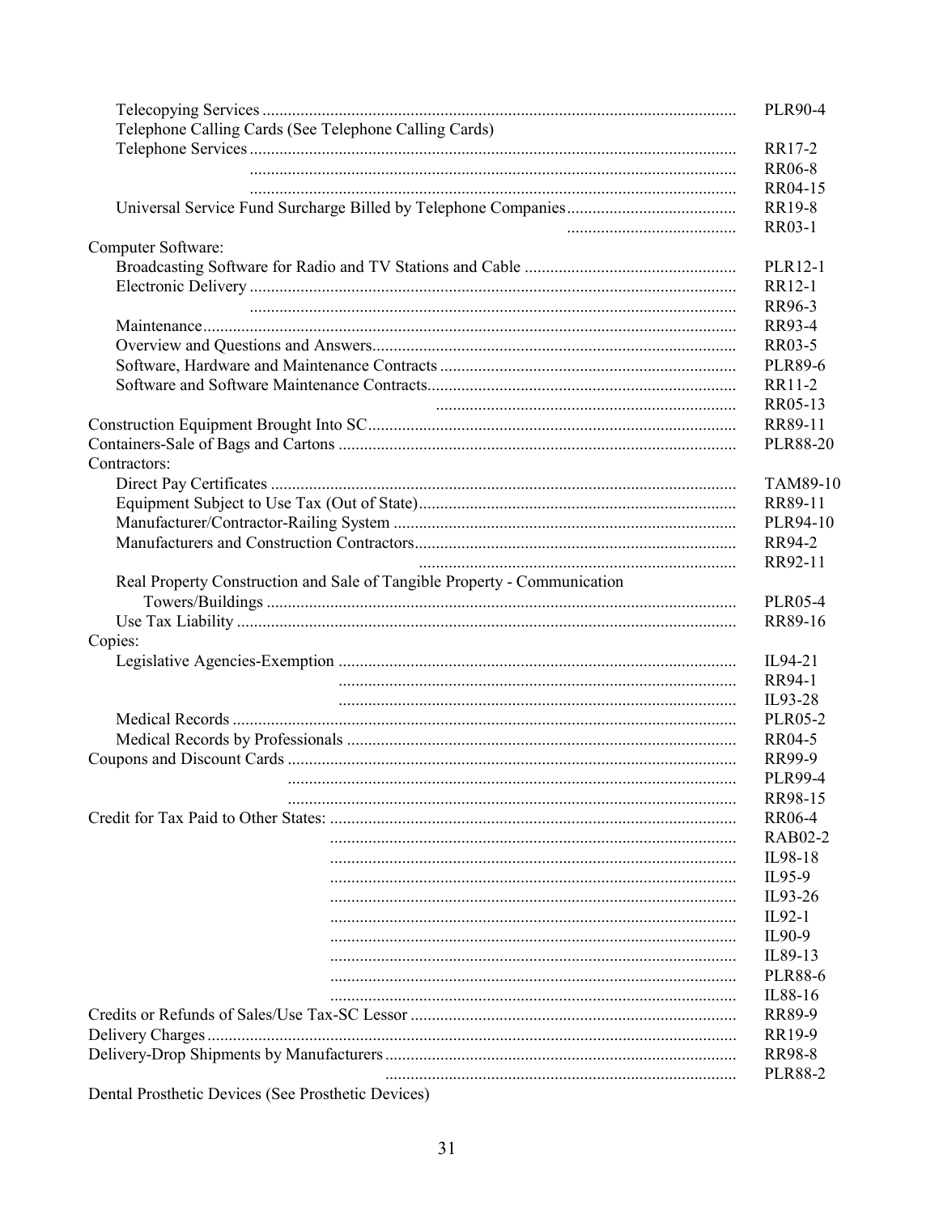| Topic | Reference |
|---|---|
| Telecopying Services | PLR90-4 |
| Telephone Calling Cards (See Telephone Calling Cards) | |
| Telephone Services | RR17-2 |
| | RR06-8 |
| | RR04-15 |
| Universal Service Fund Surcharge Billed by Telephone Companies | RR19-8 |
| | RR03-1 |
| **Computer Software:** | |
| Broadcasting Software for Radio and TV Stations and Cable | PLR12-1 |
| Electronic Delivery | RR12-1 |
| | RR96-3 |
| Maintenance | RR93-4 |
| Overview and Questions and Answers | RR03-5 |
| Software, Hardware and Maintenance Contracts | PLR89-6 |
| Software and Software Maintenance Contracts | RR11-2 |
| | RR05-13 |
| Construction Equipment Brought Into SC | RR89-11 |
| Containers-Sale of Bags and Cartons | PLR88-20 |
| **Contractors:** | |
| Direct Pay Certificates | TAM89-10 |
| Equipment Subject to Use Tax (Out of State) | RR89-11 |
| Manufacturer/Contractor-Railing System | PLR94-10 |
| Manufacturers and Construction Contractors | RR94-2 |
| | RR92-11 |
| Real Property Construction and Sale of Tangible Property - Communication Towers/Buildings | PLR05-4 |
| Use Tax Liability | RR89-16 |
| **Copies:** | |
| Legislative Agencies-Exemption | IL94-21 |
| | RR94-1 |
| | IL93-28 |
| Medical Records | PLR05-2 |
| Medical Records by Professionals | RR04-5 |
| Coupons and Discount Cards | RR99-9 |
| | PLR99-4 |
| | RR98-15 |
| Credit for Tax Paid to Other States: | RR06-4 |
| | RAB02-2 |
| | IL98-18 |
| | IL95-9 |
| | IL93-26 |
| | IL92-1 |
| | IL90-9 |
| | IL89-13 |
| | PLR88-6 |
| | IL88-16 |
| Credits or Refunds of Sales/Use Tax-SC Lessor | RR89-9 |
| Delivery Charges | RR19-9 |
| Delivery-Drop Shipments by Manufacturers | RR98-8 |
| | PLR88-2 |
| Dental Prosthetic Devices (See Prosthetic Devices) | |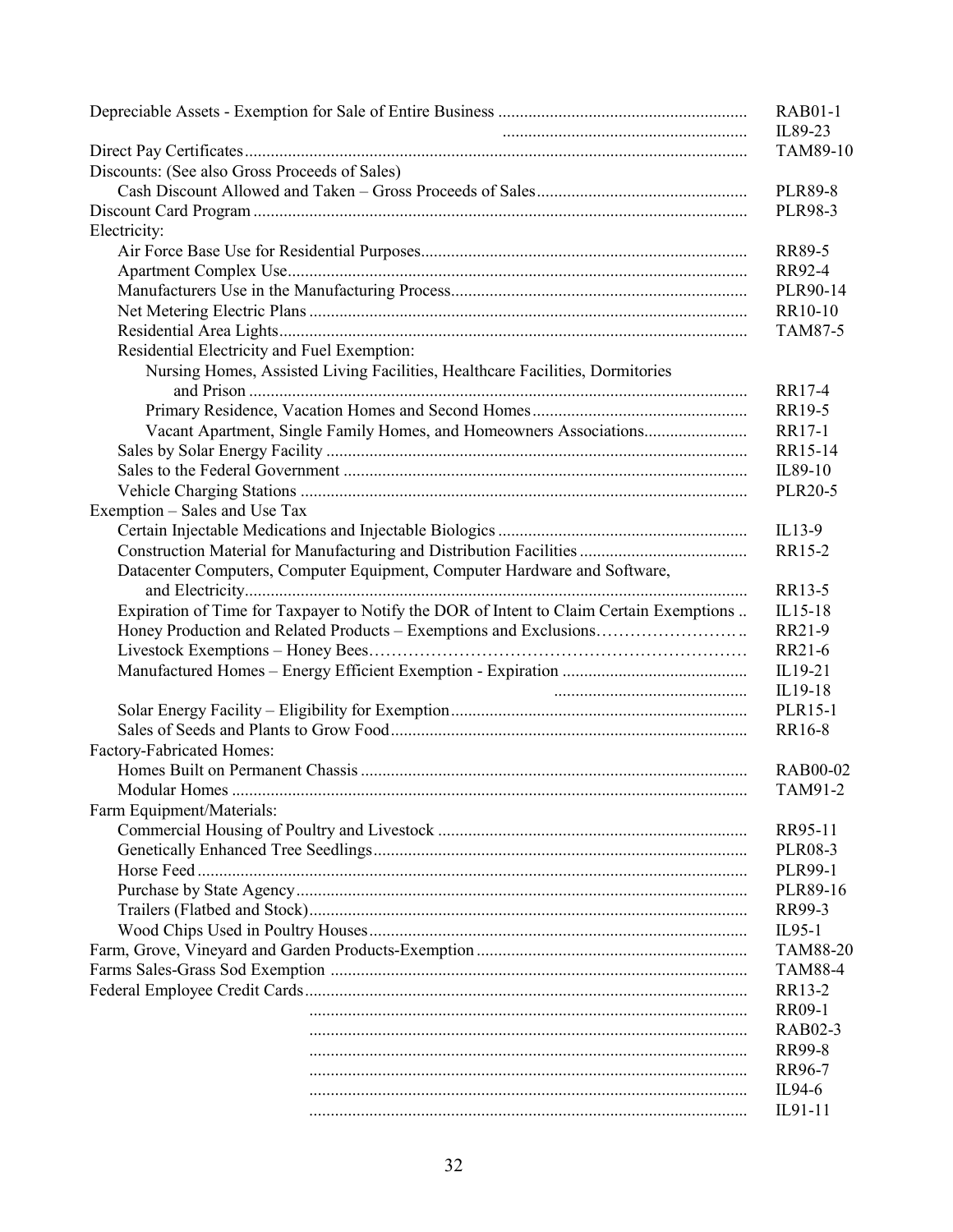| Topic | Reference |
|---|---|
| Depreciable Assets - Exemption for Sale of Entire Business | RAB01-1 |
| | IL89-23 |
| Direct Pay Certificates | TAM89-10 |
| Discounts: (See also Gross Proceeds of Sales) | |
| Cash Discount Allowed and Taken – Gross Proceeds of Sales | PLR89-8 |
| Discount Card Program | PLR98-3 |
| Electricity: | |
| Air Force Base Use for Residential Purposes | RR89-5 |
| Apartment Complex Use | RR92-4 |
| Manufacturers Use in the Manufacturing Process | PLR90-14 |
| Net Metering Electric Plans | RR10-10 |
| Residential Area Lights | TAM87-5 |
| Residential Electricity and Fuel Exemption: | |
| Nursing Homes, Assisted Living Facilities, Healthcare Facilities, Dormitories and Prison | RR17-4 |
| Primary Residence, Vacation Homes and Second Homes | RR19-5 |
| Vacant Apartment, Single Family Homes, and Homeowners Associations | RR17-1 |
| Sales by Solar Energy Facility | RR15-14 |
| Sales to the Federal Government | IL89-10 |
| Vehicle Charging Stations | PLR20-5 |
| Exemption – Sales and Use Tax | |
| Certain Injectable Medications and Injectable Biologics | IL13-9 |
| Construction Material for Manufacturing and Distribution Facilities | RR15-2 |
| Datacenter Computers, Computer Equipment, Computer Hardware and Software, and Electricity | RR13-5 |
| Expiration of Time for Taxpayer to Notify the DOR of Intent to Claim Certain Exemptions | IL15-18 |
| Honey Production and Related Products – Exemptions and Exclusions | RR21-9 |
| Livestock Exemptions – Honey Bees | RR21-6 |
| Manufactured Homes – Energy Efficient Exemption - Expiration | IL19-21 |
| | IL19-18 |
| Solar Energy Facility – Eligibility for Exemption | PLR15-1 |
| Sales of Seeds and Plants to Grow Food | RR16-8 |
| Factory-Fabricated Homes: | |
| Homes Built on Permanent Chassis | RAB00-02 |
| Modular Homes | TAM91-2 |
| Farm Equipment/Materials: | |
| Commercial Housing of Poultry and Livestock | RR95-11 |
| Genetically Enhanced Tree Seedlings | PLR08-3 |
| Horse Feed | PLR99-1 |
| Purchase by State Agency | PLR89-16 |
| Trailers (Flatbed and Stock) | RR99-3 |
| Wood Chips Used in Poultry Houses | IL95-1 |
| Farm, Grove, Vineyard and Garden Products-Exemption | TAM88-20 |
| Farms Sales-Grass Sod Exemption | TAM88-4 |
| Federal Employee Credit Cards | RR13-2 |
| | RR09-1 |
| | RAB02-3 |
| | RR99-8 |
| | RR96-7 |
| | IL94-6 |
| | IL91-11 |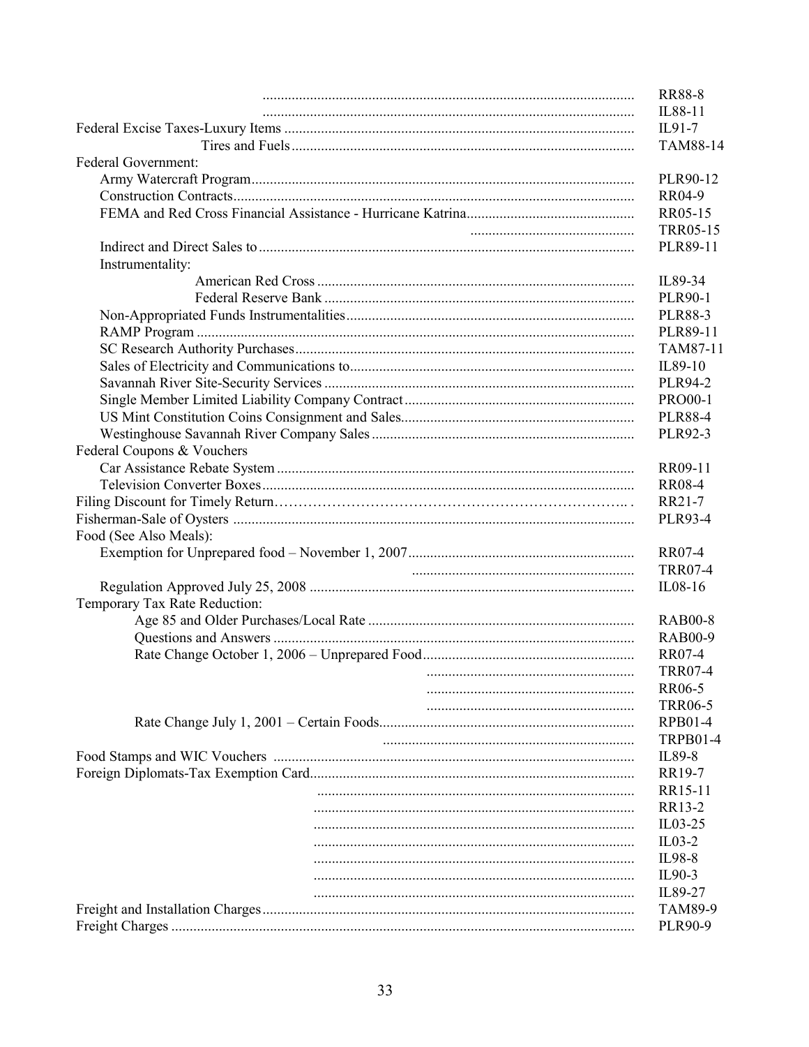| Subject | Reference |
|---|---|
| | RR88-8 |
| | IL88-11 |
| Federal Excise Taxes-Luxury Items | IL91-7 |
| Tires and Fuels | TAM88-14 |
| Federal Government: | |
| Army Watercraft Program | PLR90-12 |
| Construction Contracts | RR04-9 |
| FEMA and Red Cross Financial Assistance - Hurricane Katrina | RR05-15 |
| | TRR05-15 |
| Indirect and Direct Sales to | PLR89-11 |
| Instrumentality: | |
| American Red Cross | IL89-34 |
| Federal Reserve Bank | PLR90-1 |
| Non-Appropriated Funds Instrumentalities | PLR88-3 |
| RAMP Program | PLR89-11 |
| SC Research Authority Purchases | TAM87-11 |
| Sales of Electricity and Communications to | IL89-10 |
| Savannah River Site-Security Services | PLR94-2 |
| Single Member Limited Liability Company Contract | PRO00-1 |
| US Mint Constitution Coins Consignment and Sales | PLR88-4 |
| Westinghouse Savannah River Company Sales | PLR92-3 |
| Federal Coupons & Vouchers | |
| Car Assistance Rebate System | RR09-11 |
| Television Converter Boxes | RR08-4 |
| Filing Discount for Timely Return | RR21-7 |
| Fisherman-Sale of Oysters | PLR93-4 |
| Food (See Also Meals): | |
| Exemption for Unprepared food – November 1, 2007 | RR07-4 |
| | TRR07-4 |
| Regulation Approved July 25, 2008 | IL08-16 |
| Temporary Tax Rate Reduction: | |
| Age 85 and Older Purchases/Local Rate | RAB00-8 |
| Questions and Answers | RAB00-9 |
| Rate Change October 1, 2006 – Unprepared Food | RR07-4 |
| | TRR07-4 |
| | RR06-5 |
| | TRR06-5 |
| Rate Change July 1, 2001 – Certain Foods | RPB01-4 |
| | TRPB01-4 |
| Food Stamps and WIC Vouchers | IL89-8 |
| Foreign Diplomats-Tax Exemption Card | RR19-7 |
| | RR15-11 |
| | RR13-2 |
| | IL03-25 |
| | IL03-2 |
| | IL98-8 |
| | IL90-3 |
| | IL89-27 |
| Freight and Installation Charges | TAM89-9 |
| Freight Charges | PLR90-9 |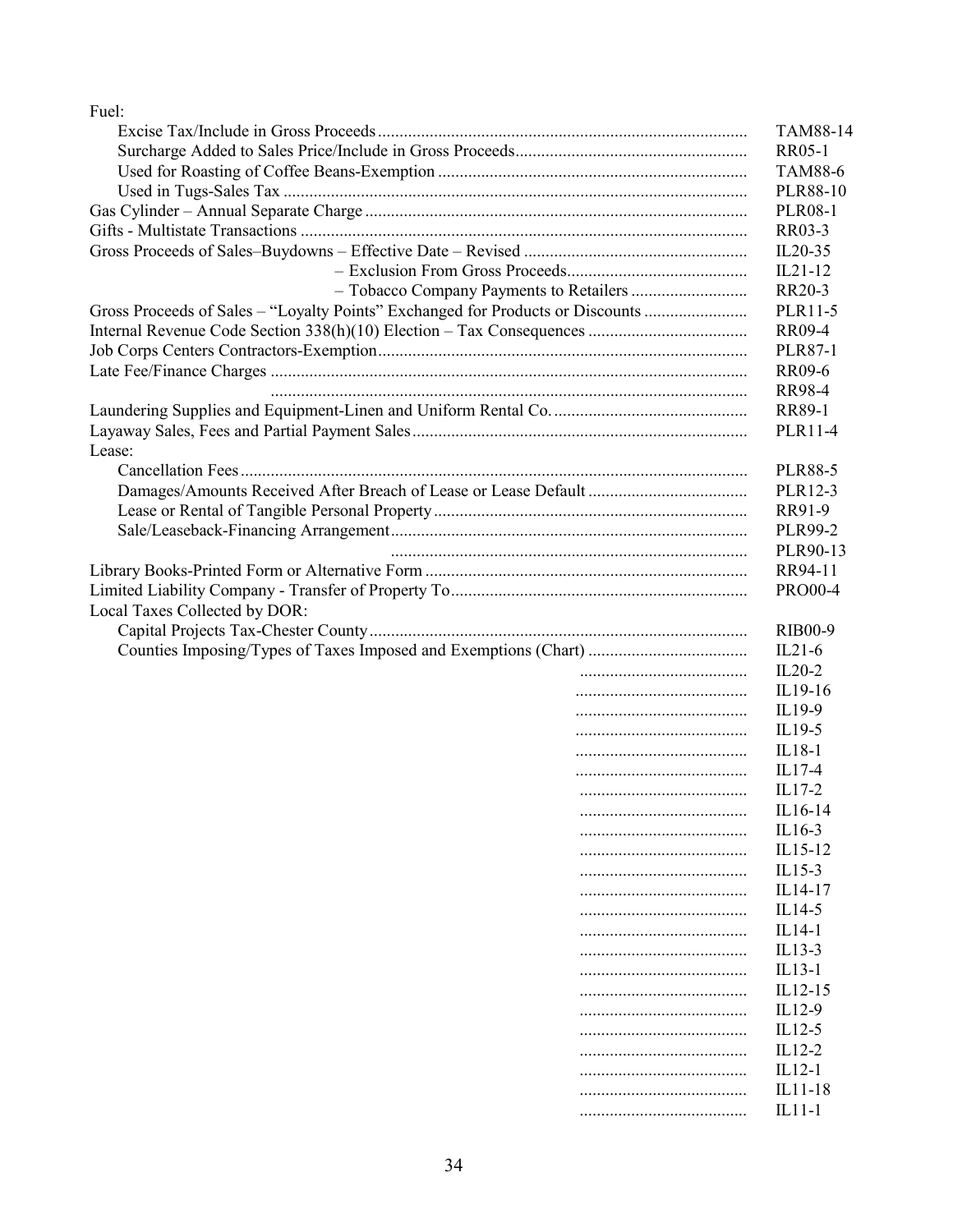| Topic | Reference |
|---|---|
| Fuel: | |
| Excise Tax/Include in Gross Proceeds | TAM88-14 |
| Surcharge Added to Sales Price/Include in Gross Proceeds | RR05-1 |
| Used for Roasting of Coffee Beans-Exemption | TAM88-6 |
| Used in Tugs-Sales Tax | PLR88-10 |
| Gas Cylinder – Annual Separate Charge | PLR08-1 |
| Gifts - Multistate Transactions | RR03-3 |
| Gross Proceeds of Sales–Buydowns – Effective Date – Revised | IL20-35 |
| – Exclusion From Gross Proceeds | IL21-12 |
| – Tobacco Company Payments to Retailers | RR20-3 |
| Gross Proceeds of Sales – "Loyalty Points" Exchanged for Products or Discounts | PLR11-5 |
| Internal Revenue Code Section 338(h)(10) Election – Tax Consequences | RR09-4 |
| Job Corps Centers Contractors-Exemption | PLR87-1 |
| Late Fee/Finance Charges | RR09-6 |
| | RR98-4 |
| Laundering Supplies and Equipment-Linen and Uniform Rental Co. | RR89-1 |
| Layaway Sales, Fees and Partial Payment Sales | PLR11-4 |
| Lease: | |
| Cancellation Fees | PLR88-5 |
| Damages/Amounts Received After Breach of Lease or Lease Default | PLR12-3 |
| Lease or Rental of Tangible Personal Property | RR91-9 |
| Sale/Leaseback-Financing Arrangement | PLR99-2 |
| | PLR90-13 |
| Library Books-Printed Form or Alternative Form | RR94-11 |
| Limited Liability Company - Transfer of Property To | PRO00-4 |
| Local Taxes Collected by DOR: | |
| Capital Projects Tax-Chester County | RIB00-9 |
| Counties Imposing/Types of Taxes Imposed and Exemptions (Chart) | IL21-6 |
| | IL20-2 |
| | IL19-16 |
| | IL19-9 |
| | IL19-5 |
| | IL18-1 |
| | IL17-4 |
| | IL17-2 |
| | IL16-14 |
| | IL16-3 |
| | IL15-12 |
| | IL15-3 |
| | IL14-17 |
| | IL14-5 |
| | IL14-1 |
| | IL13-3 |
| | IL13-1 |
| | IL12-15 |
| | IL12-9 |
| | IL12-5 |
| | IL12-2 |
| | IL12-1 |
| | IL11-18 |
| | IL11-1 |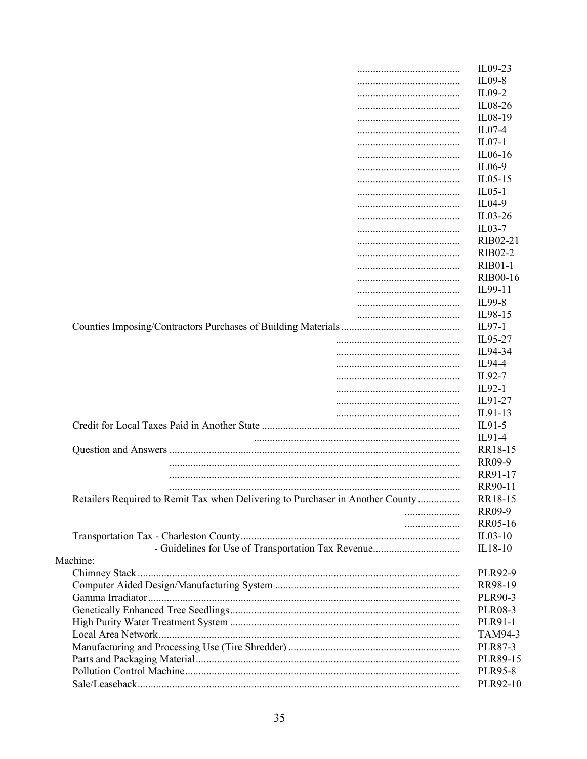| | |
|---|---|
| ....................................... | IL09-23 |
| ....................................... | IL09-8 |
| ....................................... | IL09-2 |
| ....................................... | IL08-26 |
| ....................................... | IL08-19 |
| ....................................... | IL07-4 |
| ....................................... | IL07-1 |
| ....................................... | IL06-16 |
| ....................................... | IL06-9 |
| ....................................... | IL05-15 |
| ....................................... | IL05-1 |
| ....................................... | IL04-9 |
| ....................................... | IL03-26 |
| ....................................... | IL03-7 |
| ....................................... | RIB02-21 |
| ....................................... | RIB02-2 |
| ....................................... | RIB01-1 |
| ....................................... | RIB00-16 |
| ....................................... | IL99-11 |
| ....................................... | IL99-8 |
| ....................................... | IL98-15 |
| Counties Imposing/Contractors Purchases of Building Materials | IL97-1 |
| ....................................... | IL95-27 |
| ....................................... | IL94-34 |
| ....................................... | IL94-4 |
| ....................................... | IL92-7 |
| ....................................... | IL92-1 |
| ....................................... | IL91-27 |
| ....................................... | IL91-13 |
| Credit for Local Taxes Paid in Another State | IL91-5 |
| ....................................... | IL91-4 |
| Question and Answers | RR18-15 |
| ....................................... | RR09-9 |
| ....................................... | RR91-17 |
| ....................................... | RR90-11 |
| Retailers Required to Remit Tax when Delivering to Purchaser in Another County | RR18-15 |
| ....................................... | RR09-9 |
| ....................................... | RR05-16 |
| Transportation Tax - Charleston County | IL03-10 |
| - Guidelines for Use of Transportation Tax Revenue | IL18-10 |

Machine:

| | |
|---|---|
| Chimney Stack | PLR92-9 |
| Computer Aided Design/Manufacturing System | RR98-19 |
| Gamma Irradiator | PLR90-3 |
| Genetically Enhanced Tree Seedlings | PLR08-3 |
| High Purity Water Treatment System | PLR91-1 |
| Local Area Network | TAM94-3 |
| Manufacturing and Processing Use (Tire Shredder) | PLR87-3 |
| Parts and Packaging Material | PLR89-15 |
| Pollution Control Machine | PLR95-8 |
| Sale/Leaseback | PLR92-10 |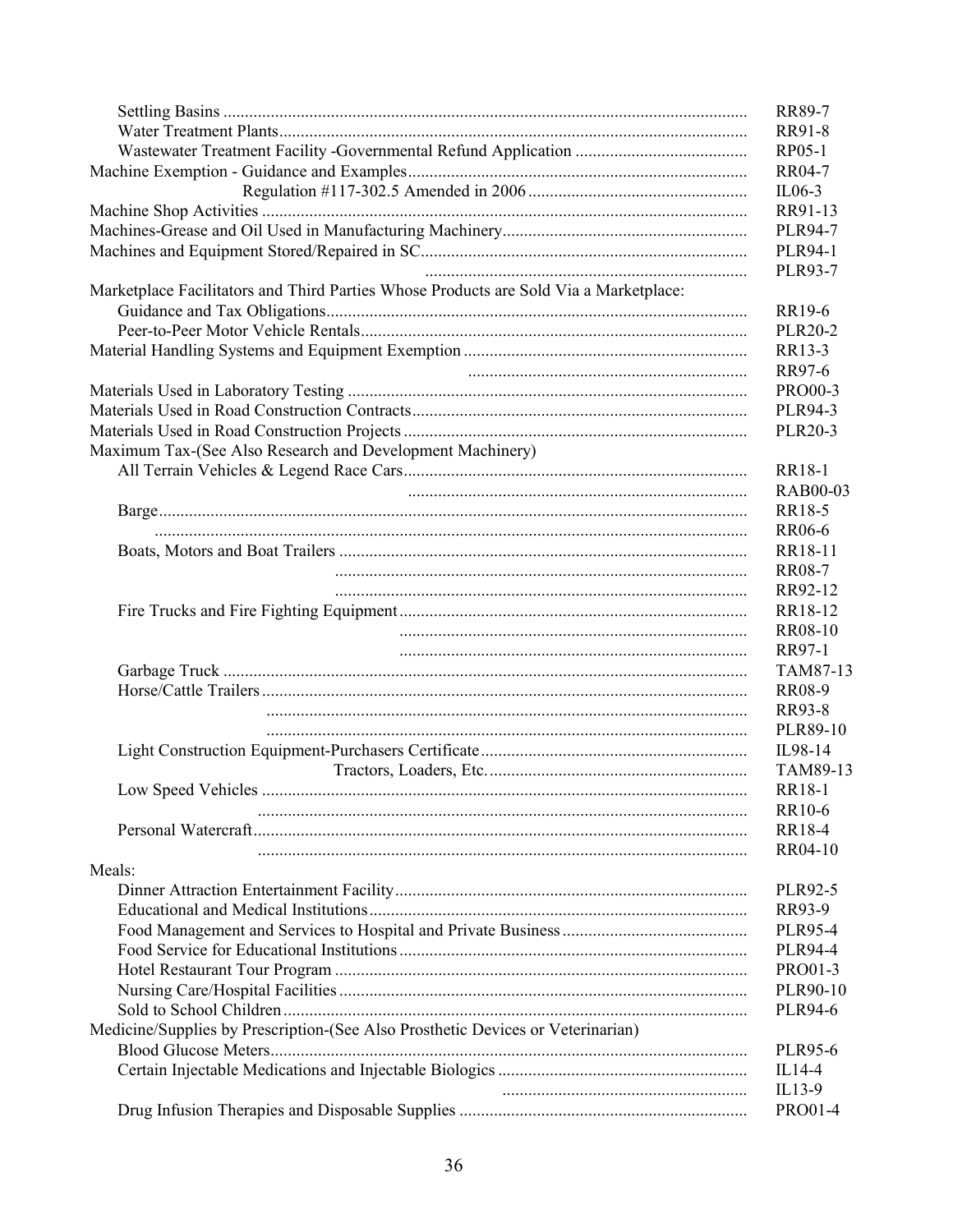| Topic | Reference |
|---|---|
| Settling Basins | RR89-7 |
| Water Treatment Plants | RR91-8 |
| Wastewater Treatment Facility -Governmental Refund Application | RP05-1 |
| Machine Exemption - Guidance and Examples | RR04-7 |
| Regulation #117-302.5 Amended in 2006 | IL06-3 |
| Machine Shop Activities | RR91-13 |
| Machines-Grease and Oil Used in Manufacturing Machinery | PLR94-7 |
| Machines and Equipment Stored/Repaired in SC | PLR94-1 |
| | PLR93-7 |
| Marketplace Facilitators and Third Parties Whose Products are Sold Via a Marketplace: | |
| Guidance and Tax Obligations | RR19-6 |
| Peer-to-Peer Motor Vehicle Rentals | PLR20-2 |
| Material Handling Systems and Equipment Exemption | RR13-3 |
| | RR97-6 |
| Materials Used in Laboratory Testing | PRO00-3 |
| Materials Used in Road Construction Contracts | PLR94-3 |
| Materials Used in Road Construction Projects | PLR20-3 |
| Maximum Tax-(See Also Research and Development Machinery) | |
| All Terrain Vehicles & Legend Race Cars | RR18-1 |
| | RAB00-03 |
| Barge | RR18-5 |
| | RR06-6 |
| Boats, Motors and Boat Trailers | RR18-11 |
| | RR08-7 |
| | RR92-12 |
| Fire Trucks and Fire Fighting Equipment | RR18-12 |
| | RR08-10 |
| | RR97-1 |
| Garbage Truck | TAM87-13 |
| Horse/Cattle Trailers | RR08-9 |
| | RR93-8 |
| | PLR89-10 |
| Light Construction Equipment-Purchasers Certificate | IL98-14 |
| Tractors, Loaders, Etc. | TAM89-13 |
| Low Speed Vehicles | RR18-1 |
| | RR10-6 |
| Personal Watercraft | RR18-4 |
| | RR04-10 |
| Meals: | |
| Dinner Attraction Entertainment Facility | PLR92-5 |
| Educational and Medical Institutions | RR93-9 |
| Food Management and Services to Hospital and Private Business | PLR95-4 |
| Food Service for Educational Institutions | PLR94-4 |
| Hotel Restaurant Tour Program | PRO01-3 |
| Nursing Care/Hospital Facilities | PLR90-10 |
| Sold to School Children | PLR94-6 |
| Medicine/Supplies by Prescription-(See Also Prosthetic Devices or Veterinarian) | |
| Blood Glucose Meters | PLR95-6 |
| Certain Injectable Medications and Injectable Biologics | IL14-4 |
| | IL13-9 |
| Drug Infusion Therapies and Disposable Supplies | PRO01-4 |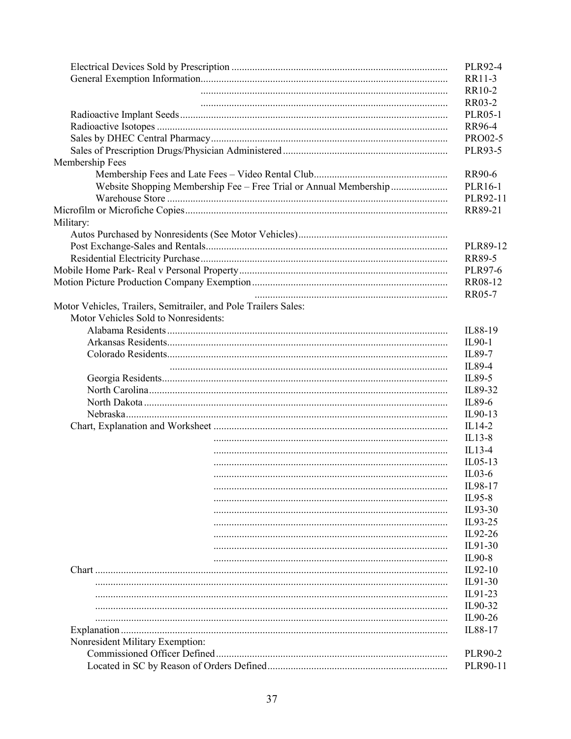| Topic | Reference |
|---|---|
| Electrical Devices Sold by Prescription | PLR92-4 |
| General Exemption Information | RR11-3 |
| | RR10-2 |
| | RR03-2 |
| Radioactive Implant Seeds | PLR05-1 |
| Radioactive Isotopes | RR96-4 |
| Sales by DHEC Central Pharmacy | PRO02-5 |
| Sales of Prescription Drugs/Physician Administered | PLR93-5 |
| **Membership Fees** | |
| Membership Fees and Late Fees – Video Rental Club | RR90-6 |
| Website Shopping Membership Fee – Free Trial or Annual Membership | PLR16-1 |
| Warehouse Store | PLR92-11 |
| Microfilm or Microfiche Copies | RR89-21 |
| **Military:** | |
| Autos Purchased by Nonresidents (See Motor Vehicles) | |
| Post Exchange-Sales and Rentals | PLR89-12 |
| Residential Electricity Purchase | RR89-5 |
| Mobile Home Park- Real v Personal Property | PLR97-6 |
| Motion Picture Production Company Exemption | RR08-12 |
| | RR05-7 |
| **Motor Vehicles, Trailers, Semitrailer, and Pole Trailers Sales:** | |
| Motor Vehicles Sold to Nonresidents: | |
| Alabama Residents | IL88-19 |
| Arkansas Residents | IL90-1 |
| Colorado Residents | IL89-7 |
| | IL89-4 |
| Georgia Residents | IL89-5 |
| North Carolina | IL89-32 |
| North Dakota | IL89-6 |
| Nebraska | IL90-13 |
| Chart, Explanation and Worksheet | IL14-2 |
| | IL13-8 |
| | IL13-4 |
| | IL05-13 |
| | IL03-6 |
| | IL98-17 |
| | IL95-8 |
| | IL93-30 |
| | IL93-25 |
| | IL92-26 |
| | IL91-30 |
| | IL90-8 |
| Chart | IL92-10 |
| | IL91-30 |
| | IL91-23 |
| | IL90-32 |
| | IL90-26 |
| Explanation | IL88-17 |
| Nonresident Military Exemption: | |
| Commissioned Officer Defined | PLR90-2 |
| Located in SC by Reason of Orders Defined | PLR90-11 |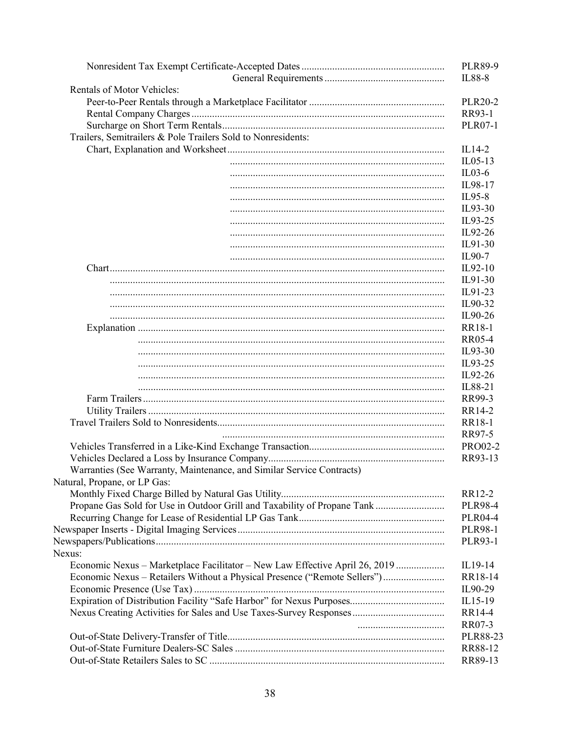| Entry | Reference |
|---|---|
| Nonresident Tax Exempt Certificate-Accepted Dates | PLR89-9 |
| General Requirements | IL88-8 |
| Rentals of Motor Vehicles: | |
| Peer-to-Peer Rentals through a Marketplace Facilitator | PLR20-2 |
| Rental Company Charges | RR93-1 |
| Surcharge on Short Term Rentals | PLR07-1 |
| Trailers, Semitrailers & Pole Trailers Sold to Nonresidents: | |
| Chart, Explanation and Worksheet | IL14-2 |
| | IL05-13 |
| | IL03-6 |
| | IL98-17 |
| | IL95-8 |
| | IL93-30 |
| | IL93-25 |
| | IL92-26 |
| | IL91-30 |
| | IL90-7 |
| Chart | IL92-10 |
| | IL91-30 |
| | IL91-23 |
| | IL90-32 |
| | IL90-26 |
| Explanation | RR18-1 |
| | RR05-4 |
| | IL93-30 |
| | IL93-25 |
| | IL92-26 |
| | IL88-21 |
| Farm Trailers | RR99-3 |
| Utility Trailers | RR14-2 |
| Travel Trailers Sold to Nonresidents | RR18-1 |
| | RR97-5 |
| Vehicles Transferred in a Like-Kind Exchange Transaction | PRO02-2 |
| Vehicles Declared a Loss by Insurance Company | RR93-13 |
| Warranties (See Warranty, Maintenance, and Similar Service Contracts) | |
| Natural, Propane, or LP Gas: | |
| Monthly Fixed Charge Billed by Natural Gas Utility | RR12-2 |
| Propane Gas Sold for Use in Outdoor Grill and Taxability of Propane Tank | PLR98-4 |
| Recurring Change for Lease of Residential LP Gas Tank | PLR04-4 |
| Newspaper Inserts - Digital Imaging Services | PLR98-1 |
| Newspapers/Publications | PLR93-1 |
| Nexus: | |
| Economic Nexus – Marketplace Facilitator – New Law Effective April 26, 2019 | IL19-14 |
| Economic Nexus – Retailers Without a Physical Presence ("Remote Sellers") | RR18-14 |
| Economic Presence (Use Tax) | IL90-29 |
| Expiration of Distribution Facility "Safe Harbor" for Nexus Purposes | IL15-19 |
| Nexus Creating Activities for Sales and Use Taxes-Survey Responses | RR14-4 |
| | RR07-3 |
| Out-of-State Delivery-Transfer of Title | PLR88-23 |
| Out-of-State Furniture Dealers-SC Sales | RR88-12 |
| Out-of-State Retailers Sales to SC | RR89-13 |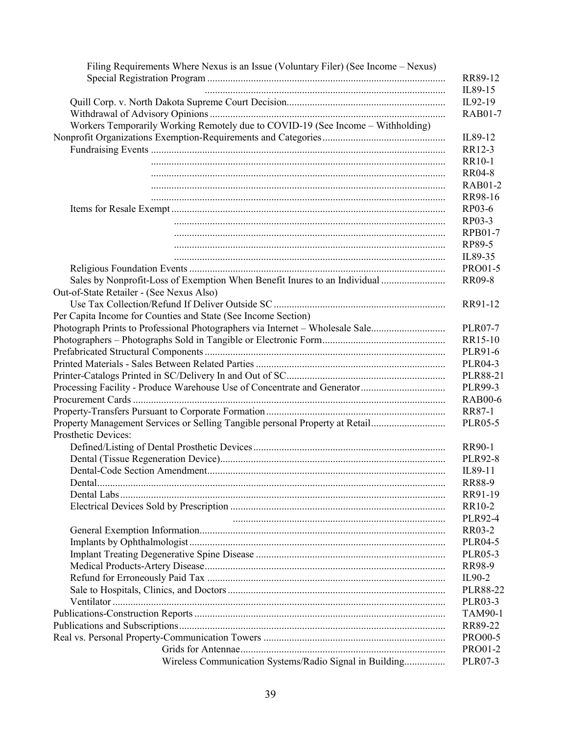| Topic | Reference |
|---|---|
| Filing Requirements Where Nexus is an Issue (Voluntary Filer) (See Income – Nexus) | |
| Special Registration Program | RR89-12 |
| | IL89-15 |
| Quill Corp. v. North Dakota Supreme Court Decision | IL92-19 |
| Withdrawal of Advisory Opinions | RAB01-7 |
| Workers Temporarily Working Remotely due to COVID-19 (See Income – Withholding) | |
| Nonprofit Organizations Exemption-Requirements and Categories | IL89-12 |
| Fundraising Events | RR12-3 |
| | RR10-1 |
| | RR04-8 |
| | RAB01-2 |
| | RR98-16 |
| Items for Resale Exempt | RP03-6 |
| | RP03-3 |
| | RPB01-7 |
| | RP89-5 |
| | IL89-35 |
| Religious Foundation Events | PRO01-5 |
| Sales by Nonprofit-Loss of Exemption When Benefit Inures to an Individual | RR09-8 |
| Out-of-State Retailer - (See Nexus Also) | |
| Use Tax Collection/Refund If Deliver Outside SC | RR91-12 |
| Per Capita Income for Counties and State (See Income Section) | |
| Photograph Prints to Professional Photographers via Internet – Wholesale Sale | PLR07-7 |
| Photographers – Photographs Sold in Tangible or Electronic Form | RR15-10 |
| Prefabricated Structural Components | PLR91-6 |
| Printed Materials - Sales Between Related Parties | PLR04-3 |
| Printer-Catalogs Printed in SC/Delivery In and Out of SC | PLR88-21 |
| Processing Facility - Produce Warehouse Use of Concentrate and Generator | PLR99-3 |
| Procurement Cards | RAB00-6 |
| Property-Transfers Pursuant to Corporate Formation | RR87-1 |
| Property Management Services or Selling Tangible personal Property at Retail | PLR05-5 |
| Prosthetic Devices: | |
| Defined/Listing of Dental Prosthetic Devices | RR90-1 |
| Dental (Tissue Regeneration Device) | PLR92-8 |
| Dental-Code Section Amendment | IL89-11 |
| Dental | RR88-9 |
| Dental Labs | RR91-19 |
| Electrical Devices Sold by Prescription | RR10-2 |
| | PLR92-4 |
| General Exemption Information | RR03-2 |
| Implants by Ophthalmologist | PLR04-5 |
| Implant Treating Degenerative Spine Disease | PLR05-3 |
| Medical Products-Artery Disease | RR98-9 |
| Refund for Erroneously Paid Tax | IL90-2 |
| Sale to Hospitals, Clinics, and Doctors | PLR88-22 |
| Ventilator | PLR03-3 |
| Publications-Construction Reports | TAM90-1 |
| Publications and Subscriptions | RR89-22 |
| Real vs. Personal Property-Communication Towers | PRO00-5 |
| Grids for Antennae | PRO01-2 |
| Wireless Communication Systems/Radio Signal in Building | PLR07-3 |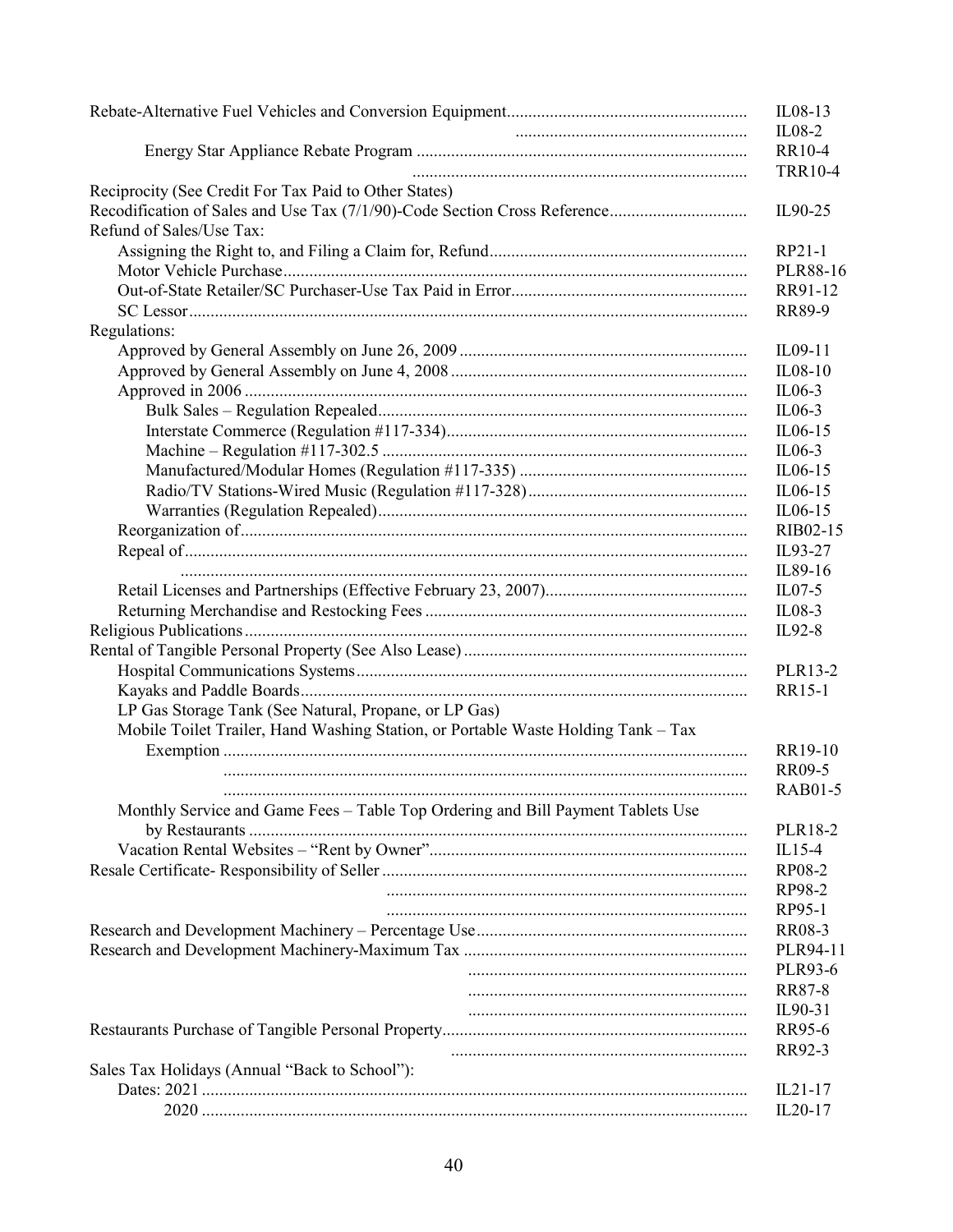| Topic | Reference |
|---|---|
| Rebate-Alternative Fuel Vehicles and Conversion Equipment | IL08-13 |
| | IL08-2 |
| Energy Star Appliance Rebate Program | RR10-4 |
| | TRR10-4 |
| Reciprocity (See Credit For Tax Paid to Other States) | |
| Recodification of Sales and Use Tax (7/1/90)-Code Section Cross Reference | IL90-25 |
| Refund of Sales/Use Tax: | |
| Assigning the Right to, and Filing a Claim for, Refund | RP21-1 |
| Motor Vehicle Purchase | PLR88-16 |
| Out-of-State Retailer/SC Purchaser-Use Tax Paid in Error | RR91-12 |
| SC Lessor | RR89-9 |
| Regulations: | |
| Approved by General Assembly on June 26, 2009 | IL09-11 |
| Approved by General Assembly on June 4, 2008 | IL08-10 |
| Approved in 2006 | IL06-3 |
| Bulk Sales – Regulation Repealed | IL06-3 |
| Interstate Commerce (Regulation #117-334) | IL06-15 |
| Machine – Regulation #117-302.5 | IL06-3 |
| Manufactured/Modular Homes (Regulation #117-335) | IL06-15 |
| Radio/TV Stations-Wired Music (Regulation #117-328) | IL06-15 |
| Warranties (Regulation Repealed) | IL06-15 |
| Reorganization of | RIB02-15 |
| Repeal of | IL93-27 |
| | IL89-16 |
| Retail Licenses and Partnerships (Effective February 23, 2007) | IL07-5 |
| Returning Merchandise and Restocking Fees | IL08-3 |
| Religious Publications | IL92-8 |
| Rental of Tangible Personal Property (See Also Lease) | |
| Hospital Communications Systems | PLR13-2 |
| Kayaks and Paddle Boards | RR15-1 |
| LP Gas Storage Tank (See Natural, Propane, or LP Gas) | |
| Mobile Toilet Trailer, Hand Washing Station, or Portable Waste Holding Tank – Tax Exemption | RR19-10 |
| | RR09-5 |
| | RAB01-5 |
| Monthly Service and Game Fees – Table Top Ordering and Bill Payment Tablets Use by Restaurants | PLR18-2 |
| Vacation Rental Websites – "Rent by Owner" | IL15-4 |
| Resale Certificate- Responsibility of Seller | RP08-2 |
| | RP98-2 |
| | RP95-1 |
| Research and Development Machinery – Percentage Use | RR08-3 |
| Research and Development Machinery-Maximum Tax | PLR94-11 |
| | PLR93-6 |
| | RR87-8 |
| | IL90-31 |
| Restaurants Purchase of Tangible Personal Property | RR95-6 |
| | RR92-3 |
| Sales Tax Holidays (Annual "Back to School"): | |
| Dates: 2021 | IL21-17 |
| 2020 | IL20-17 |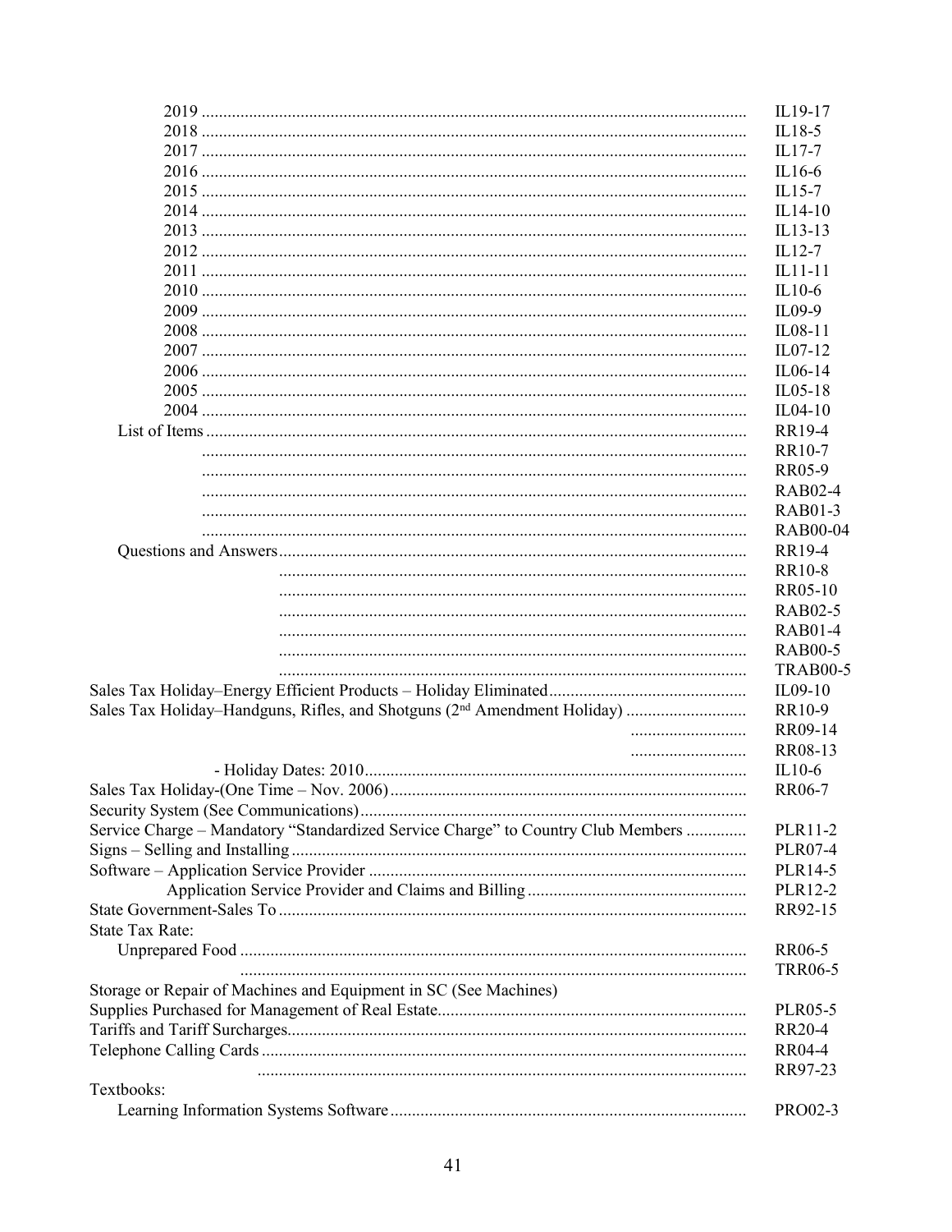| | |
|---|---|
| 2019 | IL19-17 |
| 2018 | IL18-5 |
| 2017 | IL17-7 |
| 2016 | IL16-6 |
| 2015 | IL15-7 |
| 2014 | IL14-10 |
| 2013 | IL13-13 |
| 2012 | IL12-7 |
| 2011 | IL11-11 |
| 2010 | IL10-6 |
| 2009 | IL09-9 |
| 2008 | IL08-11 |
| 2007 | IL07-12 |
| 2006 | IL06-14 |
| 2005 | IL05-18 |
| 2004 | IL04-10 |
| List of Items | RR19-4 |
| | RR10-7 |
| | RR05-9 |
| | RAB02-4 |
| | RAB01-3 |
| | RAB00-04 |
| Questions and Answers | RR19-4 |
| | RR10-8 |
| | RR05-10 |
| | RAB02-5 |
| | RAB01-4 |
| | RAB00-5 |
| | TRAB00-5 |
| Sales Tax Holiday–Energy Efficient Products – Holiday Eliminated | IL09-10 |
| Sales Tax Holiday–Handguns, Rifles, and Shotguns (2nd Amendment Holiday) | RR10-9 |
| | RR09-14 |
| | RR08-13 |
| - Holiday Dates: 2010 | IL10-6 |
| Sales Tax Holiday-(One Time – Nov. 2006) | RR06-7 |
| Security System (See Communications) | |
| Service Charge – Mandatory "Standardized Service Charge" to Country Club Members | PLR11-2 |
| Signs – Selling and Installing | PLR07-4 |
| Software – Application Service Provider | PLR14-5 |
| Application Service Provider and Claims and Billing | PLR12-2 |
| State Government-Sales To | RR92-15 |
| State Tax Rate: | |
| Unprepared Food | RR06-5 |
| | TRR06-5 |
| Storage or Repair of Machines and Equipment in SC (See Machines) | |
| Supplies Purchased for Management of Real Estate | PLR05-5 |
| Tariffs and Tariff Surcharges | RR20-4 |
| Telephone Calling Cards | RR04-4 |
| | RR97-23 |
| Textbooks: | |
| Learning Information Systems Software | PRO02-3 |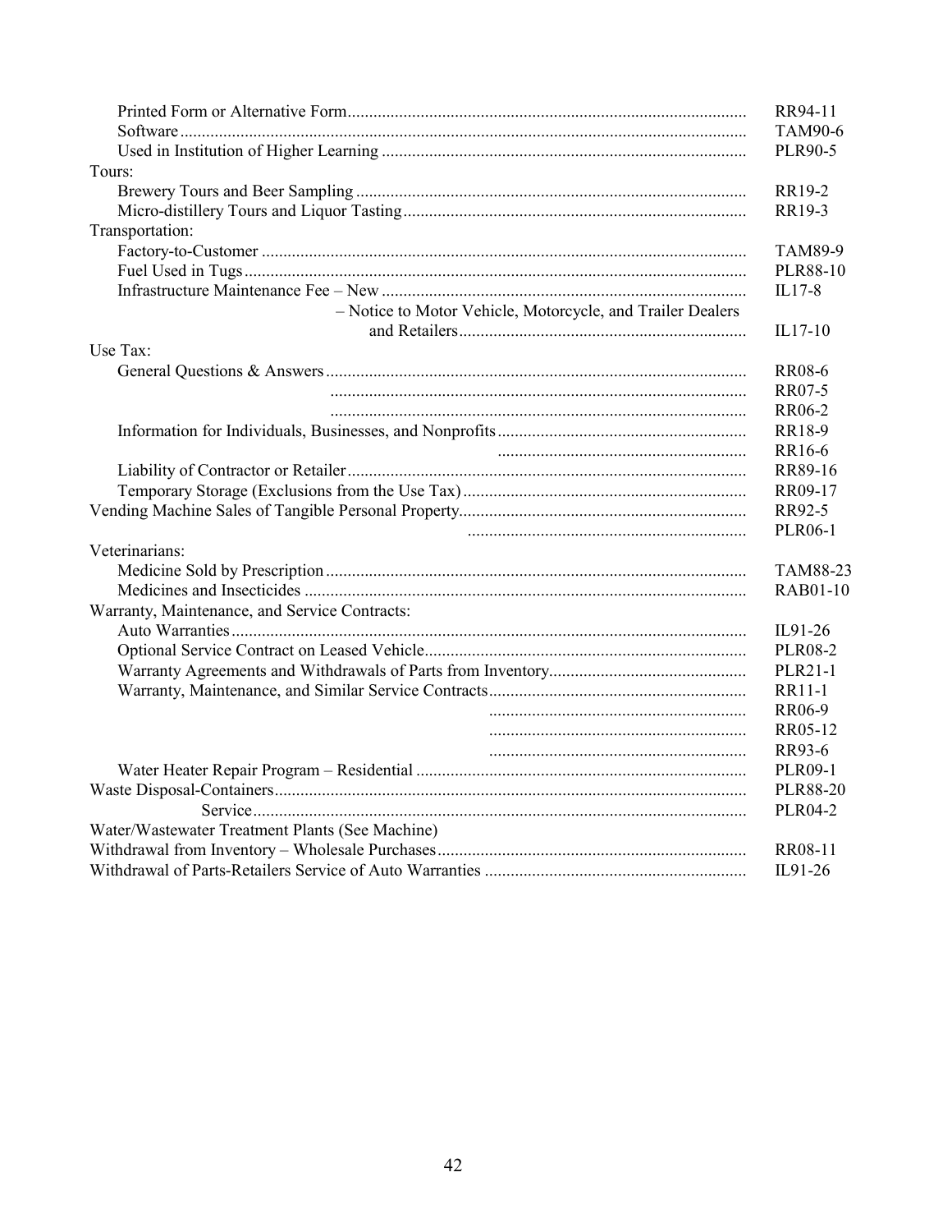| | |
|---|---|
| Printed Form or Alternative Form | RR94-11 |
| Software | TAM90-6 |
| Used in Institution of Higher Learning | PLR90-5 |
| Tours: | |
| Brewery Tours and Beer Sampling | RR19-2 |
| Micro-distillery Tours and Liquor Tasting | RR19-3 |
| Transportation: | |
| Factory-to-Customer | TAM89-9 |
| Fuel Used in Tugs | PLR88-10 |
| Infrastructure Maintenance Fee – New | IL17-8 |
| – Notice to Motor Vehicle, Motorcycle, and Trailer Dealers and Retailers | IL17-10 |
| Use Tax: | |
| General Questions & Answers | RR08-6 |
| | RR07-5 |
| | RR06-2 |
| Information for Individuals, Businesses, and Nonprofits | RR18-9 |
| | RR16-6 |
| Liability of Contractor or Retailer | RR89-16 |
| Temporary Storage (Exclusions from the Use Tax) | RR09-17 |
| Vending Machine Sales of Tangible Personal Property | RR92-5 |
| | PLR06-1 |
| Veterinarians: | |
| Medicine Sold by Prescription | TAM88-23 |
| Medicines and Insecticides | RAB01-10 |
| Warranty, Maintenance, and Service Contracts: | |
| Auto Warranties | IL91-26 |
| Optional Service Contract on Leased Vehicle | PLR08-2 |
| Warranty Agreements and Withdrawals of Parts from Inventory | PLR21-1 |
| Warranty, Maintenance, and Similar Service Contracts | RR11-1 |
| | RR06-9 |
| | RR05-12 |
| | RR93-6 |
| Water Heater Repair Program – Residential | PLR09-1 |
| Waste Disposal-Containers | PLR88-20 |
| Service | PLR04-2 |
| Water/Wastewater Treatment Plants (See Machine) | |
| Withdrawal from Inventory – Wholesale Purchases | RR08-11 |
| Withdrawal of Parts-Retailers Service of Auto Warranties | IL91-26 |